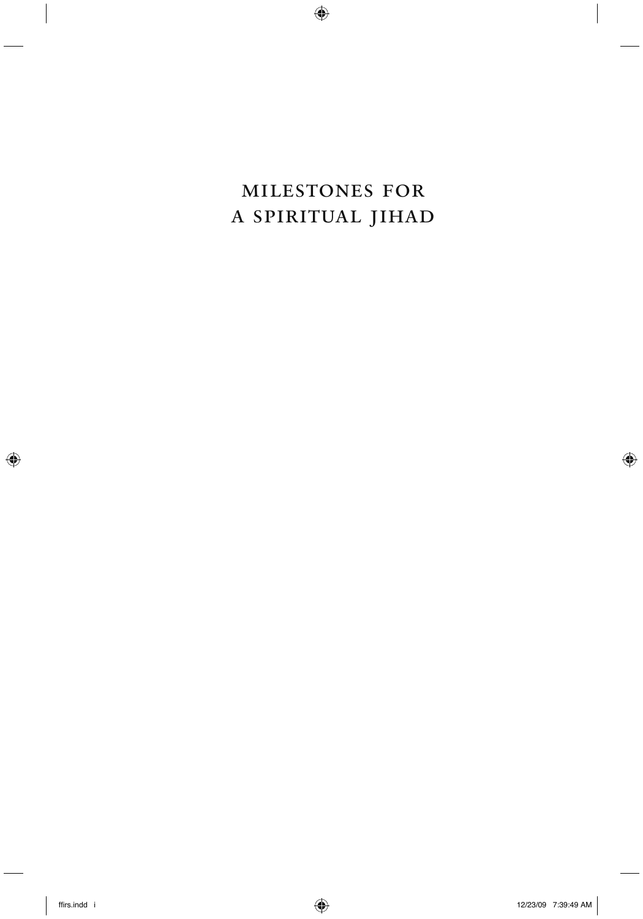# MILESTONES FOR A SPIRITUAL JIHAD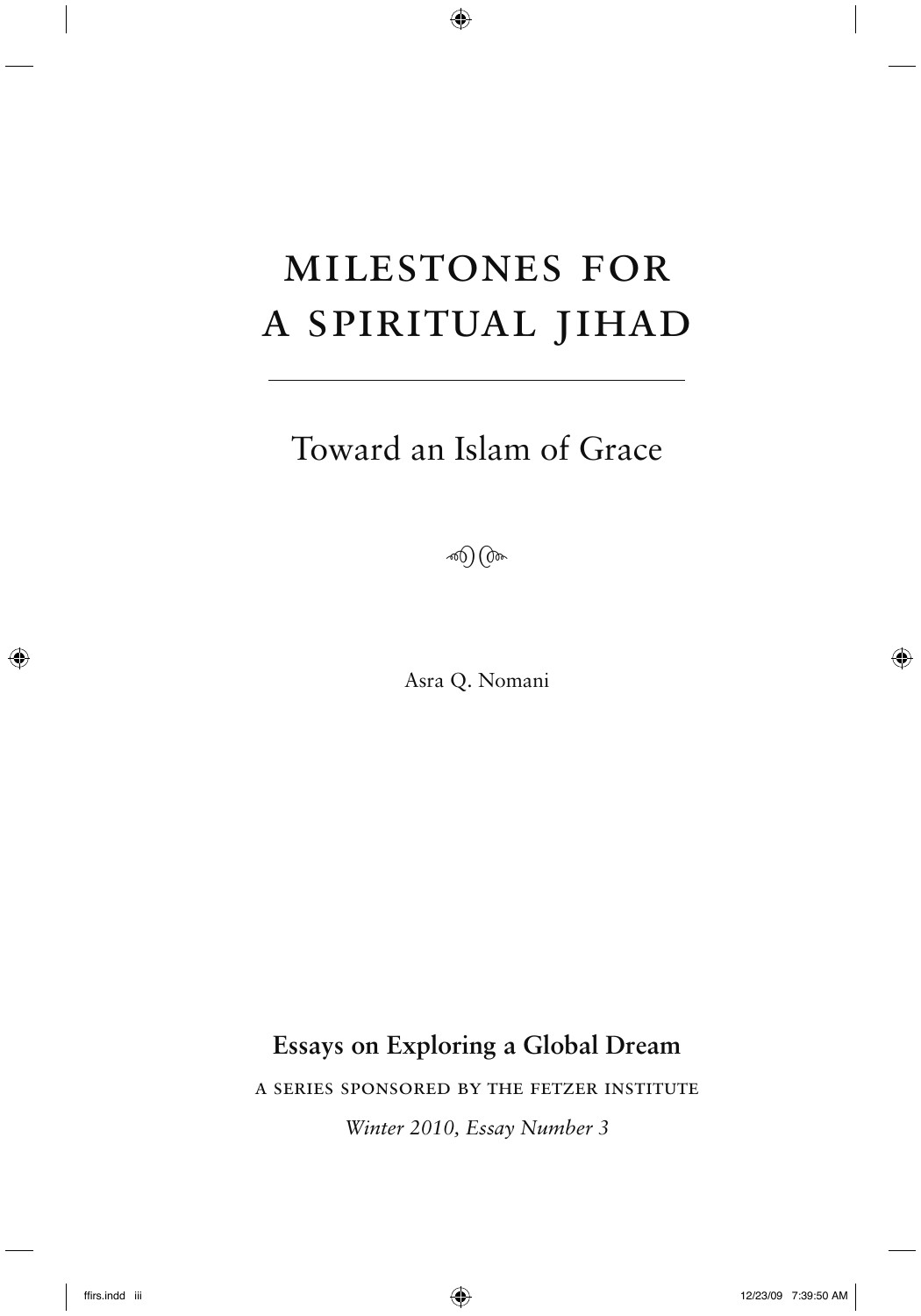# MILESTONES FOR A SPIRITUAL JIHAD

## Toward an Islam of Grace

Asra Q. Nomani

**Essays on Exploring a Global Dream**

A SERIES SPONSORED BY THE FETZER INSTITUTE

*Winter 2010, Essay Number 3*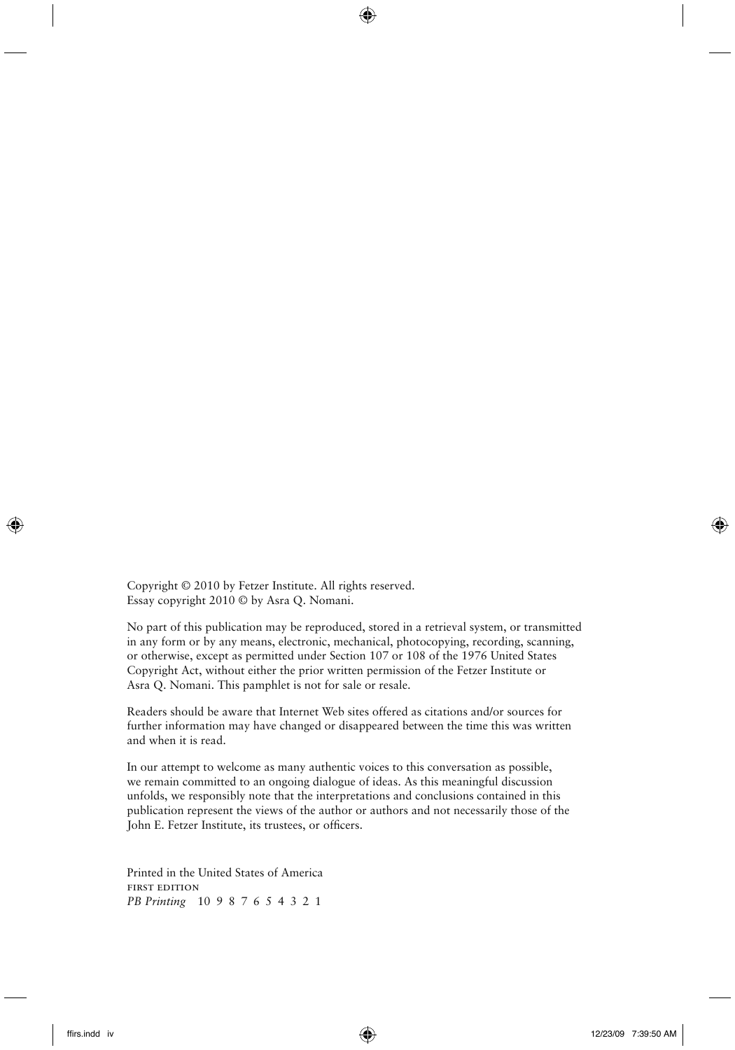Copyright © 2010 by Fetzer Institute. All rights reserved.
Essay copyright 2010 © by Asra Q. Nomani.

No part of this publication may be reproduced, stored in a retrieval system, or transmitted in any form or by any means, electronic, mechanical, photocopying, recording, scanning, or otherwise, except as permitted under Section 107 or 108 of the 1976 United States Copyright Act, without either the prior written permission of the Fetzer Institute or Asra Q. Nomani. This pamphlet is not for sale or resale.

Readers should be aware that Internet Web sites offered as citations and/or sources for further information may have changed or disappeared between the time this was written and when it is read.

In our attempt to welcome as many authentic voices to this conversation as possible, we remain committed to an ongoing dialogue of ideas. As this meaningful discussion unfolds, we responsibly note that the interpretations and conclusions contained in this publication represent the views of the author or authors and not necessarily those of the John E. Fetzer Institute, its trustees, or officers.

Printed in the United States of America
FIRST EDITION
*PB Printing* 10 9 8 7 6 5 4 3 2 1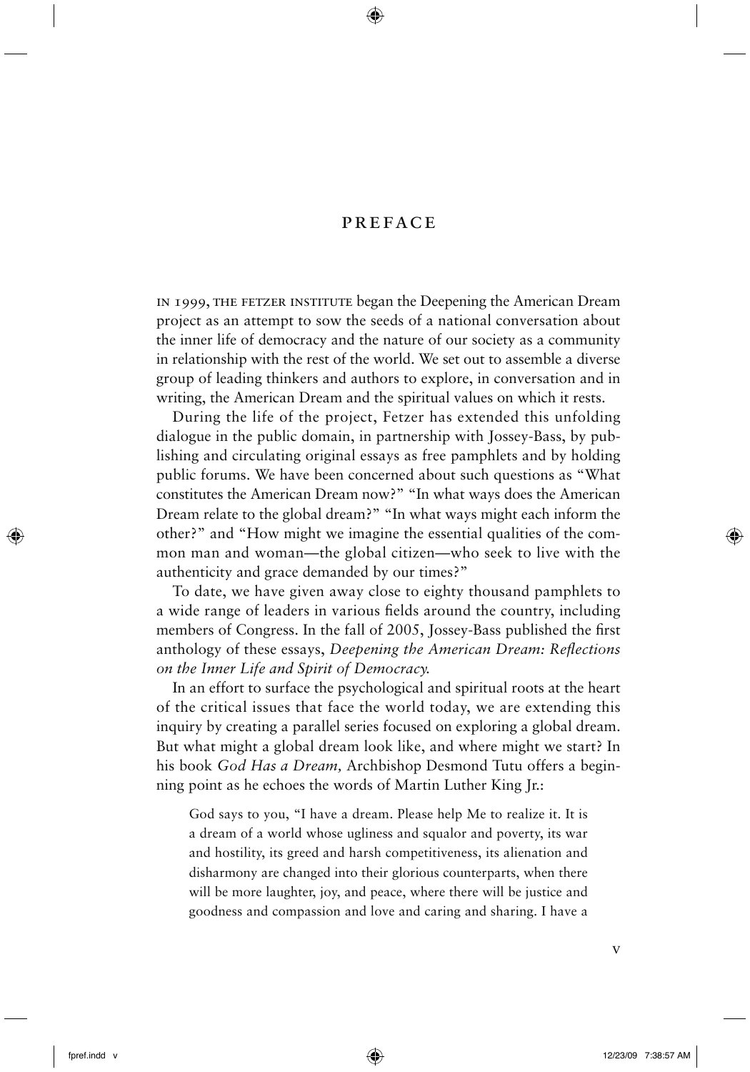# PREFACE

IN 1999, THE FETZER INSTITUTE began the Deepening the American Dream project as an attempt to sow the seeds of a national conversation about the inner life of democracy and the nature of our society as a community in relationship with the rest of the world. We set out to assemble a diverse group of leading thinkers and authors to explore, in conversation and in writing, the American Dream and the spiritual values on which it rests.

During the life of the project, Fetzer has extended this unfolding dialogue in the public domain, in partnership with Jossey-Bass, by publishing and circulating original essays as free pamphlets and by holding public forums. We have been concerned about such questions as "What constitutes the American Dream now?" "In what ways does the American Dream relate to the global dream?" "In what ways might each inform the other?" and "How might we imagine the essential qualities of the common man and woman—the global citizen—who seek to live with the authenticity and grace demanded by our times?"

To date, we have given away close to eighty thousand pamphlets to a wide range of leaders in various fields around the country, including members of Congress. In the fall of 2005, Jossey-Bass published the first anthology of these essays, *Deepening the American Dream: Reflections on the Inner Life and Spirit of Democracy.*

In an effort to surface the psychological and spiritual roots at the heart of the critical issues that face the world today, we are extending this inquiry by creating a parallel series focused on exploring a global dream. But what might a global dream look like, and where might we start? In his book *God Has a Dream,* Archbishop Desmond Tutu offers a beginning point as he echoes the words of Martin Luther King Jr.:

> God says to you, "I have a dream. Please help Me to realize it. It is a dream of a world whose ugliness and squalor and poverty, its war and hostility, its greed and harsh competitiveness, its alienation and disharmony are changed into their glorious counterparts, when there will be more laughter, joy, and peace, where there will be justice and goodness and compassion and love and caring and sharing. I have a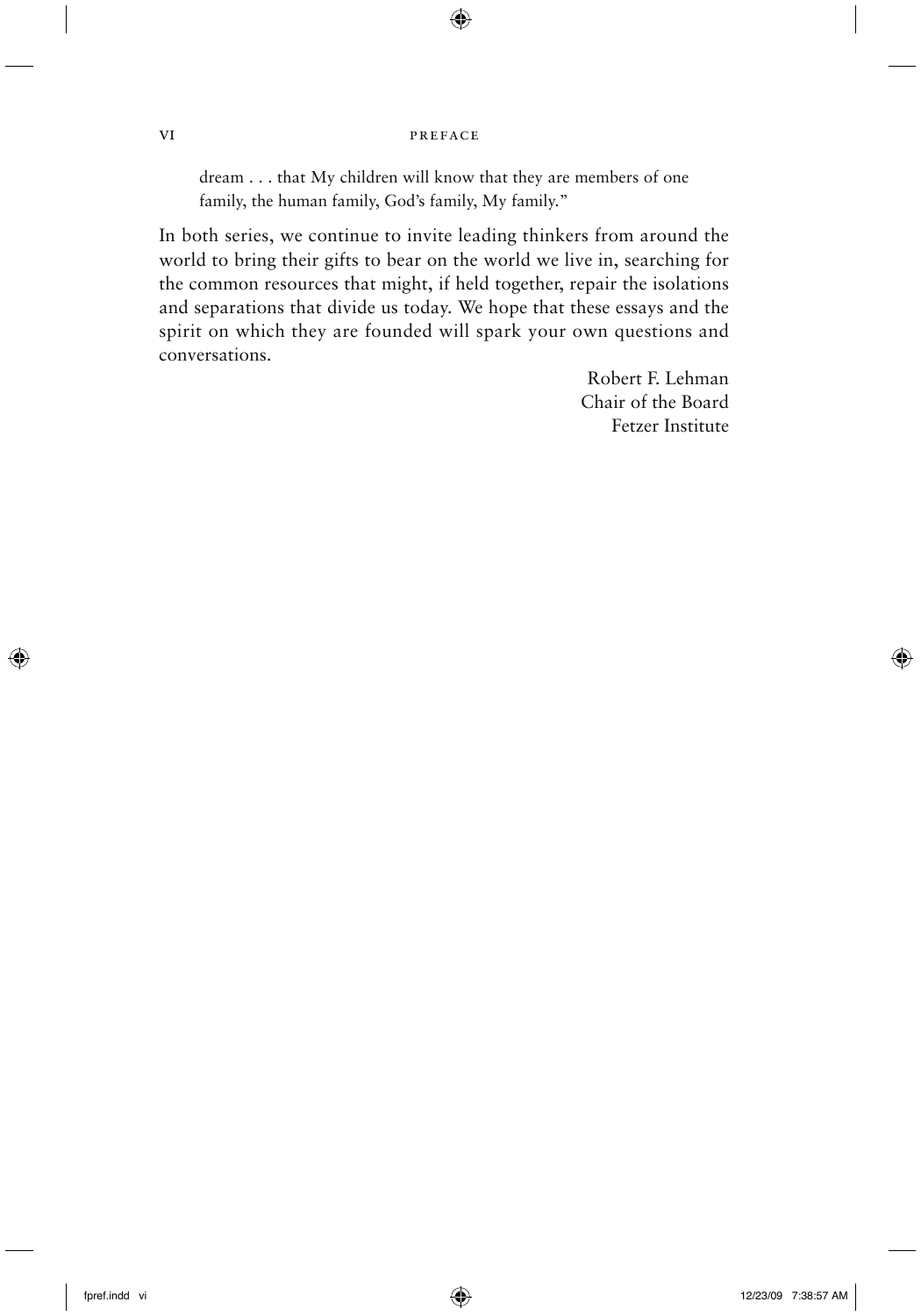> dream . . . that My children will know that they are members of one family, the human family, God's family, My family."

In both series, we continue to invite leading thinkers from around the world to bring their gifts to bear on the world we live in, searching for the common resources that might, if held together, repair the isolations and separations that divide us today. We hope that these essays and the spirit on which they are founded will spark your own questions and conversations.

Robert F. Lehman
Chair of the Board
Fetzer Institute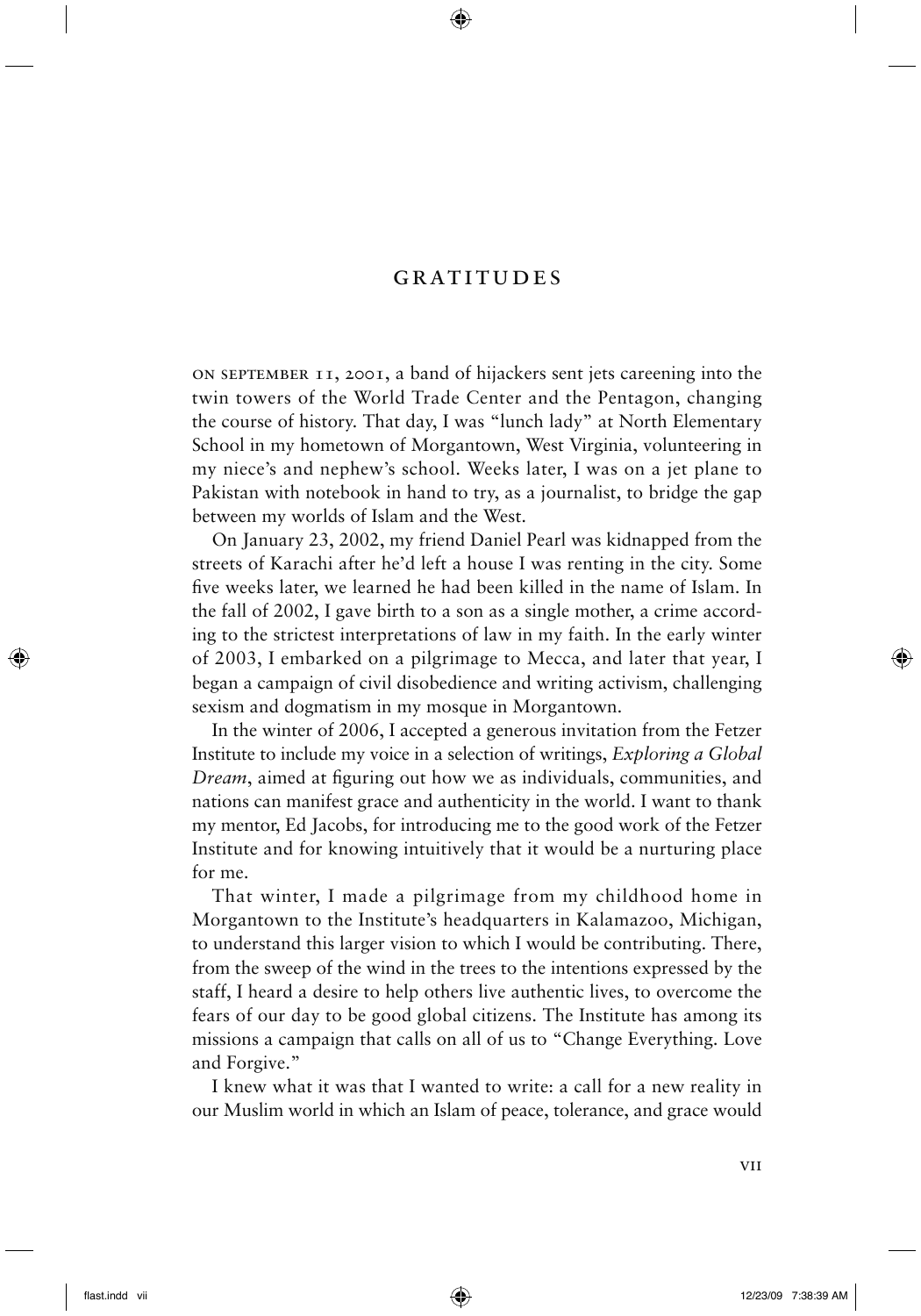# GRATITUDES

On September 11, 2001, a band of hijackers sent jets careening into the twin towers of the World Trade Center and the Pentagon, changing the course of history. That day, I was "lunch lady" at North Elementary School in my hometown of Morgantown, West Virginia, volunteering in my niece's and nephew's school. Weeks later, I was on a jet plane to Pakistan with notebook in hand to try, as a journalist, to bridge the gap between my worlds of Islam and the West.

On January 23, 2002, my friend Daniel Pearl was kidnapped from the streets of Karachi after he'd left a house I was renting in the city. Some five weeks later, we learned he had been killed in the name of Islam. In the fall of 2002, I gave birth to a son as a single mother, a crime according to the strictest interpretations of law in my faith. In the early winter of 2003, I embarked on a pilgrimage to Mecca, and later that year, I began a campaign of civil disobedience and writing activism, challenging sexism and dogmatism in my mosque in Morgantown.

In the winter of 2006, I accepted a generous invitation from the Fetzer Institute to include my voice in a selection of writings, *Exploring a Global Dream*, aimed at figuring out how we as individuals, communities, and nations can manifest grace and authenticity in the world. I want to thank my mentor, Ed Jacobs, for introducing me to the good work of the Fetzer Institute and for knowing intuitively that it would be a nurturing place for me.

That winter, I made a pilgrimage from my childhood home in Morgantown to the Institute's headquarters in Kalamazoo, Michigan, to understand this larger vision to which I would be contributing. There, from the sweep of the wind in the trees to the intentions expressed by the staff, I heard a desire to help others live authentic lives, to overcome the fears of our day to be good global citizens. The Institute has among its missions a campaign that calls on all of us to "Change Everything. Love and Forgive."

I knew what it was that I wanted to write: a call for a new reality in our Muslim world in which an Islam of peace, tolerance, and grace would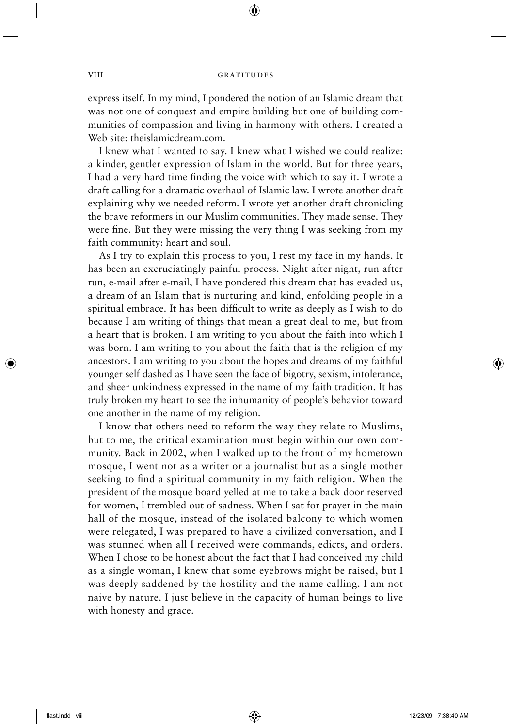express itself. In my mind, I pondered the notion of an Islamic dream that was not one of conquest and empire building but one of building communities of compassion and living in harmony with others. I created a Web site: theislamicdream.com.

I knew what I wanted to say. I knew what I wished we could realize: a kinder, gentler expression of Islam in the world. But for three years, I had a very hard time finding the voice with which to say it. I wrote a draft calling for a dramatic overhaul of Islamic law. I wrote another draft explaining why we needed reform. I wrote yet another draft chronicling the brave reformers in our Muslim communities. They made sense. They were fine. But they were missing the very thing I was seeking from my faith community: heart and soul.

As I try to explain this process to you, I rest my face in my hands. It has been an excruciatingly painful process. Night after night, run after run, e-mail after e-mail, I have pondered this dream that has evaded us, a dream of an Islam that is nurturing and kind, enfolding people in a spiritual embrace. It has been difficult to write as deeply as I wish to do because I am writing of things that mean a great deal to me, but from a heart that is broken. I am writing to you about the faith into which I was born. I am writing to you about the faith that is the religion of my ancestors. I am writing to you about the hopes and dreams of my faithful younger self dashed as I have seen the face of bigotry, sexism, intolerance, and sheer unkindness expressed in the name of my faith tradition. It has truly broken my heart to see the inhumanity of people's behavior toward one another in the name of my religion.

I know that others need to reform the way they relate to Muslims, but to me, the critical examination must begin within our own community. Back in 2002, when I walked up to the front of my hometown mosque, I went not as a writer or a journalist but as a single mother seeking to find a spiritual community in my faith religion. When the president of the mosque board yelled at me to take a back door reserved for women, I trembled out of sadness. When I sat for prayer in the main hall of the mosque, instead of the isolated balcony to which women were relegated, I was prepared to have a civilized conversation, and I was stunned when all I received were commands, edicts, and orders. When I chose to be honest about the fact that I had conceived my child as a single woman, I knew that some eyebrows might be raised, but I was deeply saddened by the hostility and the name calling. I am not naive by nature. I just believe in the capacity of human beings to live with honesty and grace.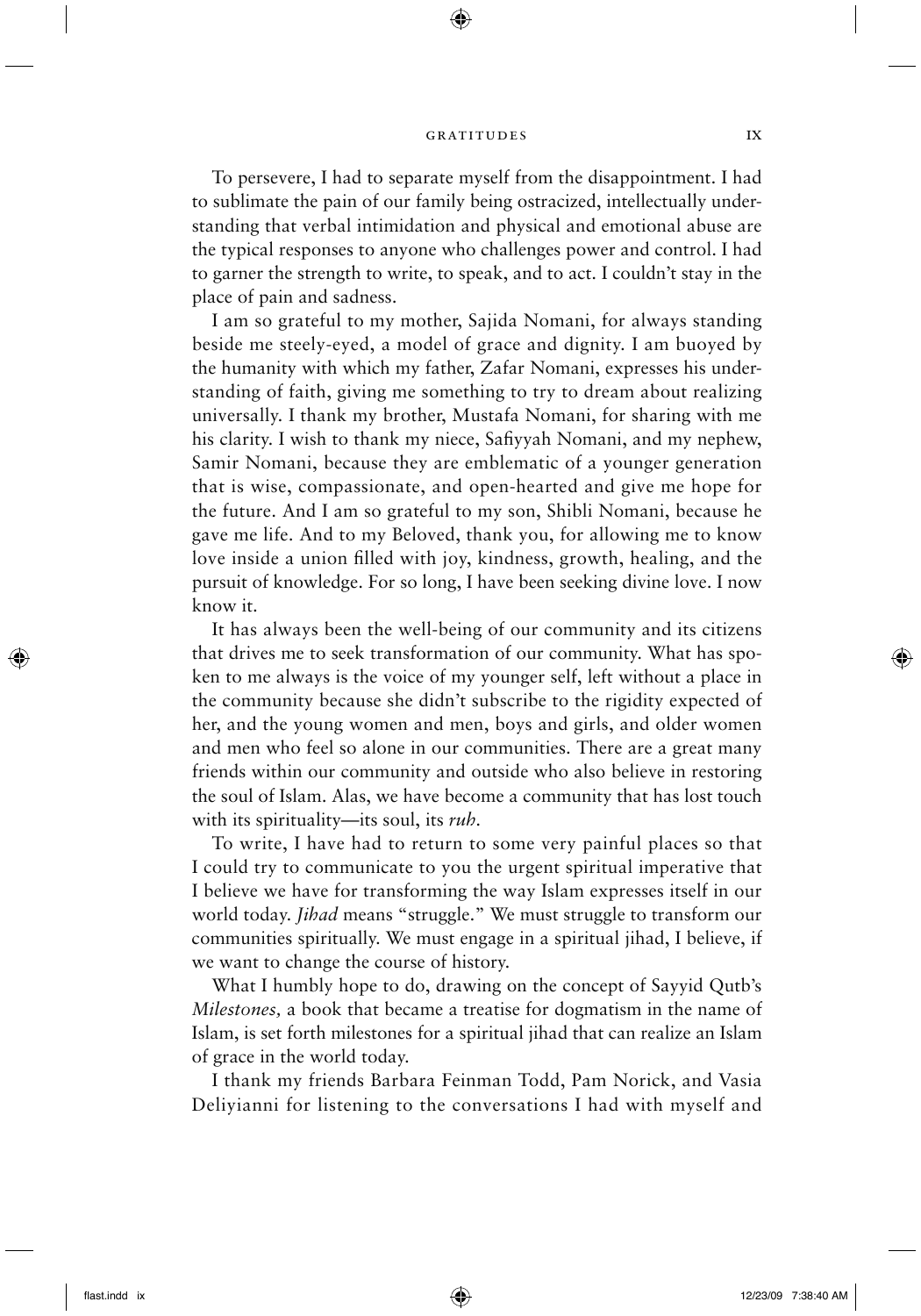To persevere, I had to separate myself from the disappointment. I had to sublimate the pain of our family being ostracized, intellectually understanding that verbal intimidation and physical and emotional abuse are the typical responses to anyone who challenges power and control. I had to garner the strength to write, to speak, and to act. I couldn't stay in the place of pain and sadness.

I am so grateful to my mother, Sajida Nomani, for always standing beside me steely-eyed, a model of grace and dignity. I am buoyed by the humanity with which my father, Zafar Nomani, expresses his understanding of faith, giving me something to try to dream about realizing universally. I thank my brother, Mustafa Nomani, for sharing with me his clarity. I wish to thank my niece, Safiyyah Nomani, and my nephew, Samir Nomani, because they are emblematic of a younger generation that is wise, compassionate, and open-hearted and give me hope for the future. And I am so grateful to my son, Shibli Nomani, because he gave me life. And to my Beloved, thank you, for allowing me to know love inside a union filled with joy, kindness, growth, healing, and the pursuit of knowledge. For so long, I have been seeking divine love. I now know it.

It has always been the well-being of our community and its citizens that drives me to seek transformation of our community. What has spoken to me always is the voice of my younger self, left without a place in the community because she didn't subscribe to the rigidity expected of her, and the young women and men, boys and girls, and older women and men who feel so alone in our communities. There are a great many friends within our community and outside who also believe in restoring the soul of Islam. Alas, we have become a community that has lost touch with its spirituality—its soul, its *ruh*.

To write, I have had to return to some very painful places so that I could try to communicate to you the urgent spiritual imperative that I believe we have for transforming the way Islam expresses itself in our world today. *Jihad* means "struggle." We must struggle to transform our communities spiritually. We must engage in a spiritual jihad, I believe, if we want to change the course of history.

What I humbly hope to do, drawing on the concept of Sayyid Qutb's *Milestones,* a book that became a treatise for dogmatism in the name of Islam, is set forth milestones for a spiritual jihad that can realize an Islam of grace in the world today.

I thank my friends Barbara Feinman Todd, Pam Norick, and Vasia Deliyianni for listening to the conversations I had with myself and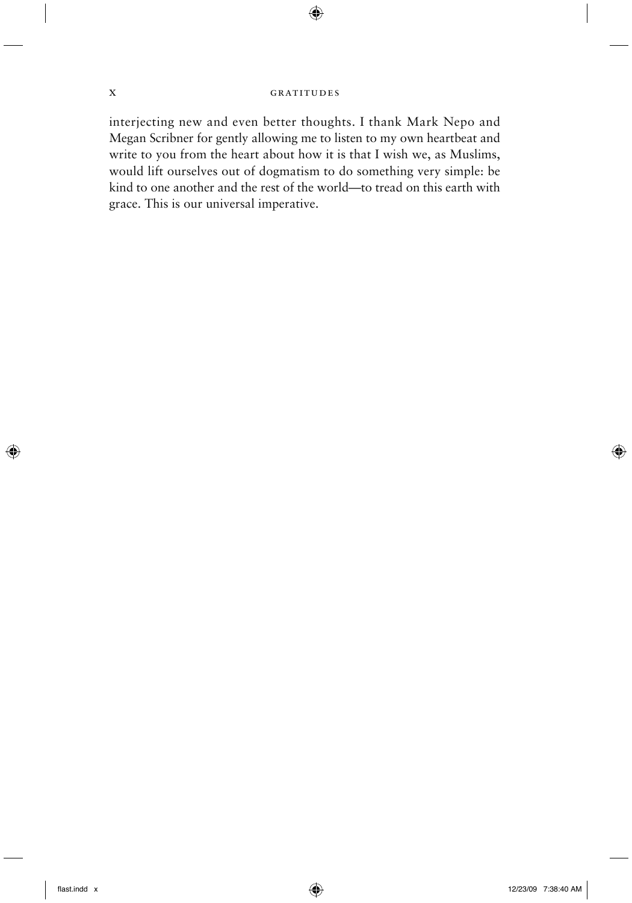interjecting new and even better thoughts. I thank Mark Nepo and Megan Scribner for gently allowing me to listen to my own heartbeat and write to you from the heart about how it is that I wish we, as Muslims, would lift ourselves out of dogmatism to do something very simple: be kind to one another and the rest of the world—to tread on this earth with grace. This is our universal imperative.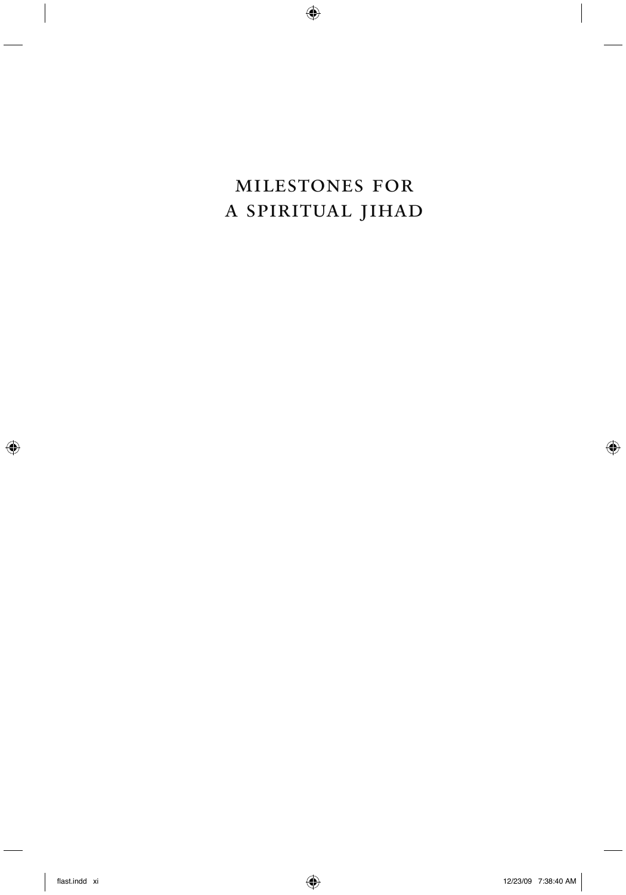# MILESTONES FOR A SPIRITUAL JIHAD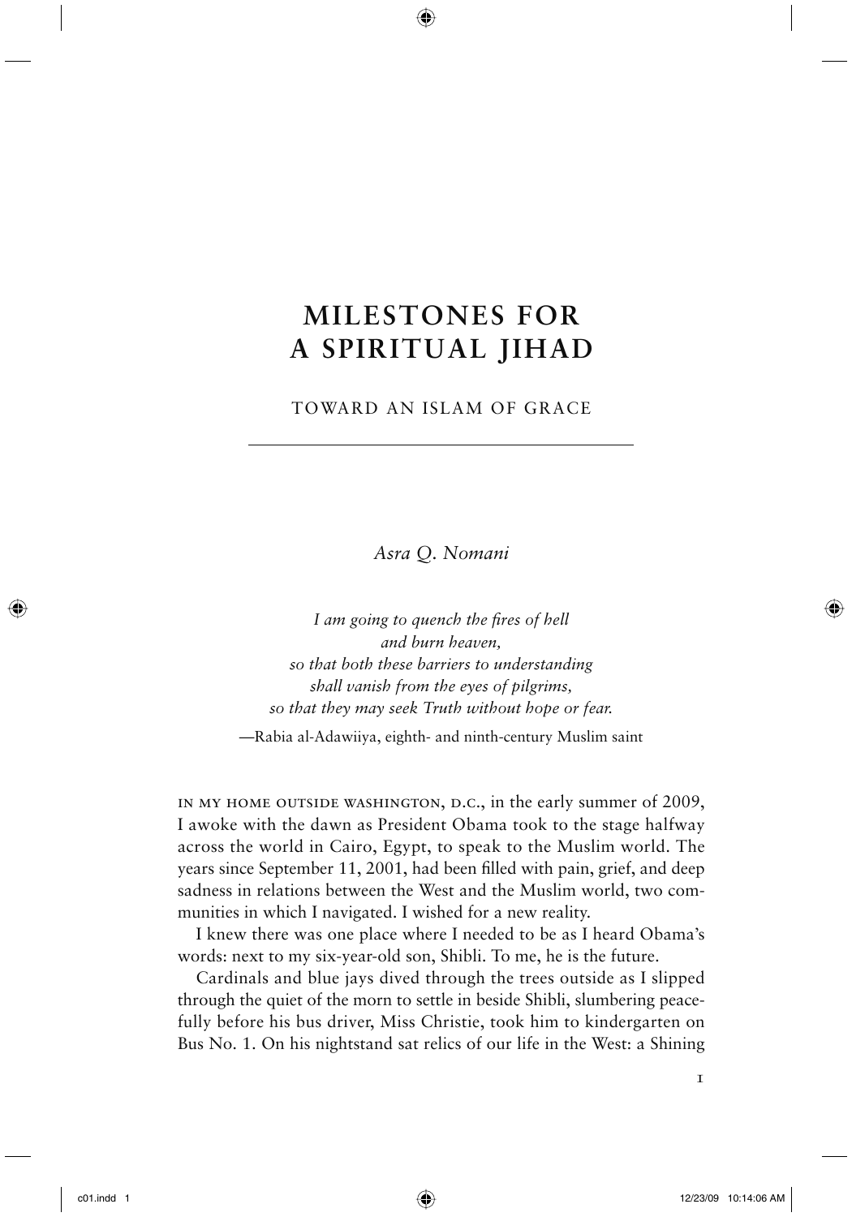# MILESTONES FOR A SPIRITUAL JIHAD

TOWARD AN ISLAM OF GRACE

*Asra Q. Nomani*

*I am going to quench the fires of hell*
*and burn heaven,*
*so that both these barriers to understanding*
*shall vanish from the eyes of pilgrims,*
*so that they may seek Truth without hope or fear.*

—Rabia al-Adawiiya, eighth- and ninth-century Muslim saint

IN MY HOME OUTSIDE WASHINGTON, D.C., in the early summer of 2009, I awoke with the dawn as President Obama took to the stage halfway across the world in Cairo, Egypt, to speak to the Muslim world. The years since September 11, 2001, had been filled with pain, grief, and deep sadness in relations between the West and the Muslim world, two communities in which I navigated. I wished for a new reality.

I knew there was one place where I needed to be as I heard Obama's words: next to my six-year-old son, Shibli. To me, he is the future.

Cardinals and blue jays dived through the trees outside as I slipped through the quiet of the morn to settle in beside Shibli, slumbering peacefully before his bus driver, Miss Christie, took him to kindergarten on Bus No. 1. On his nightstand sat relics of our life in the West: a Shining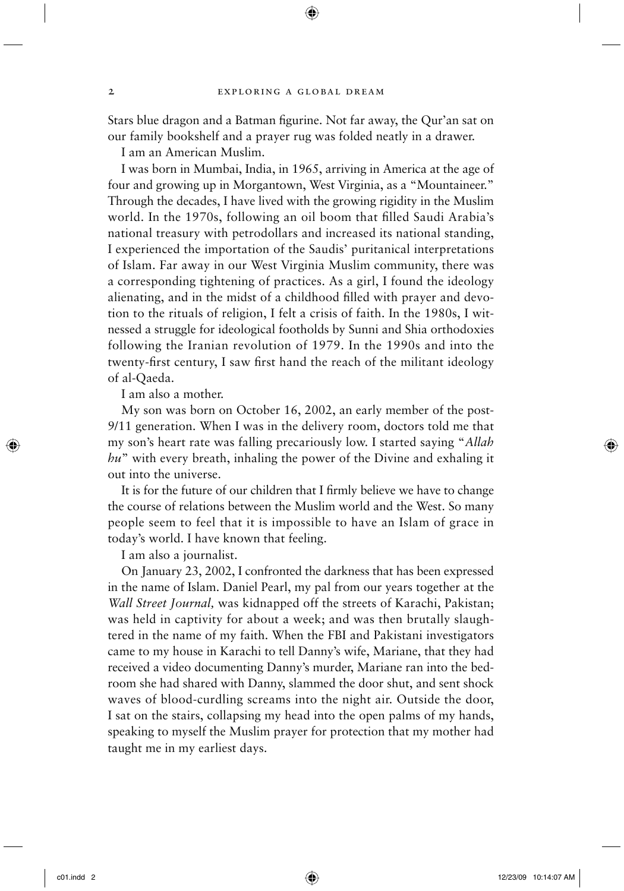Stars blue dragon and a Batman figurine. Not far away, the Qur'an sat on our family bookshelf and a prayer rug was folded neatly in a drawer.

I am an American Muslim.

I was born in Mumbai, India, in 1965, arriving in America at the age of four and growing up in Morgantown, West Virginia, as a "Mountaineer." Through the decades, I have lived with the growing rigidity in the Muslim world. In the 1970s, following an oil boom that filled Saudi Arabia's national treasury with petrodollars and increased its national standing, I experienced the importation of the Saudis' puritanical interpretations of Islam. Far away in our West Virginia Muslim community, there was a corresponding tightening of practices. As a girl, I found the ideology alienating, and in the midst of a childhood filled with prayer and devotion to the rituals of religion, I felt a crisis of faith. In the 1980s, I witnessed a struggle for ideological footholds by Sunni and Shia orthodoxies following the Iranian revolution of 1979. In the 1990s and into the twenty-first century, I saw first hand the reach of the militant ideology of al-Qaeda.

I am also a mother.

My son was born on October 16, 2002, an early member of the post-9/11 generation. When I was in the delivery room, doctors told me that my son's heart rate was falling precariously low. I started saying "*Allah hu*" with every breath, inhaling the power of the Divine and exhaling it out into the universe.

It is for the future of our children that I firmly believe we have to change the course of relations between the Muslim world and the West. So many people seem to feel that it is impossible to have an Islam of grace in today's world. I have known that feeling.

I am also a journalist.

On January 23, 2002, I confronted the darkness that has been expressed in the name of Islam. Daniel Pearl, my pal from our years together at the *Wall Street Journal,* was kidnapped off the streets of Karachi, Pakistan; was held in captivity for about a week; and was then brutally slaughtered in the name of my faith. When the FBI and Pakistani investigators came to my house in Karachi to tell Danny's wife, Mariane, that they had received a video documenting Danny's murder, Mariane ran into the bedroom she had shared with Danny, slammed the door shut, and sent shock waves of blood-curdling screams into the night air. Outside the door, I sat on the stairs, collapsing my head into the open palms of my hands, speaking to myself the Muslim prayer for protection that my mother had taught me in my earliest days.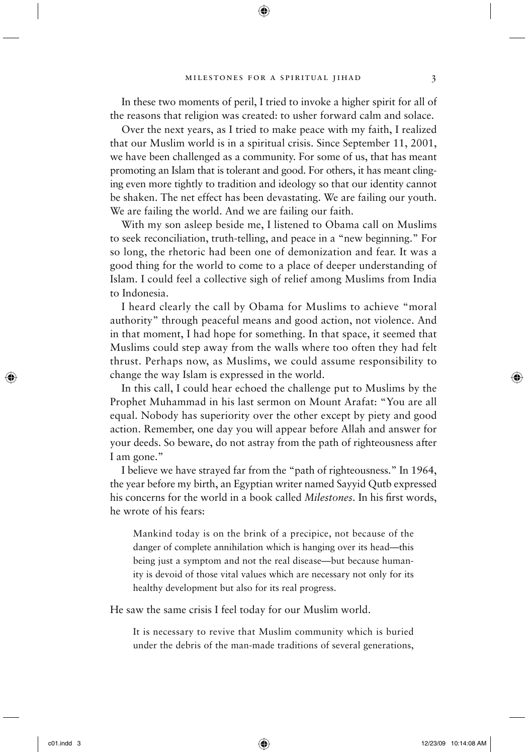In these two moments of peril, I tried to invoke a higher spirit for all of the reasons that religion was created: to usher forward calm and solace.

Over the next years, as I tried to make peace with my faith, I realized that our Muslim world is in a spiritual crisis. Since September 11, 2001, we have been challenged as a community. For some of us, that has meant promoting an Islam that is tolerant and good. For others, it has meant clinging even more tightly to tradition and ideology so that our identity cannot be shaken. The net effect has been devastating. We are failing our youth. We are failing the world. And we are failing our faith.

With my son asleep beside me, I listened to Obama call on Muslims to seek reconciliation, truth-telling, and peace in a "new beginning." For so long, the rhetoric had been one of demonization and fear. It was a good thing for the world to come to a place of deeper understanding of Islam. I could feel a collective sigh of relief among Muslims from India to Indonesia.

I heard clearly the call by Obama for Muslims to achieve "moral authority" through peaceful means and good action, not violence. And in that moment, I had hope for something. In that space, it seemed that Muslims could step away from the walls where too often they had felt thrust. Perhaps now, as Muslims, we could assume responsibility to change the way Islam is expressed in the world.

In this call, I could hear echoed the challenge put to Muslims by the Prophet Muhammad in his last sermon on Mount Arafat: "You are all equal. Nobody has superiority over the other except by piety and good action. Remember, one day you will appear before Allah and answer for your deeds. So beware, do not astray from the path of righteousness after I am gone."

I believe we have strayed far from the "path of righteousness." In 1964, the year before my birth, an Egyptian writer named Sayyid Qutb expressed his concerns for the world in a book called *Milestones*. In his first words, he wrote of his fears:

> Mankind today is on the brink of a precipice, not because of the danger of complete annihilation which is hanging over its head—this being just a symptom and not the real disease—but because humanity is devoid of those vital values which are necessary not only for its healthy development but also for its real progress.

He saw the same crisis I feel today for our Muslim world.

> It is necessary to revive that Muslim community which is buried under the debris of the man-made traditions of several generations,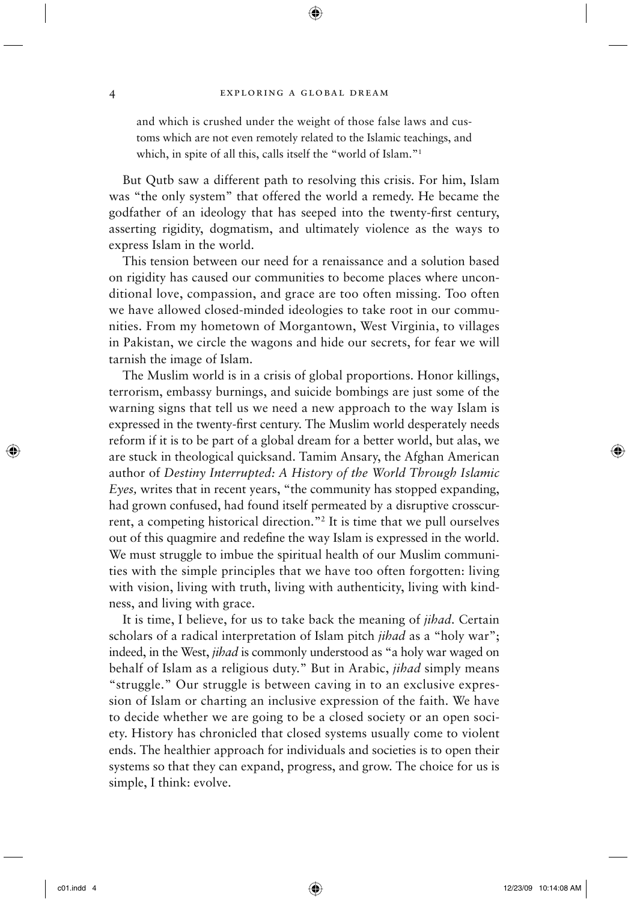> and which is crushed under the weight of those false laws and customs which are not even remotely related to the Islamic teachings, and which, in spite of all this, calls itself the "world of Islam."[1]

But Qutb saw a different path to resolving this crisis. For him, Islam was "the only system" that offered the world a remedy. He became the godfather of an ideology that has seeped into the twenty-first century, asserting rigidity, dogmatism, and ultimately violence as the ways to express Islam in the world.

This tension between our need for a renaissance and a solution based on rigidity has caused our communities to become places where unconditional love, compassion, and grace are too often missing. Too often we have allowed closed-minded ideologies to take root in our communities. From my hometown of Morgantown, West Virginia, to villages in Pakistan, we circle the wagons and hide our secrets, for fear we will tarnish the image of Islam.

The Muslim world is in a crisis of global proportions. Honor killings, terrorism, embassy burnings, and suicide bombings are just some of the warning signs that tell us we need a new approach to the way Islam is expressed in the twenty-first century. The Muslim world desperately needs reform if it is to be part of a global dream for a better world, but alas, we are stuck in theological quicksand. Tamim Ansary, the Afghan American author of *Destiny Interrupted: A History of the World Through Islamic Eyes,* writes that in recent years, "the community has stopped expanding, had grown confused, had found itself permeated by a disruptive crosscurrent, a competing historical direction."[2] It is time that we pull ourselves out of this quagmire and redefine the way Islam is expressed in the world. We must struggle to imbue the spiritual health of our Muslim communities with the simple principles that we have too often forgotten: living with vision, living with truth, living with authenticity, living with kindness, and living with grace.

It is time, I believe, for us to take back the meaning of *jihad.* Certain scholars of a radical interpretation of Islam pitch *jihad* as a "holy war"; indeed, in the West, *jihad* is commonly understood as "a holy war waged on behalf of Islam as a religious duty." But in Arabic, *jihad* simply means "struggle." Our struggle is between caving in to an exclusive expression of Islam or charting an inclusive expression of the faith. We have to decide whether we are going to be a closed society or an open society. History has chronicled that closed systems usually come to violent ends. The healthier approach for individuals and societies is to open their systems so that they can expand, progress, and grow. The choice for us is simple, I think: evolve.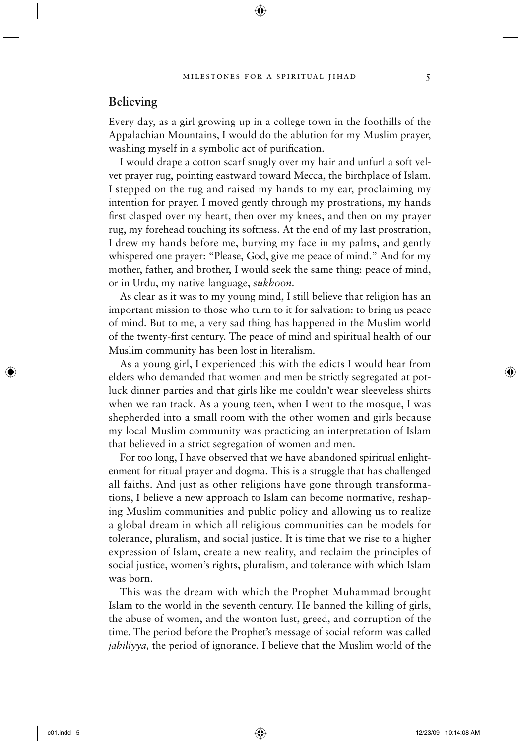## Believing

Every day, as a girl growing up in a college town in the foothills of the Appalachian Mountains, I would do the ablution for my Muslim prayer, washing myself in a symbolic act of purification.

I would drape a cotton scarf snugly over my hair and unfurl a soft velvet prayer rug, pointing eastward toward Mecca, the birthplace of Islam. I stepped on the rug and raised my hands to my ear, proclaiming my intention for prayer. I moved gently through my prostrations, my hands first clasped over my heart, then over my knees, and then on my prayer rug, my forehead touching its softness. At the end of my last prostration, I drew my hands before me, burying my face in my palms, and gently whispered one prayer: "Please, God, give me peace of mind." And for my mother, father, and brother, I would seek the same thing: peace of mind, or in Urdu, my native language, *sukhoon.*

As clear as it was to my young mind, I still believe that religion has an important mission to those who turn to it for salvation: to bring us peace of mind. But to me, a very sad thing has happened in the Muslim world of the twenty-first century. The peace of mind and spiritual health of our Muslim community has been lost in literalism.

As a young girl, I experienced this with the edicts I would hear from elders who demanded that women and men be strictly segregated at potluck dinner parties and that girls like me couldn't wear sleeveless shirts when we ran track. As a young teen, when I went to the mosque, I was shepherded into a small room with the other women and girls because my local Muslim community was practicing an interpretation of Islam that believed in a strict segregation of women and men.

For too long, I have observed that we have abandoned spiritual enlightenment for ritual prayer and dogma. This is a struggle that has challenged all faiths. And just as other religions have gone through transformations, I believe a new approach to Islam can become normative, reshaping Muslim communities and public policy and allowing us to realize a global dream in which all religious communities can be models for tolerance, pluralism, and social justice. It is time that we rise to a higher expression of Islam, create a new reality, and reclaim the principles of social justice, women's rights, pluralism, and tolerance with which Islam was born.

This was the dream with which the Prophet Muhammad brought Islam to the world in the seventh century. He banned the killing of girls, the abuse of women, and the wonton lust, greed, and corruption of the time. The period before the Prophet's message of social reform was called *jahiliyya,* the period of ignorance. I believe that the Muslim world of the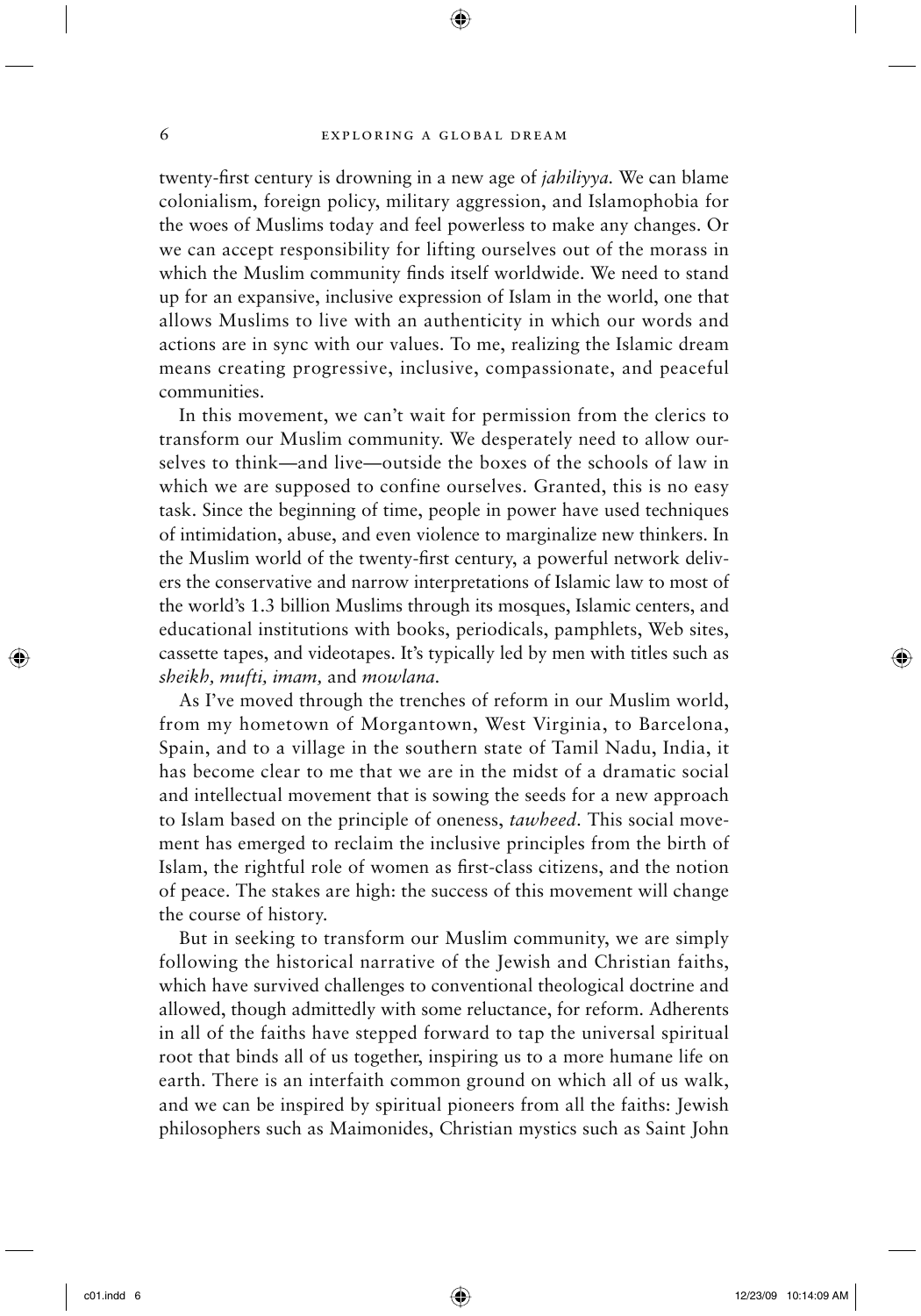twenty-first century is drowning in a new age of *jahiliyya.* We can blame colonialism, foreign policy, military aggression, and Islamophobia for the woes of Muslims today and feel powerless to make any changes. Or we can accept responsibility for lifting ourselves out of the morass in which the Muslim community finds itself worldwide. We need to stand up for an expansive, inclusive expression of Islam in the world, one that allows Muslims to live with an authenticity in which our words and actions are in sync with our values. To me, realizing the Islamic dream means creating progressive, inclusive, compassionate, and peaceful communities.

In this movement, we can't wait for permission from the clerics to transform our Muslim community. We desperately need to allow ourselves to think—and live—outside the boxes of the schools of law in which we are supposed to confine ourselves. Granted, this is no easy task. Since the beginning of time, people in power have used techniques of intimidation, abuse, and even violence to marginalize new thinkers. In the Muslim world of the twenty-first century, a powerful network delivers the conservative and narrow interpretations of Islamic law to most of the world's 1.3 billion Muslims through its mosques, Islamic centers, and educational institutions with books, periodicals, pamphlets, Web sites, cassette tapes, and videotapes. It's typically led by men with titles such as *sheikh, mufti, imam,* and *mowlana.*

As I've moved through the trenches of reform in our Muslim world, from my hometown of Morgantown, West Virginia, to Barcelona, Spain, and to a village in the southern state of Tamil Nadu, India, it has become clear to me that we are in the midst of a dramatic social and intellectual movement that is sowing the seeds for a new approach to Islam based on the principle of oneness, *tawheed.* This social movement has emerged to reclaim the inclusive principles from the birth of Islam, the rightful role of women as first-class citizens, and the notion of peace. The stakes are high: the success of this movement will change the course of history.

But in seeking to transform our Muslim community, we are simply following the historical narrative of the Jewish and Christian faiths, which have survived challenges to conventional theological doctrine and allowed, though admittedly with some reluctance, for reform. Adherents in all of the faiths have stepped forward to tap the universal spiritual root that binds all of us together, inspiring us to a more humane life on earth. There is an interfaith common ground on which all of us walk, and we can be inspired by spiritual pioneers from all the faiths: Jewish philosophers such as Maimonides, Christian mystics such as Saint John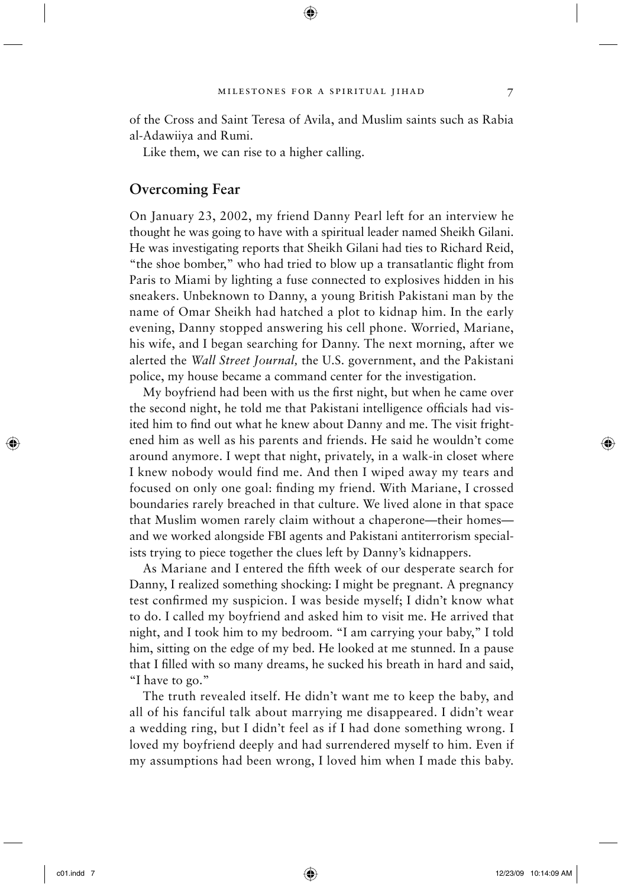of the Cross and Saint Teresa of Avila, and Muslim saints such as Rabia al-Adawiiya and Rumi.

Like them, we can rise to a higher calling.

## Overcoming Fear

On January 23, 2002, my friend Danny Pearl left for an interview he thought he was going to have with a spiritual leader named Sheikh Gilani. He was investigating reports that Sheikh Gilani had ties to Richard Reid, "the shoe bomber," who had tried to blow up a transatlantic flight from Paris to Miami by lighting a fuse connected to explosives hidden in his sneakers. Unbeknown to Danny, a young British Pakistani man by the name of Omar Sheikh had hatched a plot to kidnap him. In the early evening, Danny stopped answering his cell phone. Worried, Mariane, his wife, and I began searching for Danny. The next morning, after we alerted the *Wall Street Journal,* the U.S. government, and the Pakistani police, my house became a command center for the investigation.

My boyfriend had been with us the first night, but when he came over the second night, he told me that Pakistani intelligence officials had visited him to find out what he knew about Danny and me. The visit frightened him as well as his parents and friends. He said he wouldn't come around anymore. I wept that night, privately, in a walk-in closet where I knew nobody would find me. And then I wiped away my tears and focused on only one goal: finding my friend. With Mariane, I crossed boundaries rarely breached in that culture. We lived alone in that space that Muslim women rarely claim without a chaperone—their homes—and we worked alongside FBI agents and Pakistani antiterrorism specialists trying to piece together the clues left by Danny's kidnappers.

As Mariane and I entered the fifth week of our desperate search for Danny, I realized something shocking: I might be pregnant. A pregnancy test confirmed my suspicion. I was beside myself; I didn't know what to do. I called my boyfriend and asked him to visit me. He arrived that night, and I took him to my bedroom. "I am carrying your baby," I told him, sitting on the edge of my bed. He looked at me stunned. In a pause that I filled with so many dreams, he sucked his breath in hard and said, "I have to go."

The truth revealed itself. He didn't want me to keep the baby, and all of his fanciful talk about marrying me disappeared. I didn't wear a wedding ring, but I didn't feel as if I had done something wrong. I loved my boyfriend deeply and had surrendered myself to him. Even if my assumptions had been wrong, I loved him when I made this baby.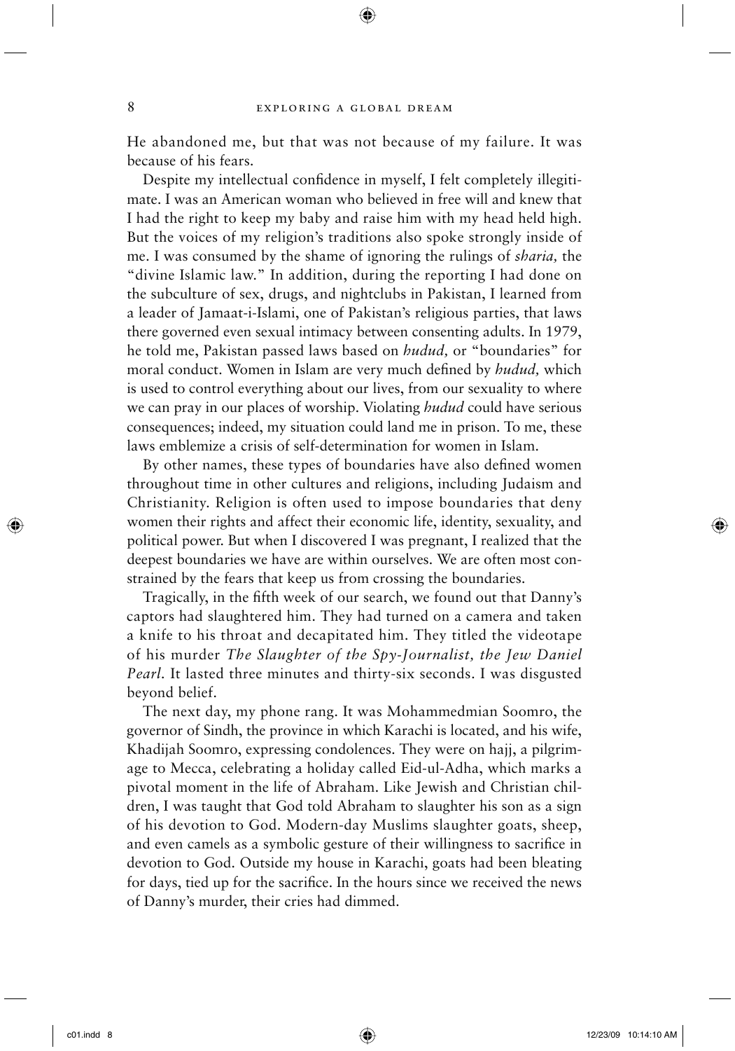He abandoned me, but that was not because of my failure. It was because of his fears.

Despite my intellectual confidence in myself, I felt completely illegitimate. I was an American woman who believed in free will and knew that I had the right to keep my baby and raise him with my head held high. But the voices of my religion's traditions also spoke strongly inside of me. I was consumed by the shame of ignoring the rulings of *sharia,* the "divine Islamic law." In addition, during the reporting I had done on the subculture of sex, drugs, and nightclubs in Pakistan, I learned from a leader of Jamaat-i-Islami, one of Pakistan's religious parties, that laws there governed even sexual intimacy between consenting adults. In 1979, he told me, Pakistan passed laws based on *hudud,* or "boundaries" for moral conduct. Women in Islam are very much defined by *hudud,* which is used to control everything about our lives, from our sexuality to where we can pray in our places of worship. Violating *hudud* could have serious consequences; indeed, my situation could land me in prison. To me, these laws emblemize a crisis of self-determination for women in Islam.

By other names, these types of boundaries have also defined women throughout time in other cultures and religions, including Judaism and Christianity. Religion is often used to impose boundaries that deny women their rights and affect their economic life, identity, sexuality, and political power. But when I discovered I was pregnant, I realized that the deepest boundaries we have are within ourselves. We are often most constrained by the fears that keep us from crossing the boundaries.

Tragically, in the fifth week of our search, we found out that Danny's captors had slaughtered him. They had turned on a camera and taken a knife to his throat and decapitated him. They titled the videotape of his murder *The Slaughter of the Spy-Journalist, the Jew Daniel Pearl.* It lasted three minutes and thirty-six seconds. I was disgusted beyond belief.

The next day, my phone rang. It was Mohammedmian Soomro, the governor of Sindh, the province in which Karachi is located, and his wife, Khadijah Soomro, expressing condolences. They were on hajj, a pilgrimage to Mecca, celebrating a holiday called Eid-ul-Adha, which marks a pivotal moment in the life of Abraham. Like Jewish and Christian children, I was taught that God told Abraham to slaughter his son as a sign of his devotion to God. Modern-day Muslims slaughter goats, sheep, and even camels as a symbolic gesture of their willingness to sacrifice in devotion to God. Outside my house in Karachi, goats had been bleating for days, tied up for the sacrifice. In the hours since we received the news of Danny's murder, their cries had dimmed.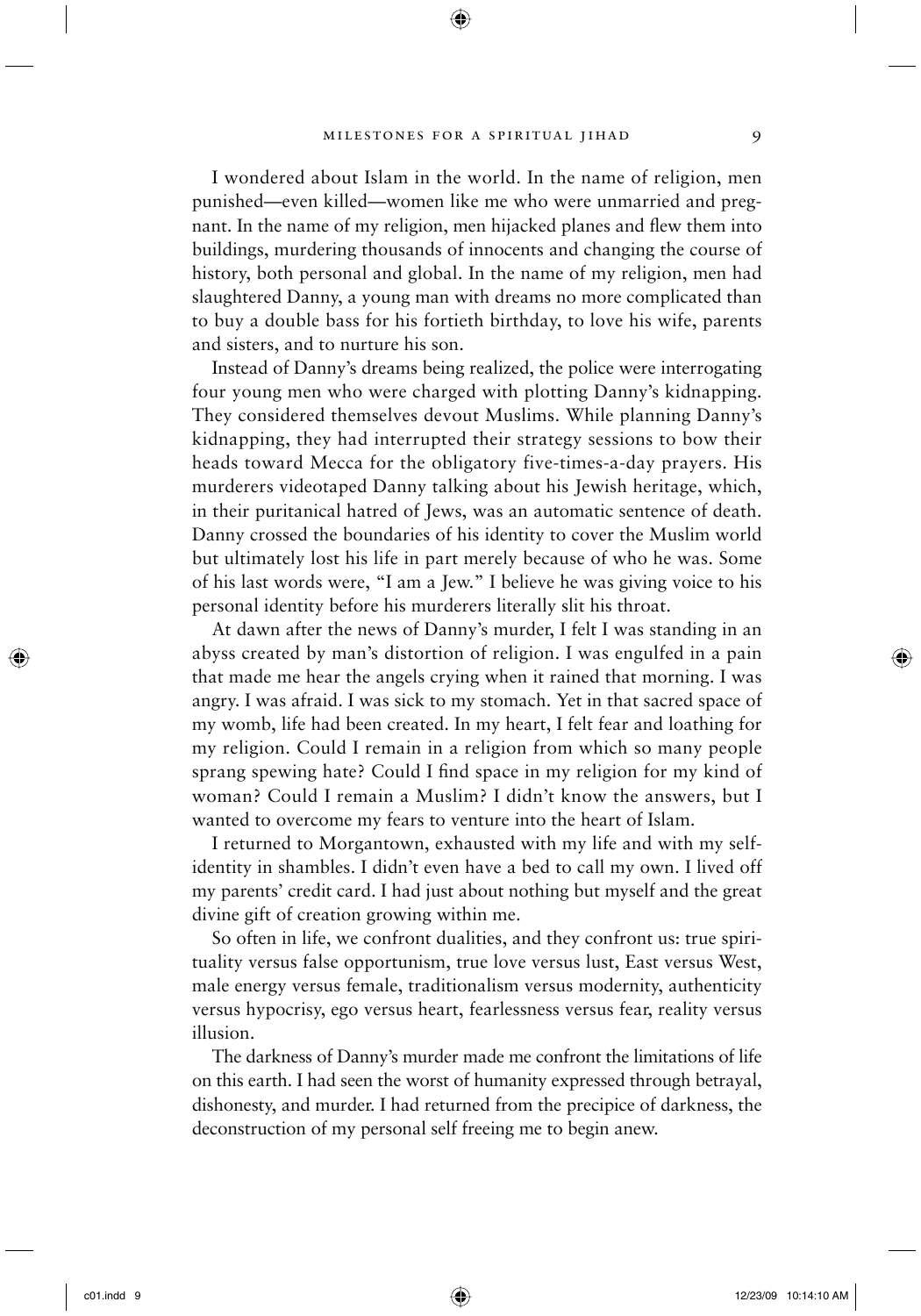I wondered about Islam in the world. In the name of religion, men punished—even killed—women like me who were unmarried and pregnant. In the name of my religion, men hijacked planes and flew them into buildings, murdering thousands of innocents and changing the course of history, both personal and global. In the name of my religion, men had slaughtered Danny, a young man with dreams no more complicated than to buy a double bass for his fortieth birthday, to love his wife, parents and sisters, and to nurture his son.

Instead of Danny's dreams being realized, the police were interrogating four young men who were charged with plotting Danny's kidnapping. They considered themselves devout Muslims. While planning Danny's kidnapping, they had interrupted their strategy sessions to bow their heads toward Mecca for the obligatory five-times-a-day prayers. His murderers videotaped Danny talking about his Jewish heritage, which, in their puritanical hatred of Jews, was an automatic sentence of death. Danny crossed the boundaries of his identity to cover the Muslim world but ultimately lost his life in part merely because of who he was. Some of his last words were, "I am a Jew." I believe he was giving voice to his personal identity before his murderers literally slit his throat.

At dawn after the news of Danny's murder, I felt I was standing in an abyss created by man's distortion of religion. I was engulfed in a pain that made me hear the angels crying when it rained that morning. I was angry. I was afraid. I was sick to my stomach. Yet in that sacred space of my womb, life had been created. In my heart, I felt fear and loathing for my religion. Could I remain in a religion from which so many people sprang spewing hate? Could I find space in my religion for my kind of woman? Could I remain a Muslim? I didn't know the answers, but I wanted to overcome my fears to venture into the heart of Islam.

I returned to Morgantown, exhausted with my life and with my self-identity in shambles. I didn't even have a bed to call my own. I lived off my parents' credit card. I had just about nothing but myself and the great divine gift of creation growing within me.

So often in life, we confront dualities, and they confront us: true spirituality versus false opportunism, true love versus lust, East versus West, male energy versus female, traditionalism versus modernity, authenticity versus hypocrisy, ego versus heart, fearlessness versus fear, reality versus illusion.

The darkness of Danny's murder made me confront the limitations of life on this earth. I had seen the worst of humanity expressed through betrayal, dishonesty, and murder. I had returned from the precipice of darkness, the deconstruction of my personal self freeing me to begin anew.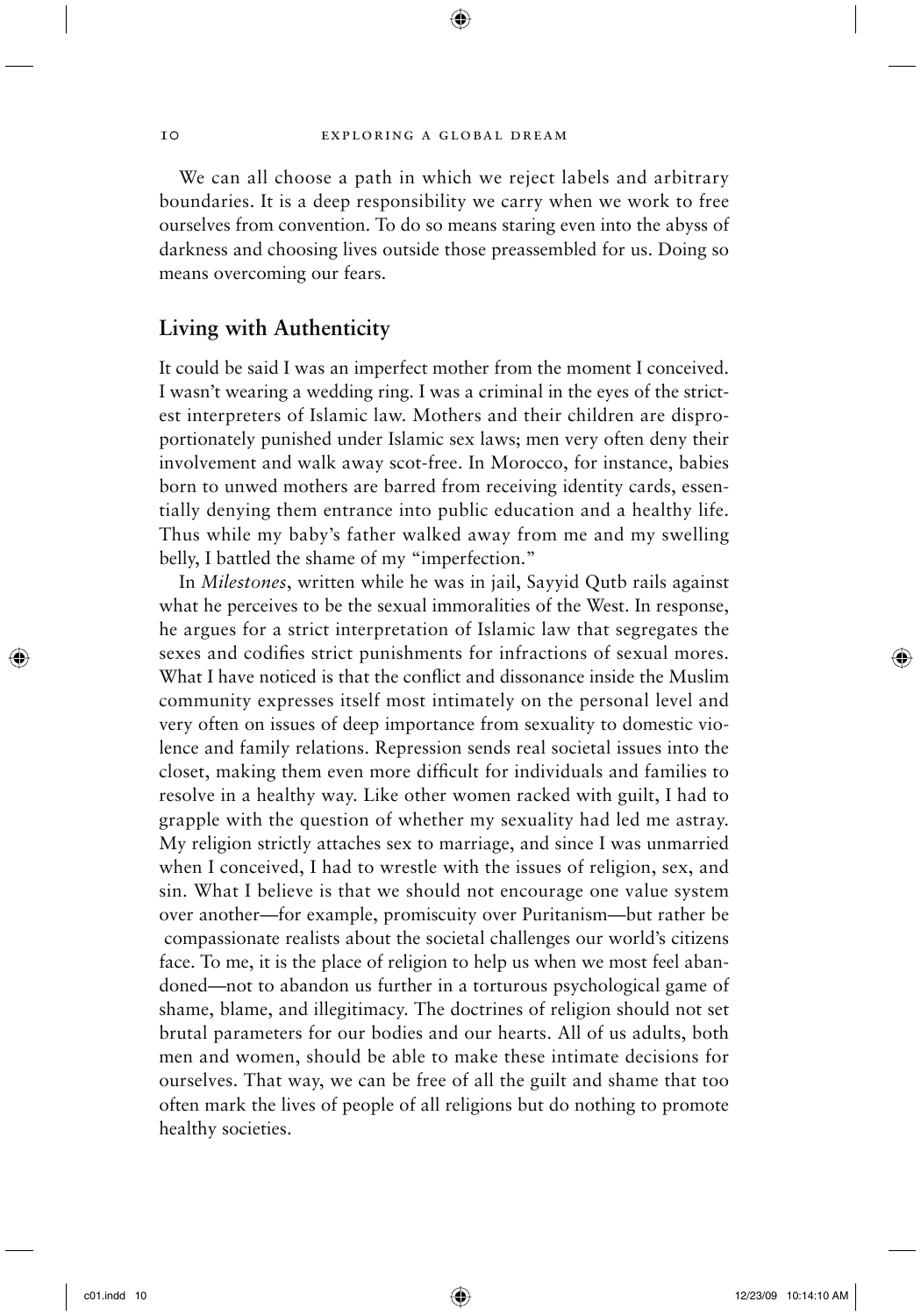We can all choose a path in which we reject labels and arbitrary boundaries. It is a deep responsibility we carry when we work to free ourselves from convention. To do so means staring even into the abyss of darkness and choosing lives outside those preassembled for us. Doing so means overcoming our fears.

## Living with Authenticity

It could be said I was an imperfect mother from the moment I conceived. I wasn't wearing a wedding ring. I was a criminal in the eyes of the strictest interpreters of Islamic law. Mothers and their children are disproportionately punished under Islamic sex laws; men very often deny their involvement and walk away scot-free. In Morocco, for instance, babies born to unwed mothers are barred from receiving identity cards, essentially denying them entrance into public education and a healthy life. Thus while my baby's father walked away from me and my swelling belly, I battled the shame of my "imperfection."

In *Milestones*, written while he was in jail, Sayyid Qutb rails against what he perceives to be the sexual immoralities of the West. In response, he argues for a strict interpretation of Islamic law that segregates the sexes and codifies strict punishments for infractions of sexual mores. What I have noticed is that the conflict and dissonance inside the Muslim community expresses itself most intimately on the personal level and very often on issues of deep importance from sexuality to domestic violence and family relations. Repression sends real societal issues into the closet, making them even more difficult for individuals and families to resolve in a healthy way. Like other women racked with guilt, I had to grapple with the question of whether my sexuality had led me astray. My religion strictly attaches sex to marriage, and since I was unmarried when I conceived, I had to wrestle with the issues of religion, sex, and sin. What I believe is that we should not encourage one value system over another—for example, promiscuity over Puritanism—but rather be compassionate realists about the societal challenges our world's citizens face. To me, it is the place of religion to help us when we most feel abandoned—not to abandon us further in a torturous psychological game of shame, blame, and illegitimacy. The doctrines of religion should not set brutal parameters for our bodies and our hearts. All of us adults, both men and women, should be able to make these intimate decisions for ourselves. That way, we can be free of all the guilt and shame that too often mark the lives of people of all religions but do nothing to promote healthy societies.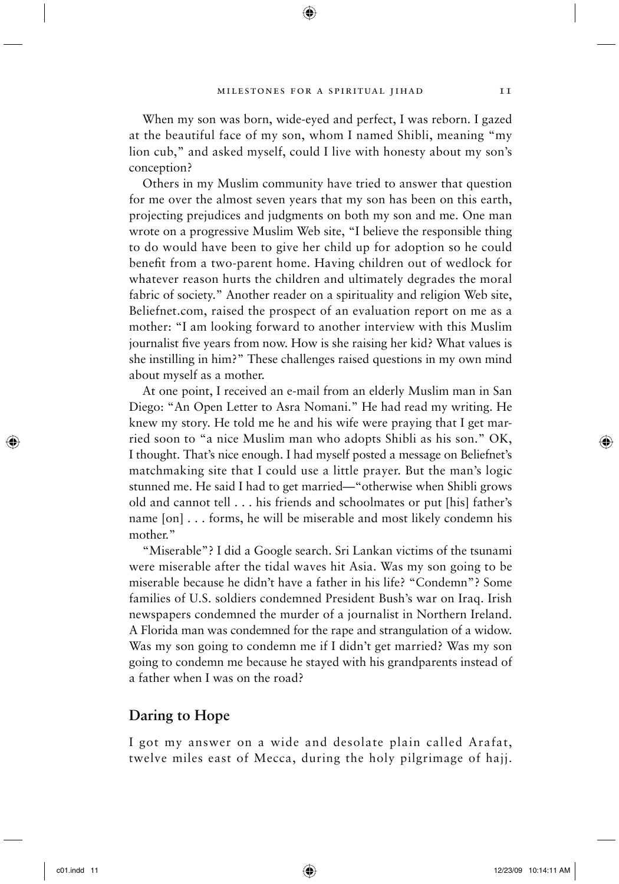When my son was born, wide-eyed and perfect, I was reborn. I gazed at the beautiful face of my son, whom I named Shibli, meaning "my lion cub," and asked myself, could I live with honesty about my son's conception?

Others in my Muslim community have tried to answer that question for me over the almost seven years that my son has been on this earth, projecting prejudices and judgments on both my son and me. One man wrote on a progressive Muslim Web site, "I believe the responsible thing to do would have been to give her child up for adoption so he could benefit from a two-parent home. Having children out of wedlock for whatever reason hurts the children and ultimately degrades the moral fabric of society." Another reader on a spirituality and religion Web site, Beliefnet.com, raised the prospect of an evaluation report on me as a mother: "I am looking forward to another interview with this Muslim journalist five years from now. How is she raising her kid? What values is she instilling in him?" These challenges raised questions in my own mind about myself as a mother.

At one point, I received an e-mail from an elderly Muslim man in San Diego: "An Open Letter to Asra Nomani." He had read my writing. He knew my story. He told me he and his wife were praying that I get married soon to "a nice Muslim man who adopts Shibli as his son." OK, I thought. That's nice enough. I had myself posted a message on Beliefnet's matchmaking site that I could use a little prayer. But the man's logic stunned me. He said I had to get married—"otherwise when Shibli grows old and cannot tell . . . his friends and schoolmates or put [his] father's name [on] . . . forms, he will be miserable and most likely condemn his mother."

"Miserable"? I did a Google search. Sri Lankan victims of the tsunami were miserable after the tidal waves hit Asia. Was my son going to be miserable because he didn't have a father in his life? "Condemn"? Some families of U.S. soldiers condemned President Bush's war on Iraq. Irish newspapers condemned the murder of a journalist in Northern Ireland. A Florida man was condemned for the rape and strangulation of a widow. Was my son going to condemn me if I didn't get married? Was my son going to condemn me because he stayed with his grandparents instead of a father when I was on the road?

## Daring to Hope

I got my answer on a wide and desolate plain called Arafat, twelve miles east of Mecca, during the holy pilgrimage of hajj.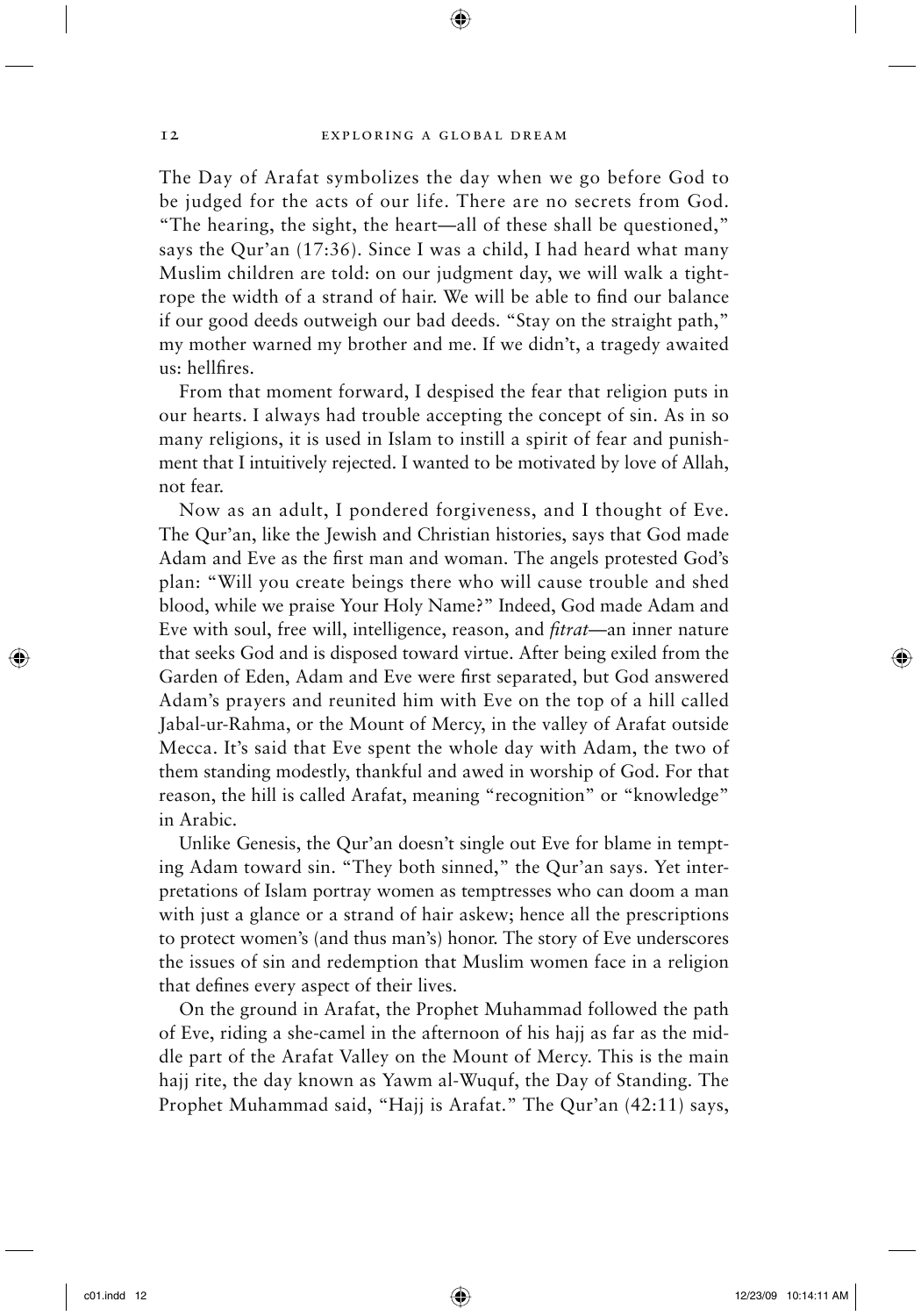The Day of Arafat symbolizes the day when we go before God to be judged for the acts of our life. There are no secrets from God. "The hearing, the sight, the heart—all of these shall be questioned," says the Qur'an (17:36). Since I was a child, I had heard what many Muslim children are told: on our judgment day, we will walk a tightrope the width of a strand of hair. We will be able to find our balance if our good deeds outweigh our bad deeds. "Stay on the straight path," my mother warned my brother and me. If we didn't, a tragedy awaited us: hellfires.

From that moment forward, I despised the fear that religion puts in our hearts. I always had trouble accepting the concept of sin. As in so many religions, it is used in Islam to instill a spirit of fear and punishment that I intuitively rejected. I wanted to be motivated by love of Allah, not fear.

Now as an adult, I pondered forgiveness, and I thought of Eve. The Qur'an, like the Jewish and Christian histories, says that God made Adam and Eve as the first man and woman. The angels protested God's plan: "Will you create beings there who will cause trouble and shed blood, while we praise Your Holy Name?" Indeed, God made Adam and Eve with soul, free will, intelligence, reason, and *fitrat*—an inner nature that seeks God and is disposed toward virtue. After being exiled from the Garden of Eden, Adam and Eve were first separated, but God answered Adam's prayers and reunited him with Eve on the top of a hill called Jabal-ur-Rahma, or the Mount of Mercy, in the valley of Arafat outside Mecca. It's said that Eve spent the whole day with Adam, the two of them standing modestly, thankful and awed in worship of God. For that reason, the hill is called Arafat, meaning "recognition" or "knowledge" in Arabic.

Unlike Genesis, the Qur'an doesn't single out Eve for blame in tempting Adam toward sin. "They both sinned," the Qur'an says. Yet interpretations of Islam portray women as temptresses who can doom a man with just a glance or a strand of hair askew; hence all the prescriptions to protect women's (and thus man's) honor. The story of Eve underscores the issues of sin and redemption that Muslim women face in a religion that defines every aspect of their lives.

On the ground in Arafat, the Prophet Muhammad followed the path of Eve, riding a she-camel in the afternoon of his hajj as far as the middle part of the Arafat Valley on the Mount of Mercy. This is the main hajj rite, the day known as Yawm al-Wuquf, the Day of Standing. The Prophet Muhammad said, "Hajj is Arafat." The Qur'an (42:11) says,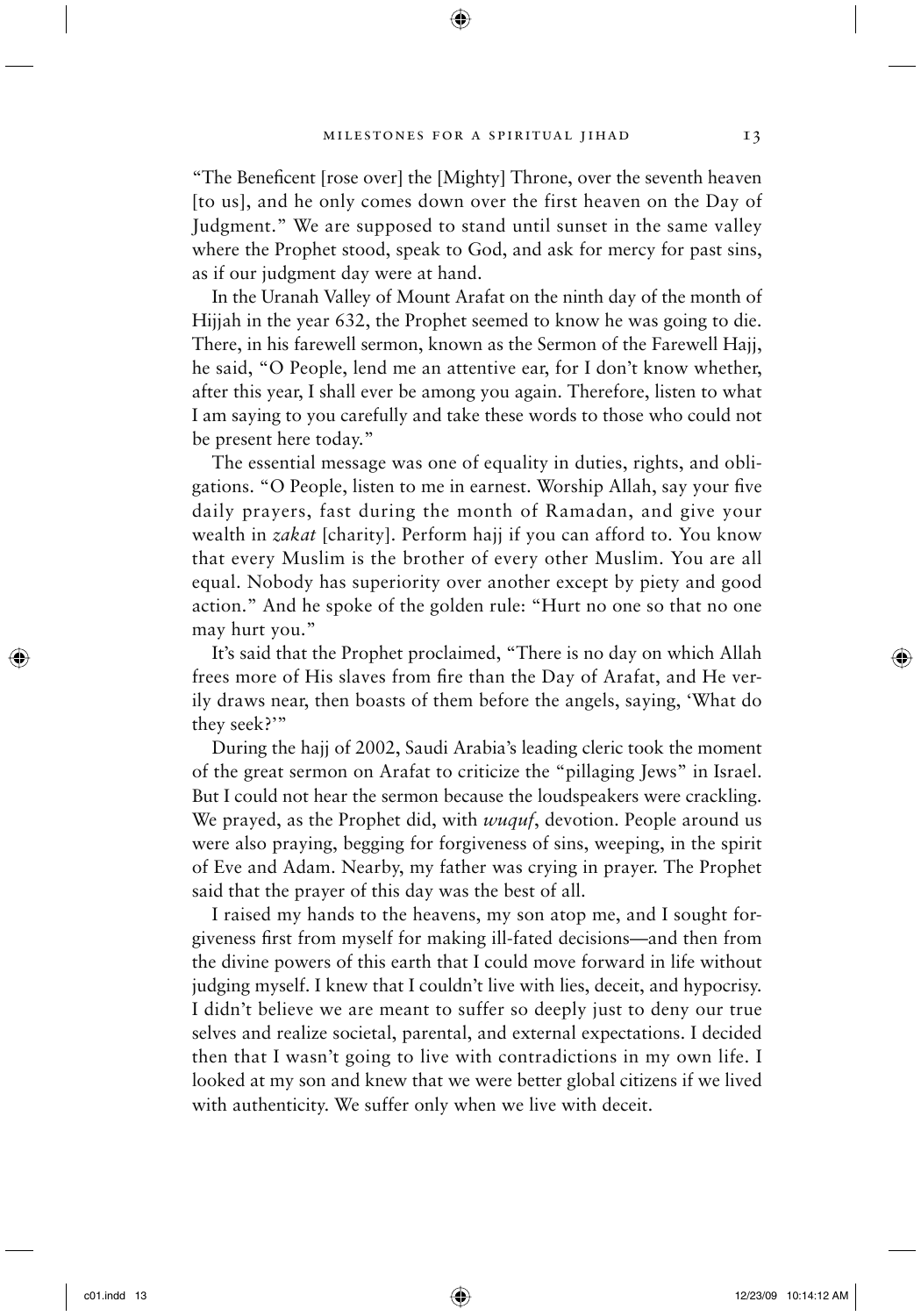"The Beneficent [rose over] the [Mighty] Throne, over the seventh heaven [to us], and he only comes down over the first heaven on the Day of Judgment." We are supposed to stand until sunset in the same valley where the Prophet stood, speak to God, and ask for mercy for past sins, as if our judgment day were at hand.

In the Uranah Valley of Mount Arafat on the ninth day of the month of Hijjah in the year 632, the Prophet seemed to know he was going to die. There, in his farewell sermon, known as the Sermon of the Farewell Hajj, he said, "O People, lend me an attentive ear, for I don't know whether, after this year, I shall ever be among you again. Therefore, listen to what I am saying to you carefully and take these words to those who could not be present here today."

The essential message was one of equality in duties, rights, and obligations. "O People, listen to me in earnest. Worship Allah, say your five daily prayers, fast during the month of Ramadan, and give your wealth in *zakat* [charity]. Perform hajj if you can afford to. You know that every Muslim is the brother of every other Muslim. You are all equal. Nobody has superiority over another except by piety and good action." And he spoke of the golden rule: "Hurt no one so that no one may hurt you."

It's said that the Prophet proclaimed, "There is no day on which Allah frees more of His slaves from fire than the Day of Arafat, and He verily draws near, then boasts of them before the angels, saying, 'What do they seek?'"

During the hajj of 2002, Saudi Arabia's leading cleric took the moment of the great sermon on Arafat to criticize the "pillaging Jews" in Israel. But I could not hear the sermon because the loudspeakers were crackling. We prayed, as the Prophet did, with *wuquf*, devotion. People around us were also praying, begging for forgiveness of sins, weeping, in the spirit of Eve and Adam. Nearby, my father was crying in prayer. The Prophet said that the prayer of this day was the best of all.

I raised my hands to the heavens, my son atop me, and I sought forgiveness first from myself for making ill-fated decisions—and then from the divine powers of this earth that I could move forward in life without judging myself. I knew that I couldn't live with lies, deceit, and hypocrisy. I didn't believe we are meant to suffer so deeply just to deny our true selves and realize societal, parental, and external expectations. I decided then that I wasn't going to live with contradictions in my own life. I looked at my son and knew that we were better global citizens if we lived with authenticity. We suffer only when we live with deceit.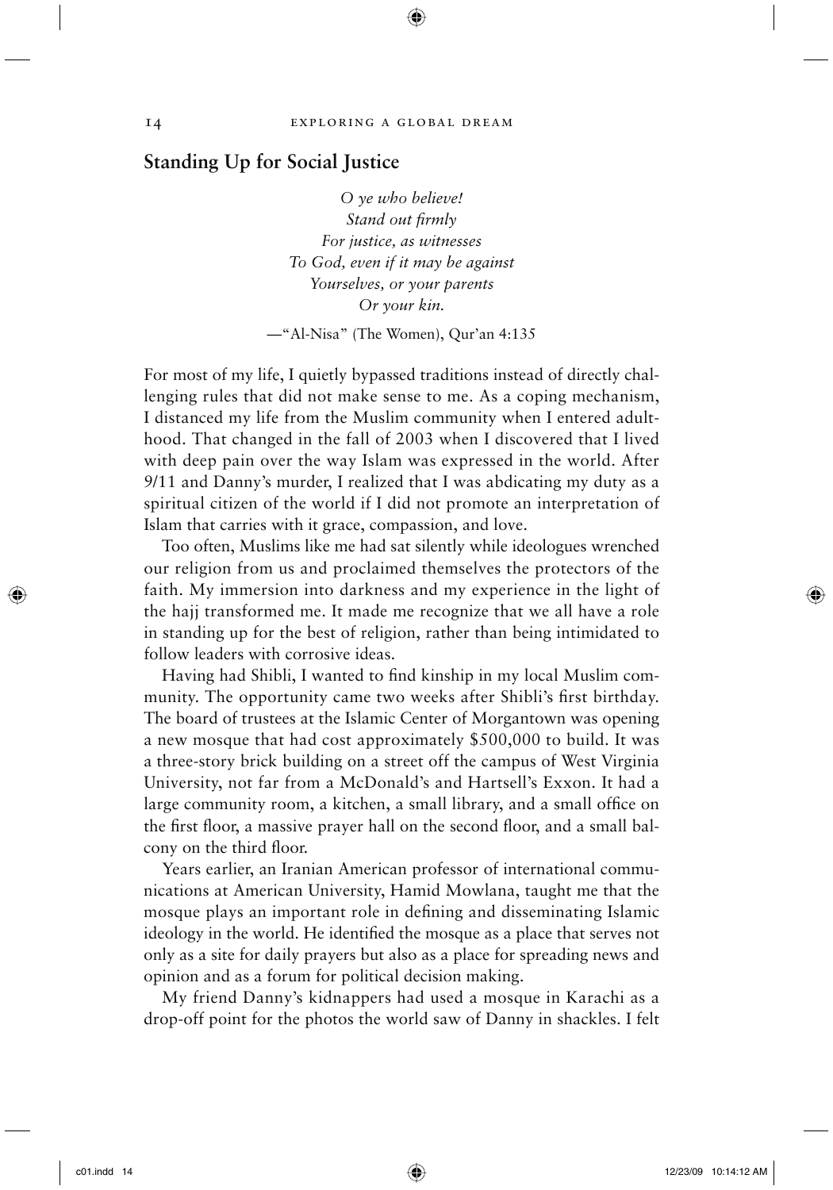## Standing Up for Social Justice

*O ye who believe!*
*Stand out firmly*
*For justice, as witnesses*
*To God, even if it may be against*
*Yourselves, or your parents*
*Or your kin.*

—"Al-Nisa" (The Women), Qur'an 4:135

For most of my life, I quietly bypassed traditions instead of directly challenging rules that did not make sense to me. As a coping mechanism, I distanced my life from the Muslim community when I entered adulthood. That changed in the fall of 2003 when I discovered that I lived with deep pain over the way Islam was expressed in the world. After 9/11 and Danny's murder, I realized that I was abdicating my duty as a spiritual citizen of the world if I did not promote an interpretation of Islam that carries with it grace, compassion, and love.

Too often, Muslims like me had sat silently while ideologues wrenched our religion from us and proclaimed themselves the protectors of the faith. My immersion into darkness and my experience in the light of the hajj transformed me. It made me recognize that we all have a role in standing up for the best of religion, rather than being intimidated to follow leaders with corrosive ideas.

Having had Shibli, I wanted to find kinship in my local Muslim community. The opportunity came two weeks after Shibli's first birthday. The board of trustees at the Islamic Center of Morgantown was opening a new mosque that had cost approximately $500,000 to build. It was a three-story brick building on a street off the campus of West Virginia University, not far from a McDonald's and Hartsell's Exxon. It had a large community room, a kitchen, a small library, and a small office on the first floor, a massive prayer hall on the second floor, and a small balcony on the third floor.

Years earlier, an Iranian American professor of international communications at American University, Hamid Mowlana, taught me that the mosque plays an important role in defining and disseminating Islamic ideology in the world. He identified the mosque as a place that serves not only as a site for daily prayers but also as a place for spreading news and opinion and as a forum for political decision making.

My friend Danny's kidnappers had used a mosque in Karachi as a drop-off point for the photos the world saw of Danny in shackles. I felt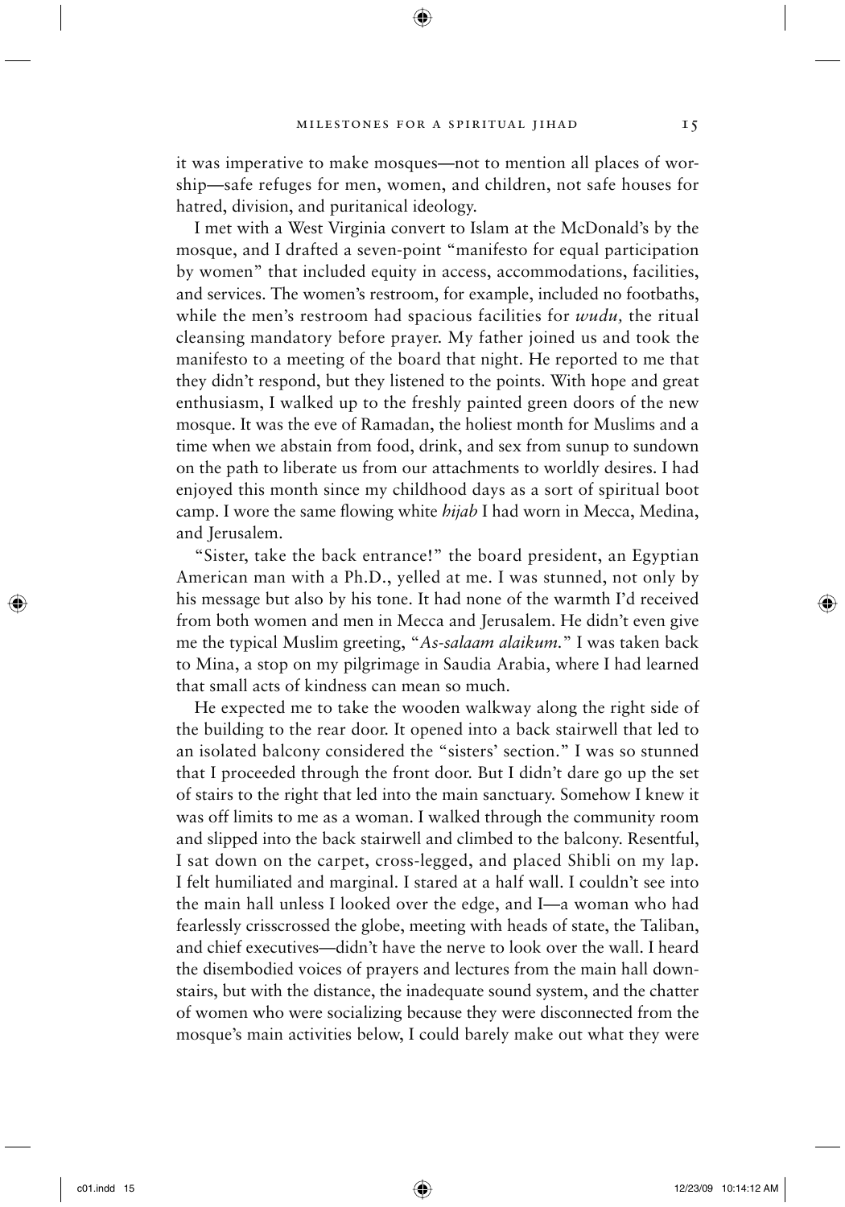it was imperative to make mosques—not to mention all places of worship—safe refuges for men, women, and children, not safe houses for hatred, division, and puritanical ideology.

I met with a West Virginia convert to Islam at the McDonald's by the mosque, and I drafted a seven-point "manifesto for equal participation by women" that included equity in access, accommodations, facilities, and services. The women's restroom, for example, included no footbaths, while the men's restroom had spacious facilities for *wudu,* the ritual cleansing mandatory before prayer. My father joined us and took the manifesto to a meeting of the board that night. He reported to me that they didn't respond, but they listened to the points. With hope and great enthusiasm, I walked up to the freshly painted green doors of the new mosque. It was the eve of Ramadan, the holiest month for Muslims and a time when we abstain from food, drink, and sex from sunup to sundown on the path to liberate us from our attachments to worldly desires. I had enjoyed this month since my childhood days as a sort of spiritual boot camp. I wore the same flowing white *hijab* I had worn in Mecca, Medina, and Jerusalem.

"Sister, take the back entrance!" the board president, an Egyptian American man with a Ph.D., yelled at me. I was stunned, not only by his message but also by his tone. It had none of the warmth I'd received from both women and men in Mecca and Jerusalem. He didn't even give me the typical Muslim greeting, "*As-salaam alaikum.*" I was taken back to Mina, a stop on my pilgrimage in Saudia Arabia, where I had learned that small acts of kindness can mean so much.

He expected me to take the wooden walkway along the right side of the building to the rear door. It opened into a back stairwell that led to an isolated balcony considered the "sisters' section." I was so stunned that I proceeded through the front door. But I didn't dare go up the set of stairs to the right that led into the main sanctuary. Somehow I knew it was off limits to me as a woman. I walked through the community room and slipped into the back stairwell and climbed to the balcony. Resentful, I sat down on the carpet, cross-legged, and placed Shibli on my lap. I felt humiliated and marginal. I stared at a half wall. I couldn't see into the main hall unless I looked over the edge, and I—a woman who had fearlessly crisscrossed the globe, meeting with heads of state, the Taliban, and chief executives—didn't have the nerve to look over the wall. I heard the disembodied voices of prayers and lectures from the main hall downstairs, but with the distance, the inadequate sound system, and the chatter of women who were socializing because they were disconnected from the mosque's main activities below, I could barely make out what they were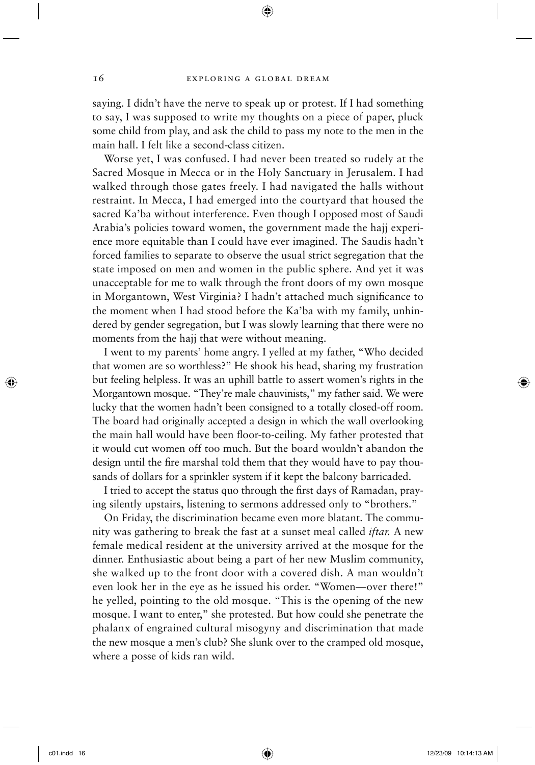saying. I didn't have the nerve to speak up or protest. If I had something to say, I was supposed to write my thoughts on a piece of paper, pluck some child from play, and ask the child to pass my note to the men in the main hall. I felt like a second-class citizen.

Worse yet, I was confused. I had never been treated so rudely at the Sacred Mosque in Mecca or in the Holy Sanctuary in Jerusalem. I had walked through those gates freely. I had navigated the halls without restraint. In Mecca, I had emerged into the courtyard that housed the sacred Ka'ba without interference. Even though I opposed most of Saudi Arabia's policies toward women, the government made the hajj experience more equitable than I could have ever imagined. The Saudis hadn't forced families to separate to observe the usual strict segregation that the state imposed on men and women in the public sphere. And yet it was unacceptable for me to walk through the front doors of my own mosque in Morgantown, West Virginia? I hadn't attached much significance to the moment when I had stood before the Ka'ba with my family, unhindered by gender segregation, but I was slowly learning that there were no moments from the hajj that were without meaning.

I went to my parents' home angry. I yelled at my father, "Who decided that women are so worthless?" He shook his head, sharing my frustration but feeling helpless. It was an uphill battle to assert women's rights in the Morgantown mosque. "They're male chauvinists," my father said. We were lucky that the women hadn't been consigned to a totally closed-off room. The board had originally accepted a design in which the wall overlooking the main hall would have been floor-to-ceiling. My father protested that it would cut women off too much. But the board wouldn't abandon the design until the fire marshal told them that they would have to pay thousands of dollars for a sprinkler system if it kept the balcony barricaded.

I tried to accept the status quo through the first days of Ramadan, praying silently upstairs, listening to sermons addressed only to "brothers."

On Friday, the discrimination became even more blatant. The community was gathering to break the fast at a sunset meal called *iftar.* A new female medical resident at the university arrived at the mosque for the dinner. Enthusiastic about being a part of her new Muslim community, she walked up to the front door with a covered dish. A man wouldn't even look her in the eye as he issued his order. "Women—over there!" he yelled, pointing to the old mosque. "This is the opening of the new mosque. I want to enter," she protested. But how could she penetrate the phalanx of engrained cultural misogyny and discrimination that made the new mosque a men's club? She slunk over to the cramped old mosque, where a posse of kids ran wild.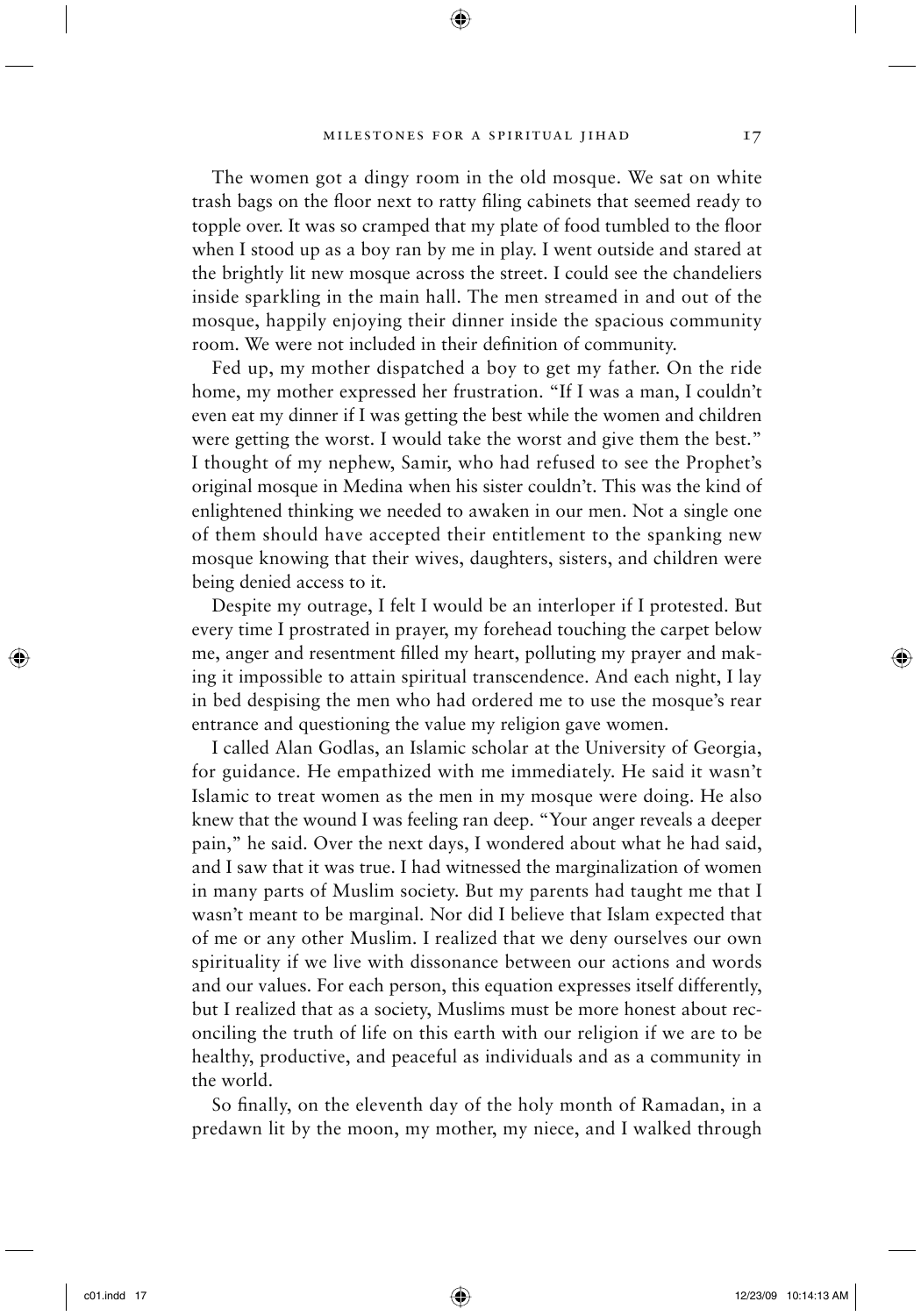The women got a dingy room in the old mosque. We sat on white trash bags on the floor next to ratty filing cabinets that seemed ready to topple over. It was so cramped that my plate of food tumbled to the floor when I stood up as a boy ran by me in play. I went outside and stared at the brightly lit new mosque across the street. I could see the chandeliers inside sparkling in the main hall. The men streamed in and out of the mosque, happily enjoying their dinner inside the spacious community room. We were not included in their definition of community.

Fed up, my mother dispatched a boy to get my father. On the ride home, my mother expressed her frustration. "If I was a man, I couldn't even eat my dinner if I was getting the best while the women and children were getting the worst. I would take the worst and give them the best." I thought of my nephew, Samir, who had refused to see the Prophet's original mosque in Medina when his sister couldn't. This was the kind of enlightened thinking we needed to awaken in our men. Not a single one of them should have accepted their entitlement to the spanking new mosque knowing that their wives, daughters, sisters, and children were being denied access to it.

Despite my outrage, I felt I would be an interloper if I protested. But every time I prostrated in prayer, my forehead touching the carpet below me, anger and resentment filled my heart, polluting my prayer and making it impossible to attain spiritual transcendence. And each night, I lay in bed despising the men who had ordered me to use the mosque's rear entrance and questioning the value my religion gave women.

I called Alan Godlas, an Islamic scholar at the University of Georgia, for guidance. He empathized with me immediately. He said it wasn't Islamic to treat women as the men in my mosque were doing. He also knew that the wound I was feeling ran deep. "Your anger reveals a deeper pain," he said. Over the next days, I wondered about what he had said, and I saw that it was true. I had witnessed the marginalization of women in many parts of Muslim society. But my parents had taught me that I wasn't meant to be marginal. Nor did I believe that Islam expected that of me or any other Muslim. I realized that we deny ourselves our own spirituality if we live with dissonance between our actions and words and our values. For each person, this equation expresses itself differently, but I realized that as a society, Muslims must be more honest about reconciling the truth of life on this earth with our religion if we are to be healthy, productive, and peaceful as individuals and as a community in the world.

So finally, on the eleventh day of the holy month of Ramadan, in a predawn lit by the moon, my mother, my niece, and I walked through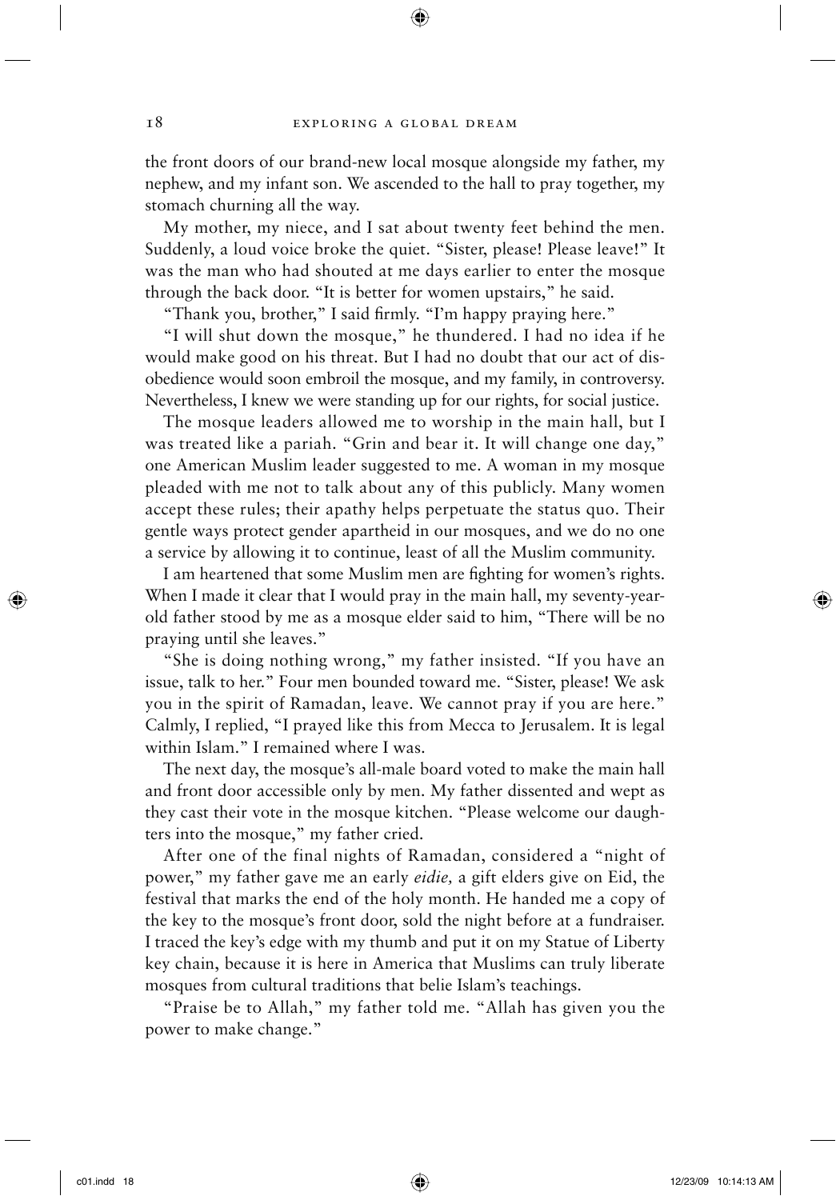the front doors of our brand-new local mosque alongside my father, my nephew, and my infant son. We ascended to the hall to pray together, my stomach churning all the way.

My mother, my niece, and I sat about twenty feet behind the men. Suddenly, a loud voice broke the quiet. "Sister, please! Please leave!" It was the man who had shouted at me days earlier to enter the mosque through the back door. "It is better for women upstairs," he said.

"Thank you, brother," I said firmly. "I'm happy praying here."

"I will shut down the mosque," he thundered. I had no idea if he would make good on his threat. But I had no doubt that our act of disobedience would soon embroil the mosque, and my family, in controversy. Nevertheless, I knew we were standing up for our rights, for social justice.

The mosque leaders allowed me to worship in the main hall, but I was treated like a pariah. "Grin and bear it. It will change one day," one American Muslim leader suggested to me. A woman in my mosque pleaded with me not to talk about any of this publicly. Many women accept these rules; their apathy helps perpetuate the status quo. Their gentle ways protect gender apartheid in our mosques, and we do no one a service by allowing it to continue, least of all the Muslim community.

I am heartened that some Muslim men are fighting for women's rights. When I made it clear that I would pray in the main hall, my seventy-year-old father stood by me as a mosque elder said to him, "There will be no praying until she leaves."

"She is doing nothing wrong," my father insisted. "If you have an issue, talk to her." Four men bounded toward me. "Sister, please! We ask you in the spirit of Ramadan, leave. We cannot pray if you are here." Calmly, I replied, "I prayed like this from Mecca to Jerusalem. It is legal within Islam." I remained where I was.

The next day, the mosque's all-male board voted to make the main hall and front door accessible only by men. My father dissented and wept as they cast their vote in the mosque kitchen. "Please welcome our daughters into the mosque," my father cried.

After one of the final nights of Ramadan, considered a "night of power," my father gave me an early *eidie,* a gift elders give on Eid, the festival that marks the end of the holy month. He handed me a copy of the key to the mosque's front door, sold the night before at a fundraiser. I traced the key's edge with my thumb and put it on my Statue of Liberty key chain, because it is here in America that Muslims can truly liberate mosques from cultural traditions that belie Islam's teachings.

"Praise be to Allah," my father told me. "Allah has given you the power to make change."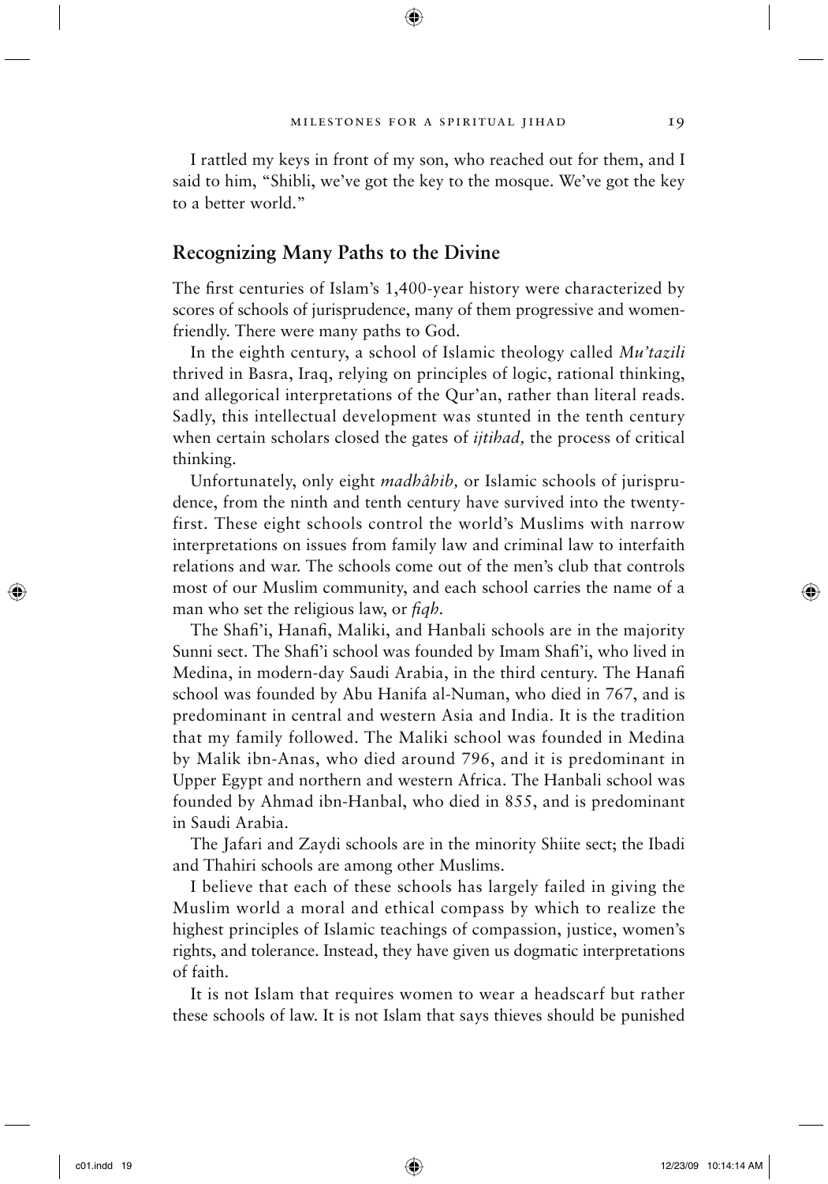I rattled my keys in front of my son, who reached out for them, and I said to him, "Shibli, we've got the key to the mosque. We've got the key to a better world."

## Recognizing Many Paths to the Divine

The first centuries of Islam's 1,400-year history were characterized by scores of schools of jurisprudence, many of them progressive and women-friendly. There were many paths to God.

In the eighth century, a school of Islamic theology called *Mu'tazili* thrived in Basra, Iraq, relying on principles of logic, rational thinking, and allegorical interpretations of the Qur'an, rather than literal reads. Sadly, this intellectual development was stunted in the tenth century when certain scholars closed the gates of *ijtihad,* the process of critical thinking.

Unfortunately, only eight *madhâhib,* or Islamic schools of jurisprudence, from the ninth and tenth century have survived into the twenty-first. These eight schools control the world's Muslims with narrow interpretations on issues from family law and criminal law to interfaith relations and war. The schools come out of the men's club that controls most of our Muslim community, and each school carries the name of a man who set the religious law, or *fiqh*.

The Shafi'i, Hanafi, Maliki, and Hanbali schools are in the majority Sunni sect. The Shafi'i school was founded by Imam Shafi'i, who lived in Medina, in modern-day Saudi Arabia, in the third century. The Hanafi school was founded by Abu Hanifa al-Numan, who died in 767, and is predominant in central and western Asia and India. It is the tradition that my family followed. The Maliki school was founded in Medina by Malik ibn-Anas, who died around 796, and it is predominant in Upper Egypt and northern and western Africa. The Hanbali school was founded by Ahmad ibn-Hanbal, who died in 855, and is predominant in Saudi Arabia.

The Jafari and Zaydi schools are in the minority Shiite sect; the Ibadi and Thahiri schools are among other Muslims.

I believe that each of these schools has largely failed in giving the Muslim world a moral and ethical compass by which to realize the highest principles of Islamic teachings of compassion, justice, women's rights, and tolerance. Instead, they have given us dogmatic interpretations of faith.

It is not Islam that requires women to wear a headscarf but rather these schools of law. It is not Islam that says thieves should be punished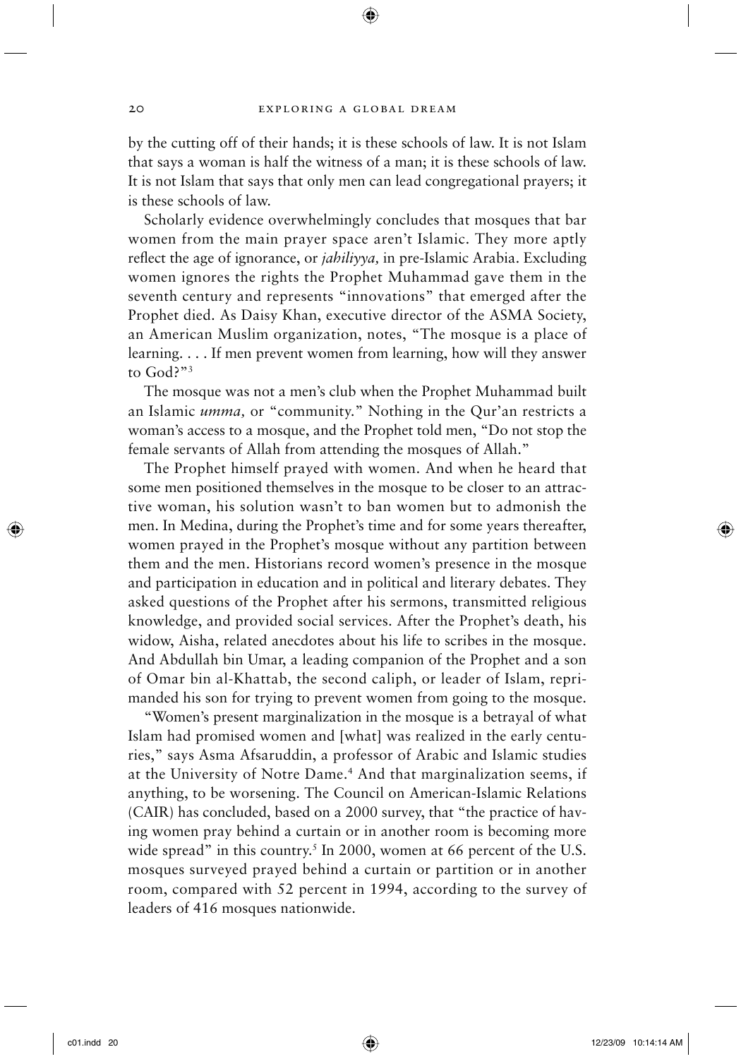by the cutting off of their hands; it is these schools of law. It is not Islam that says a woman is half the witness of a man; it is these schools of law. It is not Islam that says that only men can lead congregational prayers; it is these schools of law.

Scholarly evidence overwhelmingly concludes that mosques that bar women from the main prayer space aren't Islamic. They more aptly reflect the age of ignorance, or *jahiliyya,* in pre-Islamic Arabia. Excluding women ignores the rights the Prophet Muhammad gave them in the seventh century and represents "innovations" that emerged after the Prophet died. As Daisy Khan, executive director of the ASMA Society, an American Muslim organization, notes, "The mosque is a place of learning. . . . If men prevent women from learning, how will they answer to God?"[3]

The mosque was not a men's club when the Prophet Muhammad built an Islamic *umma,* or "community." Nothing in the Qur'an restricts a woman's access to a mosque, and the Prophet told men, "Do not stop the female servants of Allah from attending the mosques of Allah."

The Prophet himself prayed with women. And when he heard that some men positioned themselves in the mosque to be closer to an attractive woman, his solution wasn't to ban women but to admonish the men. In Medina, during the Prophet's time and for some years thereafter, women prayed in the Prophet's mosque without any partition between them and the men. Historians record women's presence in the mosque and participation in education and in political and literary debates. They asked questions of the Prophet after his sermons, transmitted religious knowledge, and provided social services. After the Prophet's death, his widow, Aisha, related anecdotes about his life to scribes in the mosque. And Abdullah bin Umar, a leading companion of the Prophet and a son of Omar bin al-Khattab, the second caliph, or leader of Islam, reprimanded his son for trying to prevent women from going to the mosque.

"Women's present marginalization in the mosque is a betrayal of what Islam had promised women and [what] was realized in the early centuries," says Asma Afsaruddin, a professor of Arabic and Islamic studies at the University of Notre Dame.[4] And that marginalization seems, if anything, to be worsening. The Council on American-Islamic Relations (CAIR) has concluded, based on a 2000 survey, that "the practice of having women pray behind a curtain or in another room is becoming more wide spread" in this country.[5] In 2000, women at 66 percent of the U.S. mosques surveyed prayed behind a curtain or partition or in another room, compared with 52 percent in 1994, according to the survey of leaders of 416 mosques nationwide.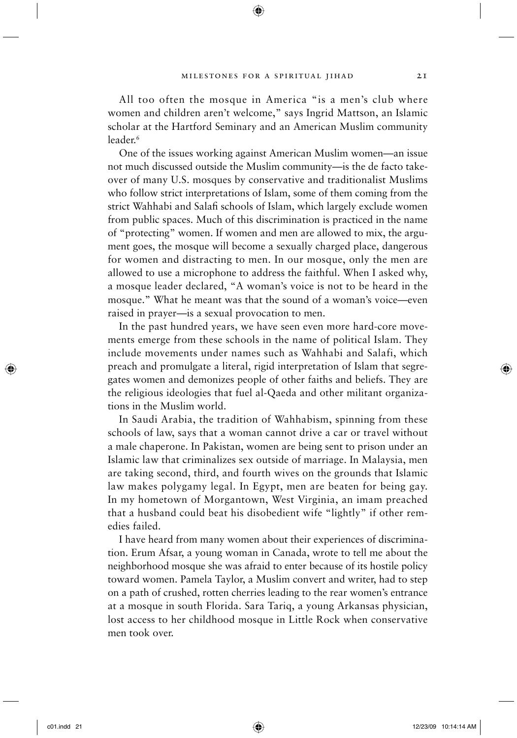All too often the mosque in America "is a men's club where women and children aren't welcome," says Ingrid Mattson, an Islamic scholar at the Hartford Seminary and an American Muslim community leader.[6]

One of the issues working against American Muslim women—an issue not much discussed outside the Muslim community—is the de facto takeover of many U.S. mosques by conservative and traditionalist Muslims who follow strict interpretations of Islam, some of them coming from the strict Wahhabi and Salafi schools of Islam, which largely exclude women from public spaces. Much of this discrimination is practiced in the name of "protecting" women. If women and men are allowed to mix, the argument goes, the mosque will become a sexually charged place, dangerous for women and distracting to men. In our mosque, only the men are allowed to use a microphone to address the faithful. When I asked why, a mosque leader declared, "A woman's voice is not to be heard in the mosque." What he meant was that the sound of a woman's voice—even raised in prayer—is a sexual provocation to men.

In the past hundred years, we have seen even more hard-core movements emerge from these schools in the name of political Islam. They include movements under names such as Wahhabi and Salafi, which preach and promulgate a literal, rigid interpretation of Islam that segregates women and demonizes people of other faiths and beliefs. They are the religious ideologies that fuel al-Qaeda and other militant organizations in the Muslim world.

In Saudi Arabia, the tradition of Wahhabism, spinning from these schools of law, says that a woman cannot drive a car or travel without a male chaperone. In Pakistan, women are being sent to prison under an Islamic law that criminalizes sex outside of marriage. In Malaysia, men are taking second, third, and fourth wives on the grounds that Islamic law makes polygamy legal. In Egypt, men are beaten for being gay. In my hometown of Morgantown, West Virginia, an imam preached that a husband could beat his disobedient wife "lightly" if other remedies failed.

I have heard from many women about their experiences of discrimination. Erum Afsar, a young woman in Canada, wrote to tell me about the neighborhood mosque she was afraid to enter because of its hostile policy toward women. Pamela Taylor, a Muslim convert and writer, had to step on a path of crushed, rotten cherries leading to the rear women's entrance at a mosque in south Florida. Sara Tariq, a young Arkansas physician, lost access to her childhood mosque in Little Rock when conservative men took over.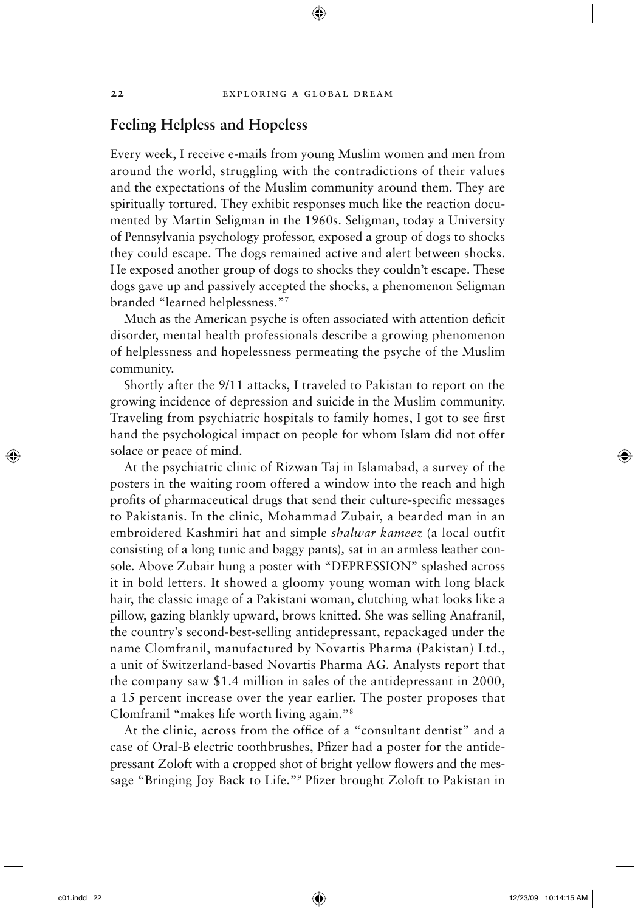## Feeling Helpless and Hopeless

Every week, I receive e-mails from young Muslim women and men from around the world, struggling with the contradictions of their values and the expectations of the Muslim community around them. They are spiritually tortured. They exhibit responses much like the reaction documented by Martin Seligman in the 1960s. Seligman, today a University of Pennsylvania psychology professor, exposed a group of dogs to shocks they could escape. The dogs remained active and alert between shocks. He exposed another group of dogs to shocks they couldn't escape. These dogs gave up and passively accepted the shocks, a phenomenon Seligman branded "learned helplessness."[7]

Much as the American psyche is often associated with attention deficit disorder, mental health professionals describe a growing phenomenon of helplessness and hopelessness permeating the psyche of the Muslim community.

Shortly after the 9/11 attacks, I traveled to Pakistan to report on the growing incidence of depression and suicide in the Muslim community. Traveling from psychiatric hospitals to family homes, I got to see first hand the psychological impact on people for whom Islam did not offer solace or peace of mind.

At the psychiatric clinic of Rizwan Taj in Islamabad, a survey of the posters in the waiting room offered a window into the reach and high profits of pharmaceutical drugs that send their culture-specific messages to Pakistanis. In the clinic, Mohammad Zubair, a bearded man in an embroidered Kashmiri hat and simple *shalwar kameez* (a local outfit consisting of a long tunic and baggy pants), sat in an armless leather console. Above Zubair hung a poster with "DEPRESSION" splashed across it in bold letters. It showed a gloomy young woman with long black hair, the classic image of a Pakistani woman, clutching what looks like a pillow, gazing blankly upward, brows knitted. She was selling Anafranil, the country's second-best-selling antidepressant, repackaged under the name Clomfranil, manufactured by Novartis Pharma (Pakistan) Ltd., a unit of Switzerland-based Novartis Pharma AG. Analysts report that the company saw $1.4 million in sales of the antidepressant in 2000, a 15 percent increase over the year earlier. The poster proposes that Clomfranil "makes life worth living again."[8]

At the clinic, across from the office of a "consultant dentist" and a case of Oral-B electric toothbrushes, Pfizer had a poster for the antidepressant Zoloft with a cropped shot of bright yellow flowers and the message "Bringing Joy Back to Life."[9] Pfizer brought Zoloft to Pakistan in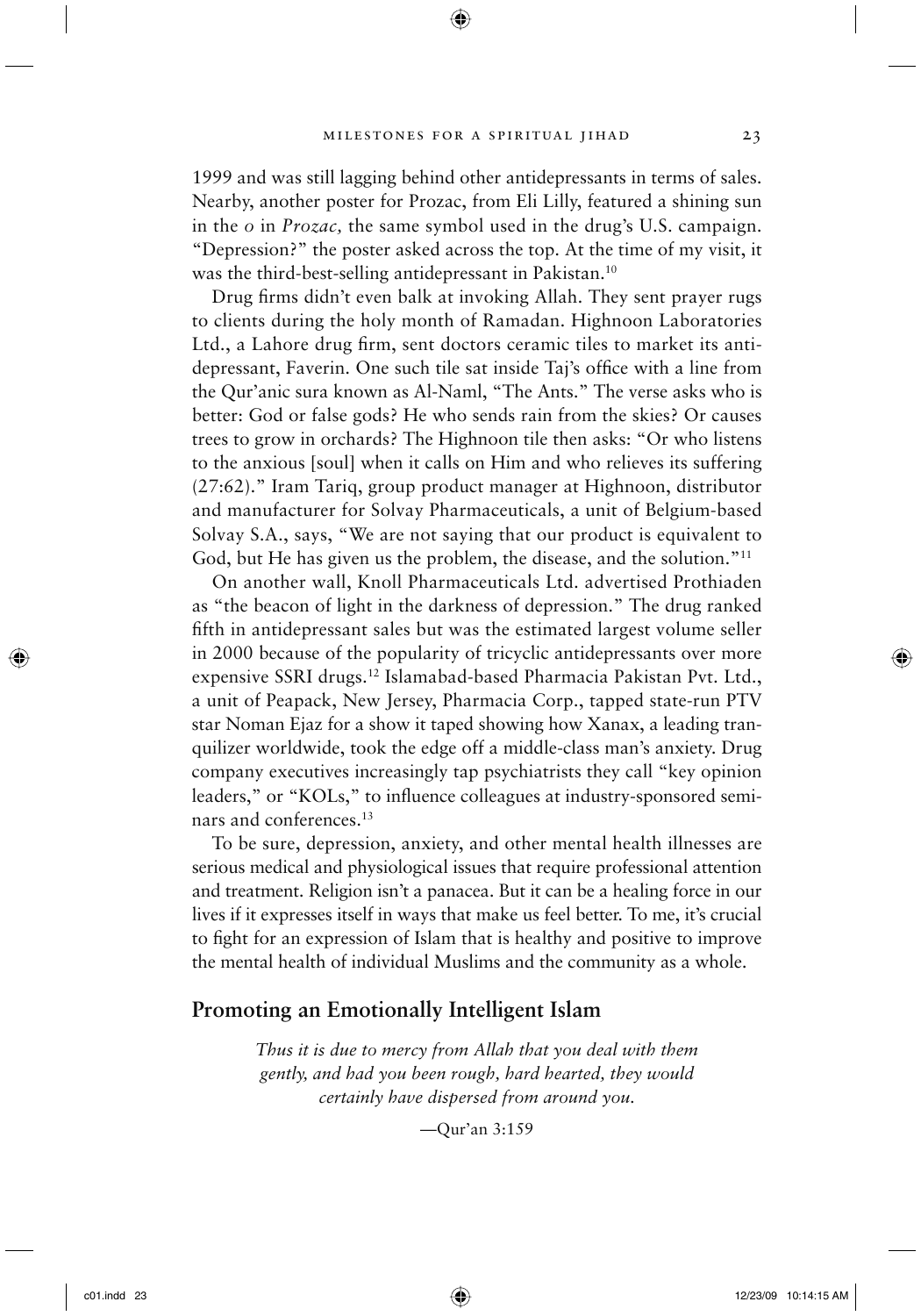1999 and was still lagging behind other antidepressants in terms of sales. Nearby, another poster for Prozac, from Eli Lilly, featured a shining sun in the *o* in *Prozac,* the same symbol used in the drug's U.S. campaign. "Depression?" the poster asked across the top. At the time of my visit, it was the third-best-selling antidepressant in Pakistan.[10]

Drug firms didn't even balk at invoking Allah. They sent prayer rugs to clients during the holy month of Ramadan. Highnoon Laboratories Ltd., a Lahore drug firm, sent doctors ceramic tiles to market its antidepressant, Faverin. One such tile sat inside Taj's office with a line from the Qur'anic sura known as Al-Naml, "The Ants." The verse asks who is better: God or false gods? He who sends rain from the skies? Or causes trees to grow in orchards? The Highnoon tile then asks: "Or who listens to the anxious [soul] when it calls on Him and who relieves its suffering (27:62)." Iram Tariq, group product manager at Highnoon, distributor and manufacturer for Solvay Pharmaceuticals, a unit of Belgium-based Solvay S.A., says, "We are not saying that our product is equivalent to God, but He has given us the problem, the disease, and the solution."[11]

On another wall, Knoll Pharmaceuticals Ltd. advertised Prothiaden as "the beacon of light in the darkness of depression." The drug ranked fifth in antidepressant sales but was the estimated largest volume seller in 2000 because of the popularity of tricyclic antidepressants over more expensive SSRI drugs.[12] Islamabad-based Pharmacia Pakistan Pvt. Ltd., a unit of Peapack, New Jersey, Pharmacia Corp., tapped state-run PTV star Noman Ejaz for a show it taped showing how Xanax, a leading tranquilizer worldwide, took the edge off a middle-class man's anxiety. Drug company executives increasingly tap psychiatrists they call "key opinion leaders," or "KOLs," to influence colleagues at industry-sponsored seminars and conferences.[13]

To be sure, depression, anxiety, and other mental health illnesses are serious medical and physiological issues that require professional attention and treatment. Religion isn't a panacea. But it can be a healing force in our lives if it expresses itself in ways that make us feel better. To me, it's crucial to fight for an expression of Islam that is healthy and positive to improve the mental health of individual Muslims and the community as a whole.

## Promoting an Emotionally Intelligent Islam

> *Thus it is due to mercy from Allah that you deal with them gently, and had you been rough, hard hearted, they would certainly have dispersed from around you.*
>
> —Qur'an 3:159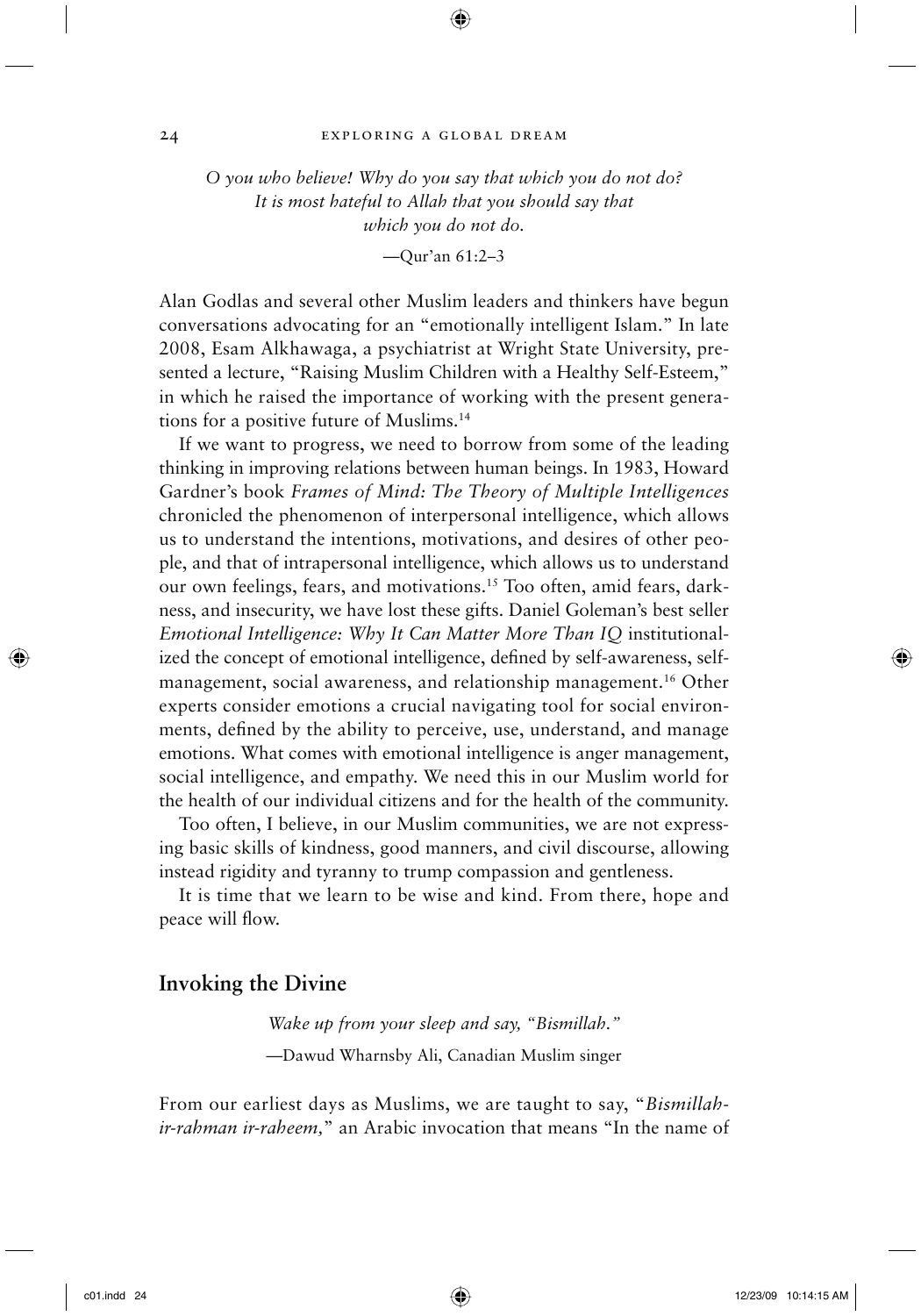*O you who believe! Why do you say that which you do not do?*
*It is most hateful to Allah that you should say that*
*which you do not do.*

—Qur'an 61:2–3

Alan Godlas and several other Muslim leaders and thinkers have begun conversations advocating for an "emotionally intelligent Islam." In late 2008, Esam Alkhawaga, a psychiatrist at Wright State University, presented a lecture, "Raising Muslim Children with a Healthy Self-Esteem," in which he raised the importance of working with the present generations for a positive future of Muslims.[14]

If we want to progress, we need to borrow from some of the leading thinking in improving relations between human beings. In 1983, Howard Gardner's book *Frames of Mind: The Theory of Multiple Intelligences* chronicled the phenomenon of interpersonal intelligence, which allows us to understand the intentions, motivations, and desires of other people, and that of intrapersonal intelligence, which allows us to understand our own feelings, fears, and motivations.[15] Too often, amid fears, darkness, and insecurity, we have lost these gifts. Daniel Goleman's best seller *Emotional Intelligence: Why It Can Matter More Than IQ* institutionalized the concept of emotional intelligence, defined by self-awareness, self-management, social awareness, and relationship management.[16] Other experts consider emotions a crucial navigating tool for social environments, defined by the ability to perceive, use, understand, and manage emotions. What comes with emotional intelligence is anger management, social intelligence, and empathy. We need this in our Muslim world for the health of our individual citizens and for the health of the community.

Too often, I believe, in our Muslim communities, we are not expressing basic skills of kindness, good manners, and civil discourse, allowing instead rigidity and tyranny to trump compassion and gentleness.

It is time that we learn to be wise and kind. From there, hope and peace will flow.

## Invoking the Divine

*Wake up from your sleep and say, "Bismillah."*

—Dawud Wharnsby Ali, Canadian Muslim singer

From our earliest days as Muslims, we are taught to say, "*Bismillah-ir-rahman ir-raheem,*" an Arabic invocation that means "In the name of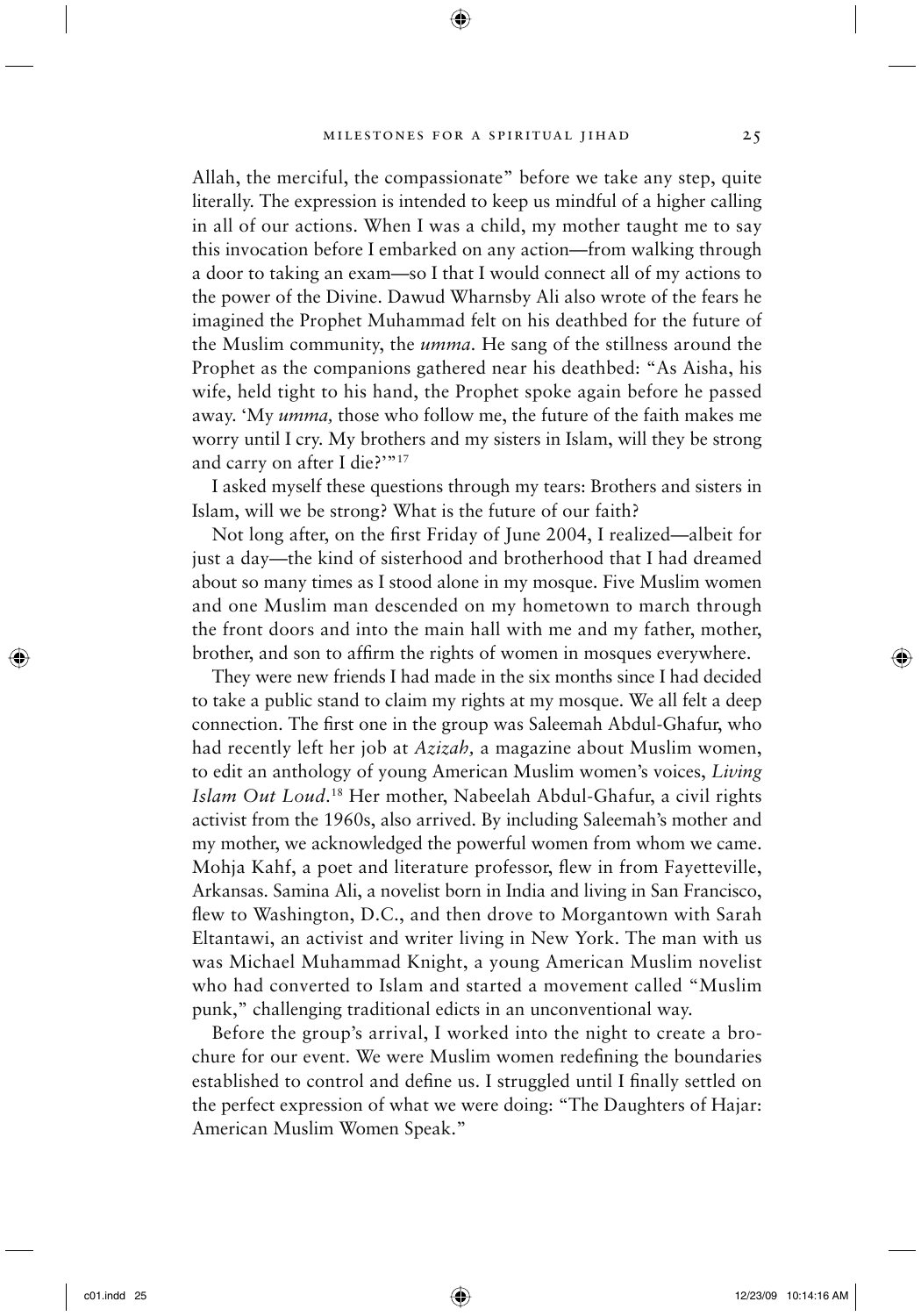Allah, the merciful, the compassionate" before we take any step, quite literally. The expression is intended to keep us mindful of a higher calling in all of our actions. When I was a child, my mother taught me to say this invocation before I embarked on any action—from walking through a door to taking an exam—so I that I would connect all of my actions to the power of the Divine. Dawud Wharnsby Ali also wrote of the fears he imagined the Prophet Muhammad felt on his deathbed for the future of the Muslim community, the *umma*. He sang of the stillness around the Prophet as the companions gathered near his deathbed: "As Aisha, his wife, held tight to his hand, the Prophet spoke again before he passed away. 'My *umma,* those who follow me, the future of the faith makes me worry until I cry. My brothers and my sisters in Islam, will they be strong and carry on after I die?'"[17]

I asked myself these questions through my tears: Brothers and sisters in Islam, will we be strong? What is the future of our faith?

Not long after, on the first Friday of June 2004, I realized—albeit for just a day—the kind of sisterhood and brotherhood that I had dreamed about so many times as I stood alone in my mosque. Five Muslim women and one Muslim man descended on my hometown to march through the front doors and into the main hall with me and my father, mother, brother, and son to affirm the rights of women in mosques everywhere.

They were new friends I had made in the six months since I had decided to take a public stand to claim my rights at my mosque. We all felt a deep connection. The first one in the group was Saleemah Abdul-Ghafur, who had recently left her job at *Azizah,* a magazine about Muslim women, to edit an anthology of young American Muslim women's voices, *Living Islam Out Loud*.[18] Her mother, Nabeelah Abdul-Ghafur, a civil rights activist from the 1960s, also arrived. By including Saleemah's mother and my mother, we acknowledged the powerful women from whom we came. Mohja Kahf, a poet and literature professor, flew in from Fayetteville, Arkansas. Samina Ali, a novelist born in India and living in San Francisco, flew to Washington, D.C., and then drove to Morgantown with Sarah Eltantawi, an activist and writer living in New York. The man with us was Michael Muhammad Knight, a young American Muslim novelist who had converted to Islam and started a movement called "Muslim punk," challenging traditional edicts in an unconventional way.

Before the group's arrival, I worked into the night to create a brochure for our event. We were Muslim women redefining the boundaries established to control and define us. I struggled until I finally settled on the perfect expression of what we were doing: "The Daughters of Hajar: American Muslim Women Speak."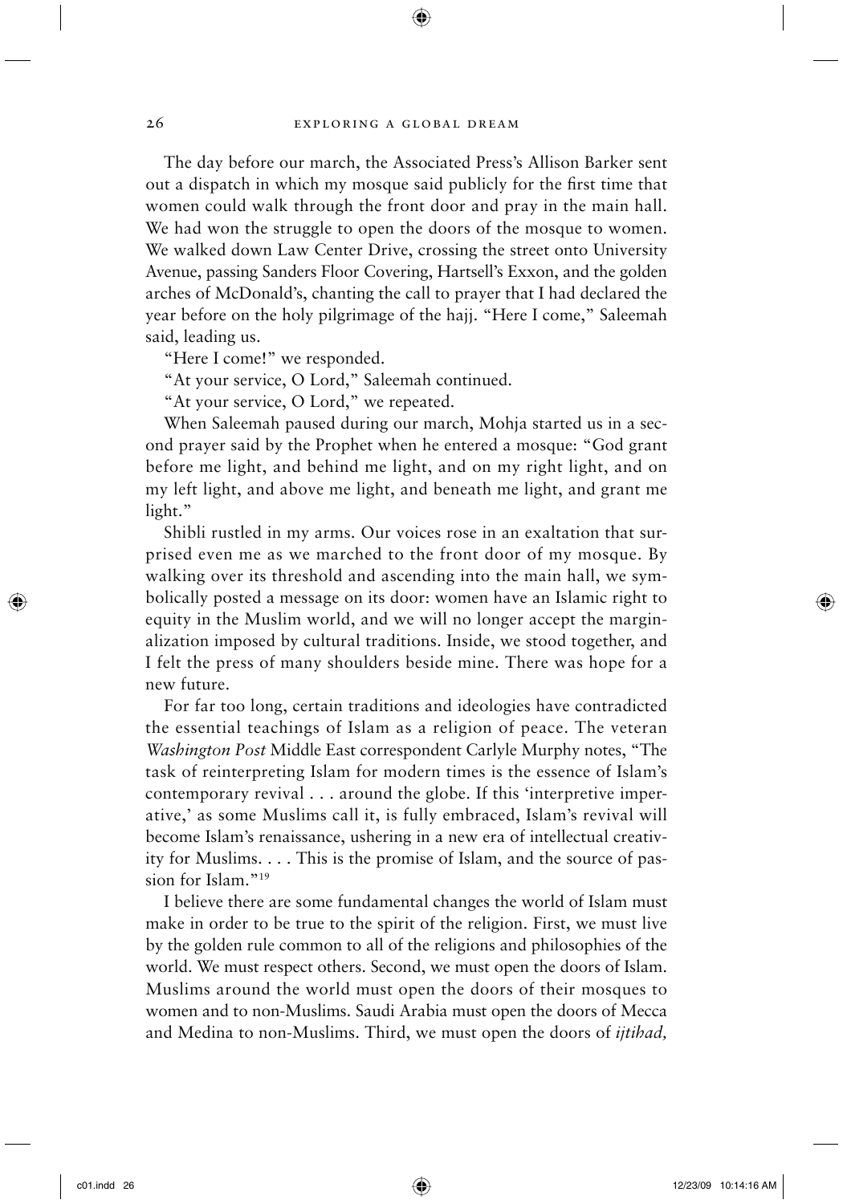The day before our march, the Associated Press's Allison Barker sent out a dispatch in which my mosque said publicly for the first time that women could walk through the front door and pray in the main hall. We had won the struggle to open the doors of the mosque to women. We walked down Law Center Drive, crossing the street onto University Avenue, passing Sanders Floor Covering, Hartsell's Exxon, and the golden arches of McDonald's, chanting the call to prayer that I had declared the year before on the holy pilgrimage of the hajj. "Here I come," Saleemah said, leading us.

"Here I come!" we responded.

"At your service, O Lord," Saleemah continued.

"At your service, O Lord," we repeated.

When Saleemah paused during our march, Mohja started us in a second prayer said by the Prophet when he entered a mosque: "God grant before me light, and behind me light, and on my right light, and on my left light, and above me light, and beneath me light, and grant me light."

Shibli rustled in my arms. Our voices rose in an exaltation that surprised even me as we marched to the front door of my mosque. By walking over its threshold and ascending into the main hall, we symbolically posted a message on its door: women have an Islamic right to equity in the Muslim world, and we will no longer accept the marginalization imposed by cultural traditions. Inside, we stood together, and I felt the press of many shoulders beside mine. There was hope for a new future.

For far too long, certain traditions and ideologies have contradicted the essential teachings of Islam as a religion of peace. The veteran *Washington Post* Middle East correspondent Carlyle Murphy notes, "The task of reinterpreting Islam for modern times is the essence of Islam's contemporary revival . . . around the globe. If this 'interpretive imperative,' as some Muslims call it, is fully embraced, Islam's revival will become Islam's renaissance, ushering in a new era of intellectual creativity for Muslims. . . . This is the promise of Islam, and the source of passion for Islam."[19]

I believe there are some fundamental changes the world of Islam must make in order to be true to the spirit of the religion. First, we must live by the golden rule common to all of the religions and philosophies of the world. We must respect others. Second, we must open the doors of Islam. Muslims around the world must open the doors of their mosques to women and to non-Muslims. Saudi Arabia must open the doors of Mecca and Medina to non-Muslims. Third, we must open the doors of *ijtihad,*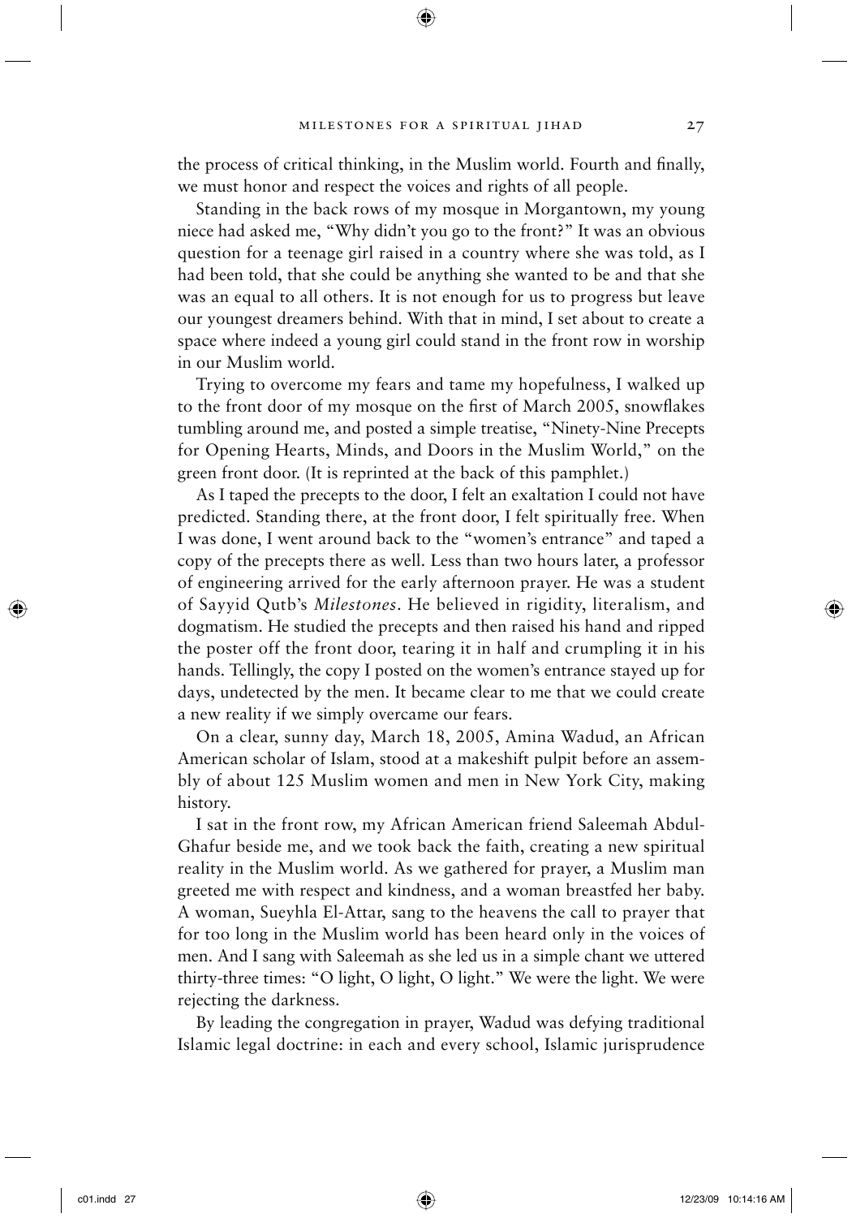the process of critical thinking, in the Muslim world. Fourth and finally, we must honor and respect the voices and rights of all people.

Standing in the back rows of my mosque in Morgantown, my young niece had asked me, "Why didn't you go to the front?" It was an obvious question for a teenage girl raised in a country where she was told, as I had been told, that she could be anything she wanted to be and that she was an equal to all others. It is not enough for us to progress but leave our youngest dreamers behind. With that in mind, I set about to create a space where indeed a young girl could stand in the front row in worship in our Muslim world.

Trying to overcome my fears and tame my hopefulness, I walked up to the front door of my mosque on the first of March 2005, snowflakes tumbling around me, and posted a simple treatise, "Ninety-Nine Precepts for Opening Hearts, Minds, and Doors in the Muslim World," on the green front door. (It is reprinted at the back of this pamphlet.)

As I taped the precepts to the door, I felt an exaltation I could not have predicted. Standing there, at the front door, I felt spiritually free. When I was done, I went around back to the "women's entrance" and taped a copy of the precepts there as well. Less than two hours later, a professor of engineering arrived for the early afternoon prayer. He was a student of Sayyid Qutb's *Milestones*. He believed in rigidity, literalism, and dogmatism. He studied the precepts and then raised his hand and ripped the poster off the front door, tearing it in half and crumpling it in his hands. Tellingly, the copy I posted on the women's entrance stayed up for days, undetected by the men. It became clear to me that we could create a new reality if we simply overcame our fears.

On a clear, sunny day, March 18, 2005, Amina Wadud, an African American scholar of Islam, stood at a makeshift pulpit before an assembly of about 125 Muslim women and men in New York City, making history.

I sat in the front row, my African American friend Saleemah Abdul-Ghafur beside me, and we took back the faith, creating a new spiritual reality in the Muslim world. As we gathered for prayer, a Muslim man greeted me with respect and kindness, and a woman breastfed her baby. A woman, Sueyhla El-Attar, sang to the heavens the call to prayer that for too long in the Muslim world has been heard only in the voices of men. And I sang with Saleemah as she led us in a simple chant we uttered thirty-three times: "O light, O light, O light." We were the light. We were rejecting the darkness.

By leading the congregation in prayer, Wadud was defying traditional Islamic legal doctrine: in each and every school, Islamic jurisprudence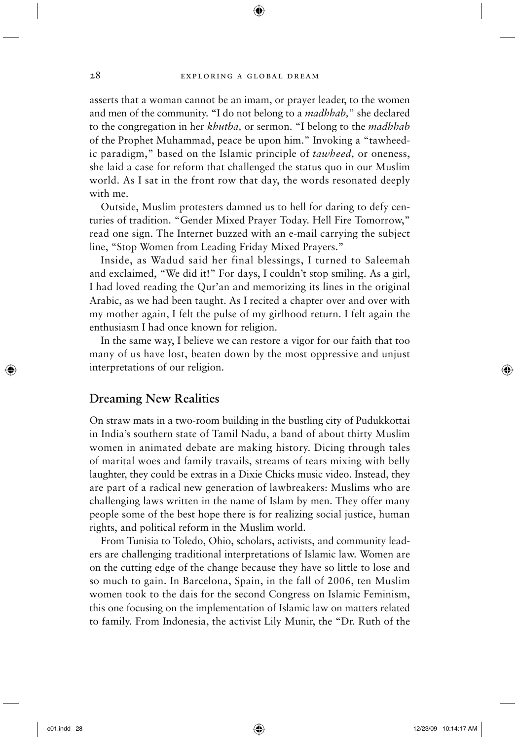asserts that a woman cannot be an imam, or prayer leader, to the women and men of the community. "I do not belong to a *madhhab,*" she declared to the congregation in her *khutba,* or sermon. "I belong to the *madhhab* of the Prophet Muhammad, peace be upon him." Invoking a "tawheedic paradigm," based on the Islamic principle of *tawheed,* or oneness, she laid a case for reform that challenged the status quo in our Muslim world. As I sat in the front row that day, the words resonated deeply with me.

Outside, Muslim protesters damned us to hell for daring to defy centuries of tradition. "Gender Mixed Prayer Today. Hell Fire Tomorrow," read one sign. The Internet buzzed with an e-mail carrying the subject line, "Stop Women from Leading Friday Mixed Prayers."

Inside, as Wadud said her final blessings, I turned to Saleemah and exclaimed, "We did it!" For days, I couldn't stop smiling. As a girl, I had loved reading the Qur'an and memorizing its lines in the original Arabic, as we had been taught. As I recited a chapter over and over with my mother again, I felt the pulse of my girlhood return. I felt again the enthusiasm I had once known for religion.

In the same way, I believe we can restore a vigor for our faith that too many of us have lost, beaten down by the most oppressive and unjust interpretations of our religion.

## Dreaming New Realities

On straw mats in a two-room building in the bustling city of Pudukkottai in India's southern state of Tamil Nadu, a band of about thirty Muslim women in animated debate are making history. Dicing through tales of marital woes and family travails, streams of tears mixing with belly laughter, they could be extras in a Dixie Chicks music video. Instead, they are part of a radical new generation of lawbreakers: Muslims who are challenging laws written in the name of Islam by men. They offer many people some of the best hope there is for realizing social justice, human rights, and political reform in the Muslim world.

From Tunisia to Toledo, Ohio, scholars, activists, and community leaders are challenging traditional interpretations of Islamic law. Women are on the cutting edge of the change because they have so little to lose and so much to gain. In Barcelona, Spain, in the fall of 2006, ten Muslim women took to the dais for the second Congress on Islamic Feminism, this one focusing on the implementation of Islamic law on matters related to family. From Indonesia, the activist Lily Munir, the "Dr. Ruth of the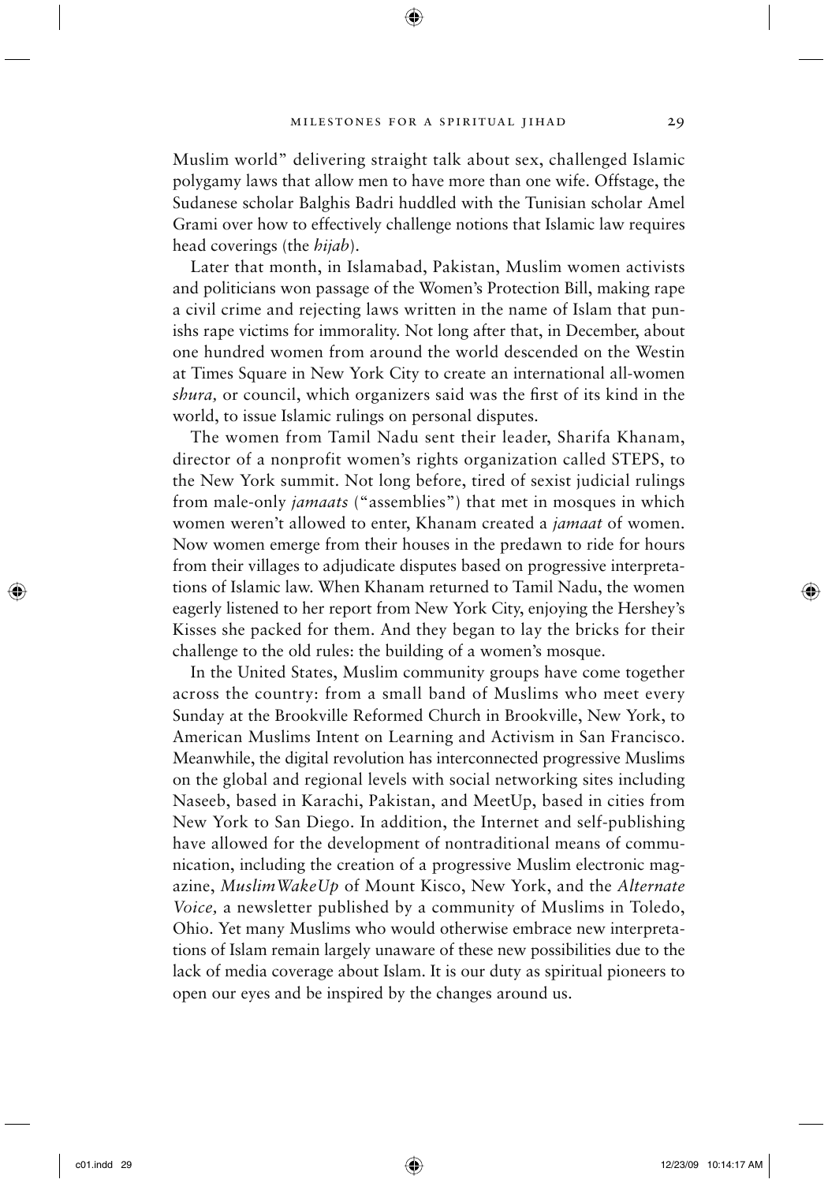Muslim world" delivering straight talk about sex, challenged Islamic polygamy laws that allow men to have more than one wife. Offstage, the Sudanese scholar Balghis Badri huddled with the Tunisian scholar Amel Grami over how to effectively challenge notions that Islamic law requires head coverings (the *hijab*).

Later that month, in Islamabad, Pakistan, Muslim women activists and politicians won passage of the Women's Protection Bill, making rape a civil crime and rejecting laws written in the name of Islam that punishs rape victims for immorality. Not long after that, in December, about one hundred women from around the world descended on the Westin at Times Square in New York City to create an international all-women *shura,* or council, which organizers said was the first of its kind in the world, to issue Islamic rulings on personal disputes.

The women from Tamil Nadu sent their leader, Sharifa Khanam, director of a nonprofit women's rights organization called STEPS, to the New York summit. Not long before, tired of sexist judicial rulings from male-only *jamaats* ("assemblies") that met in mosques in which women weren't allowed to enter, Khanam created a *jamaat* of women. Now women emerge from their houses in the predawn to ride for hours from their villages to adjudicate disputes based on progressive interpretations of Islamic law. When Khanam returned to Tamil Nadu, the women eagerly listened to her report from New York City, enjoying the Hershey's Kisses she packed for them. And they began to lay the bricks for their challenge to the old rules: the building of a women's mosque.

In the United States, Muslim community groups have come together across the country: from a small band of Muslims who meet every Sunday at the Brookville Reformed Church in Brookville, New York, to American Muslims Intent on Learning and Activism in San Francisco. Meanwhile, the digital revolution has interconnected progressive Muslims on the global and regional levels with social networking sites including Naseeb, based in Karachi, Pakistan, and MeetUp, based in cities from New York to San Diego. In addition, the Internet and self-publishing have allowed for the development of nontraditional means of communication, including the creation of a progressive Muslim electronic magazine, *MuslimWakeUp* of Mount Kisco, New York, and the *Alternate Voice,* a newsletter published by a community of Muslims in Toledo, Ohio. Yet many Muslims who would otherwise embrace new interpretations of Islam remain largely unaware of these new possibilities due to the lack of media coverage about Islam. It is our duty as spiritual pioneers to open our eyes and be inspired by the changes around us.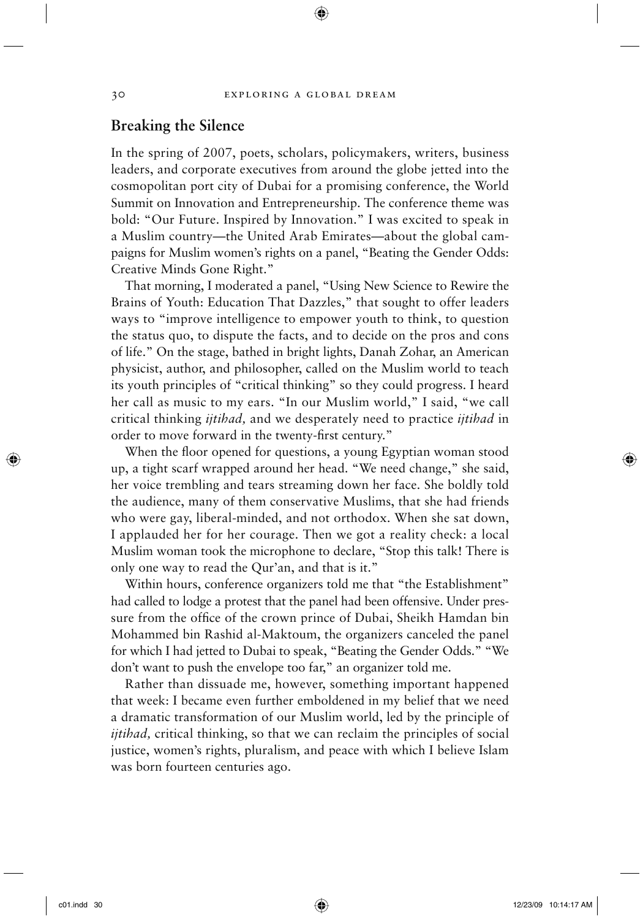## Breaking the Silence

In the spring of 2007, poets, scholars, policymakers, writers, business leaders, and corporate executives from around the globe jetted into the cosmopolitan port city of Dubai for a promising conference, the World Summit on Innovation and Entrepreneurship. The conference theme was bold: "Our Future. Inspired by Innovation." I was excited to speak in a Muslim country—the United Arab Emirates—about the global campaigns for Muslim women's rights on a panel, "Beating the Gender Odds: Creative Minds Gone Right."

That morning, I moderated a panel, "Using New Science to Rewire the Brains of Youth: Education That Dazzles," that sought to offer leaders ways to "improve intelligence to empower youth to think, to question the status quo, to dispute the facts, and to decide on the pros and cons of life." On the stage, bathed in bright lights, Danah Zohar, an American physicist, author, and philosopher, called on the Muslim world to teach its youth principles of "critical thinking" so they could progress. I heard her call as music to my ears. "In our Muslim world," I said, "we call critical thinking *ijtihad,* and we desperately need to practice *ijtihad* in order to move forward in the twenty-first century."

When the floor opened for questions, a young Egyptian woman stood up, a tight scarf wrapped around her head. "We need change," she said, her voice trembling and tears streaming down her face. She boldly told the audience, many of them conservative Muslims, that she had friends who were gay, liberal-minded, and not orthodox. When she sat down, I applauded her for her courage. Then we got a reality check: a local Muslim woman took the microphone to declare, "Stop this talk! There is only one way to read the Qur'an, and that is it."

Within hours, conference organizers told me that "the Establishment" had called to lodge a protest that the panel had been offensive. Under pressure from the office of the crown prince of Dubai, Sheikh Hamdan bin Mohammed bin Rashid al-Maktoum, the organizers canceled the panel for which I had jetted to Dubai to speak, "Beating the Gender Odds." "We don't want to push the envelope too far," an organizer told me.

Rather than dissuade me, however, something important happened that week: I became even further emboldened in my belief that we need a dramatic transformation of our Muslim world, led by the principle of *ijtihad,* critical thinking, so that we can reclaim the principles of social justice, women's rights, pluralism, and peace with which I believe Islam was born fourteen centuries ago.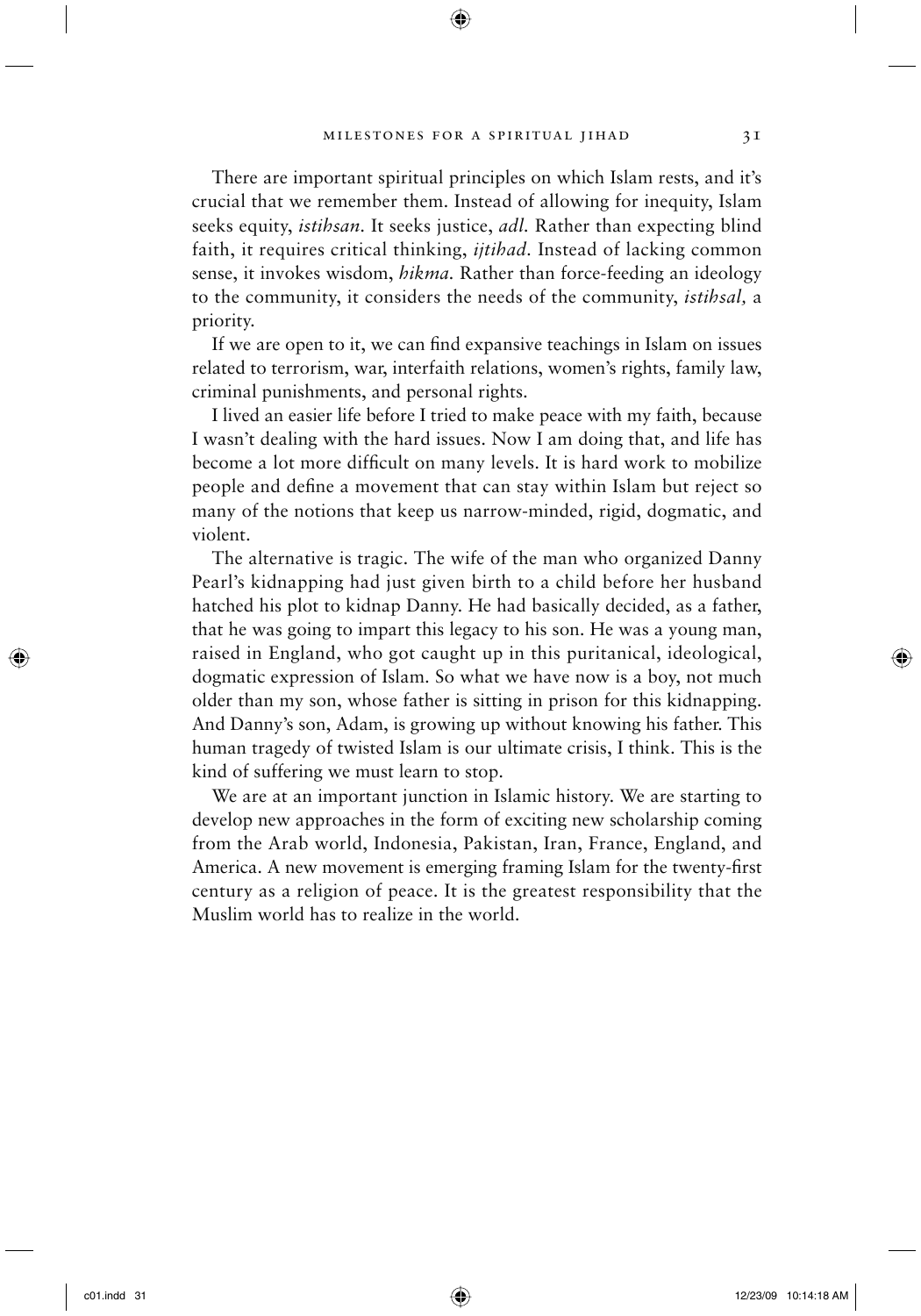There are important spiritual principles on which Islam rests, and it's crucial that we remember them. Instead of allowing for inequity, Islam seeks equity, *istihsan.* It seeks justice, *adl.* Rather than expecting blind faith, it requires critical thinking, *ijtihad.* Instead of lacking common sense, it invokes wisdom, *hikma.* Rather than force-feeding an ideology to the community, it considers the needs of the community, *istihsal,* a priority.

If we are open to it, we can find expansive teachings in Islam on issues related to terrorism, war, interfaith relations, women's rights, family law, criminal punishments, and personal rights.

I lived an easier life before I tried to make peace with my faith, because I wasn't dealing with the hard issues. Now I am doing that, and life has become a lot more difficult on many levels. It is hard work to mobilize people and define a movement that can stay within Islam but reject so many of the notions that keep us narrow-minded, rigid, dogmatic, and violent.

The alternative is tragic. The wife of the man who organized Danny Pearl's kidnapping had just given birth to a child before her husband hatched his plot to kidnap Danny. He had basically decided, as a father, that he was going to impart this legacy to his son. He was a young man, raised in England, who got caught up in this puritanical, ideological, dogmatic expression of Islam. So what we have now is a boy, not much older than my son, whose father is sitting in prison for this kidnapping. And Danny's son, Adam, is growing up without knowing his father. This human tragedy of twisted Islam is our ultimate crisis, I think. This is the kind of suffering we must learn to stop.

We are at an important junction in Islamic history. We are starting to develop new approaches in the form of exciting new scholarship coming from the Arab world, Indonesia, Pakistan, Iran, France, England, and America. A new movement is emerging framing Islam for the twenty-first century as a religion of peace. It is the greatest responsibility that the Muslim world has to realize in the world.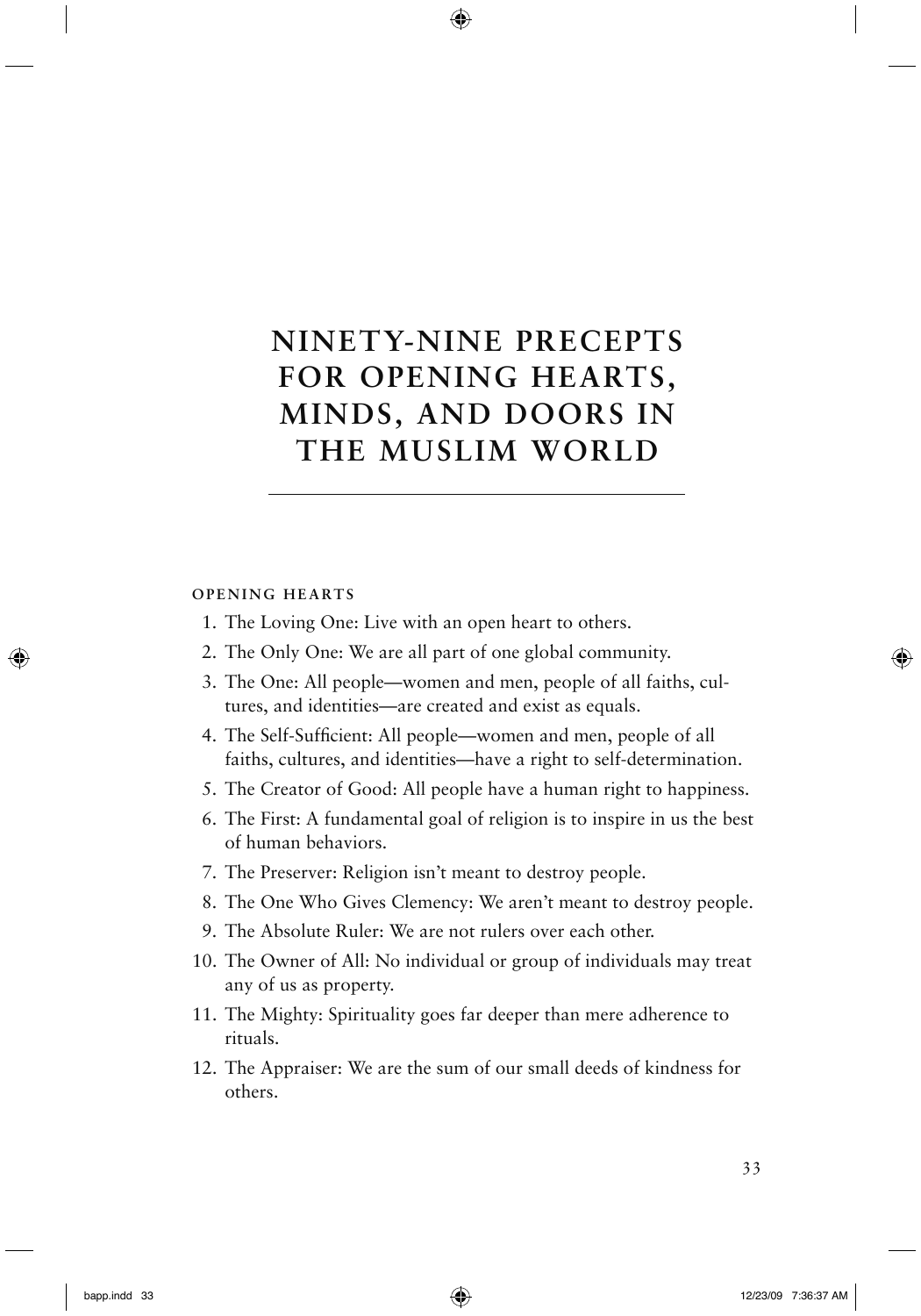# NINETY-NINE PRECEPTS FOR OPENING HEARTS, MINDS, AND DOORS IN THE MUSLIM WORLD

## OPENING HEARTS

1. The Loving One: Live with an open heart to others.
2. The Only One: We are all part of one global community.
3. The One: All people—women and men, people of all faiths, cultures, and identities—are created and exist as equals.
4. The Self-Sufficient: All people—women and men, people of all faiths, cultures, and identities—have a right to self-determination.
5. The Creator of Good: All people have a human right to happiness.
6. The First: A fundamental goal of religion is to inspire in us the best of human behaviors.
7. The Preserver: Religion isn't meant to destroy people.
8. The One Who Gives Clemency: We aren't meant to destroy people.
9. The Absolute Ruler: We are not rulers over each other.
10. The Owner of All: No individual or group of individuals may treat any of us as property.
11. The Mighty: Spirituality goes far deeper than mere adherence to rituals.
12. The Appraiser: We are the sum of our small deeds of kindness for others.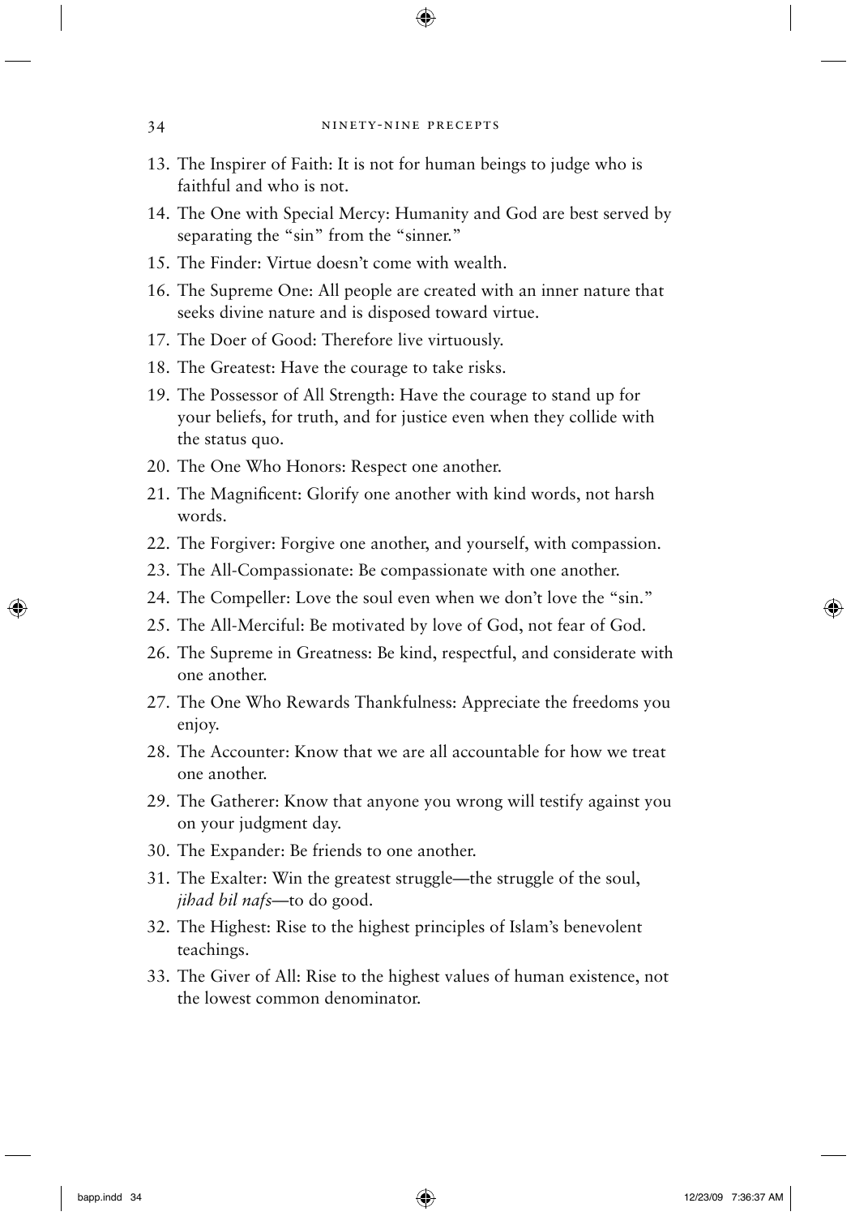13. The Inspirer of Faith: It is not for human beings to judge who is faithful and who is not.
14. The One with Special Mercy: Humanity and God are best served by separating the "sin" from the "sinner."
15. The Finder: Virtue doesn't come with wealth.
16. The Supreme One: All people are created with an inner nature that seeks divine nature and is disposed toward virtue.
17. The Doer of Good: Therefore live virtuously.
18. The Greatest: Have the courage to take risks.
19. The Possessor of All Strength: Have the courage to stand up for your beliefs, for truth, and for justice even when they collide with the status quo.
20. The One Who Honors: Respect one another.
21. The Magnificent: Glorify one another with kind words, not harsh words.
22. The Forgiver: Forgive one another, and yourself, with compassion.
23. The All-Compassionate: Be compassionate with one another.
24. The Compeller: Love the soul even when we don't love the "sin."
25. The All-Merciful: Be motivated by love of God, not fear of God.
26. The Supreme in Greatness: Be kind, respectful, and considerate with one another.
27. The One Who Rewards Thankfulness: Appreciate the freedoms you enjoy.
28. The Accounter: Know that we are all accountable for how we treat one another.
29. The Gatherer: Know that anyone you wrong will testify against you on your judgment day.
30. The Expander: Be friends to one another.
31. The Exalter: Win the greatest struggle—the struggle of the soul, *jihad bil nafs*—to do good.
32. The Highest: Rise to the highest principles of Islam's benevolent teachings.
33. The Giver of All: Rise to the highest values of human existence, not the lowest common denominator.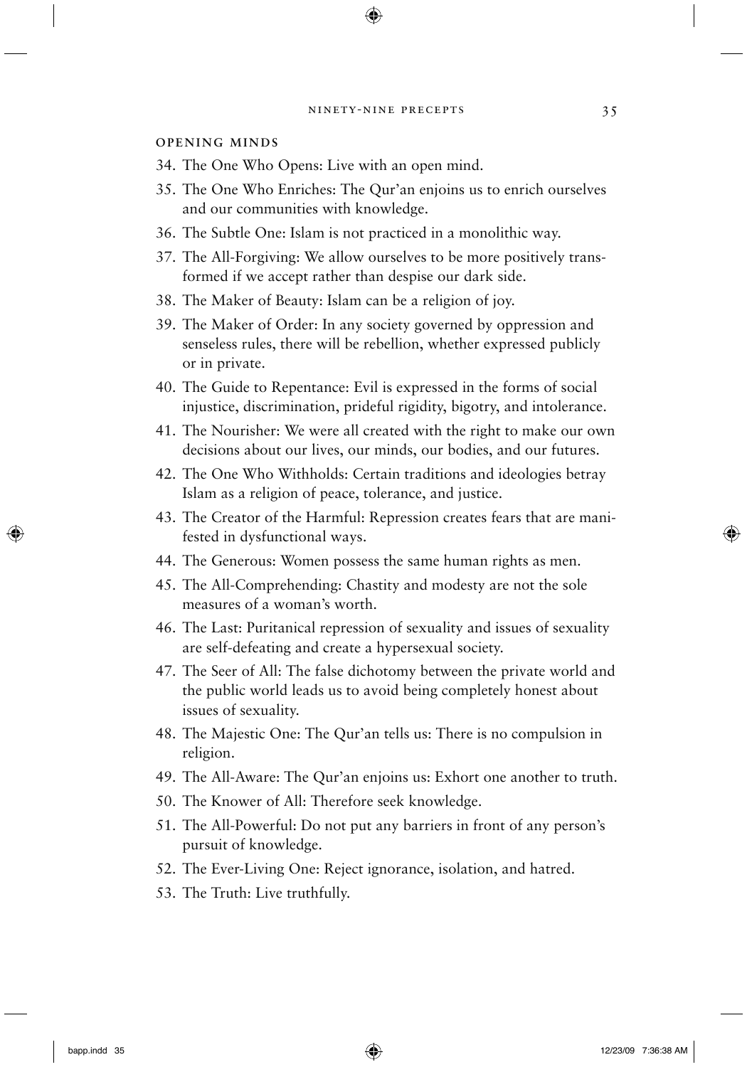#### OPENING MINDS

34. The One Who Opens: Live with an open mind.
35. The One Who Enriches: The Qur'an enjoins us to enrich ourselves and our communities with knowledge.
36. The Subtle One: Islam is not practiced in a monolithic way.
37. The All-Forgiving: We allow ourselves to be more positively transformed if we accept rather than despise our dark side.
38. The Maker of Beauty: Islam can be a religion of joy.
39. The Maker of Order: In any society governed by oppression and senseless rules, there will be rebellion, whether expressed publicly or in private.
40. The Guide to Repentance: Evil is expressed in the forms of social injustice, discrimination, prideful rigidity, bigotry, and intolerance.
41. The Nourisher: We were all created with the right to make our own decisions about our lives, our minds, our bodies, and our futures.
42. The One Who Withholds: Certain traditions and ideologies betray Islam as a religion of peace, tolerance, and justice.
43. The Creator of the Harmful: Repression creates fears that are manifested in dysfunctional ways.
44. The Generous: Women possess the same human rights as men.
45. The All-Comprehending: Chastity and modesty are not the sole measures of a woman's worth.
46. The Last: Puritanical repression of sexuality and issues of sexuality are self-defeating and create a hypersexual society.
47. The Seer of All: The false dichotomy between the private world and the public world leads us to avoid being completely honest about issues of sexuality.
48. The Majestic One: The Qur'an tells us: There is no compulsion in religion.
49. The All-Aware: The Qur'an enjoins us: Exhort one another to truth.
50. The Knower of All: Therefore seek knowledge.
51. The All-Powerful: Do not put any barriers in front of any person's pursuit of knowledge.
52. The Ever-Living One: Reject ignorance, isolation, and hatred.
53. The Truth: Live truthfully.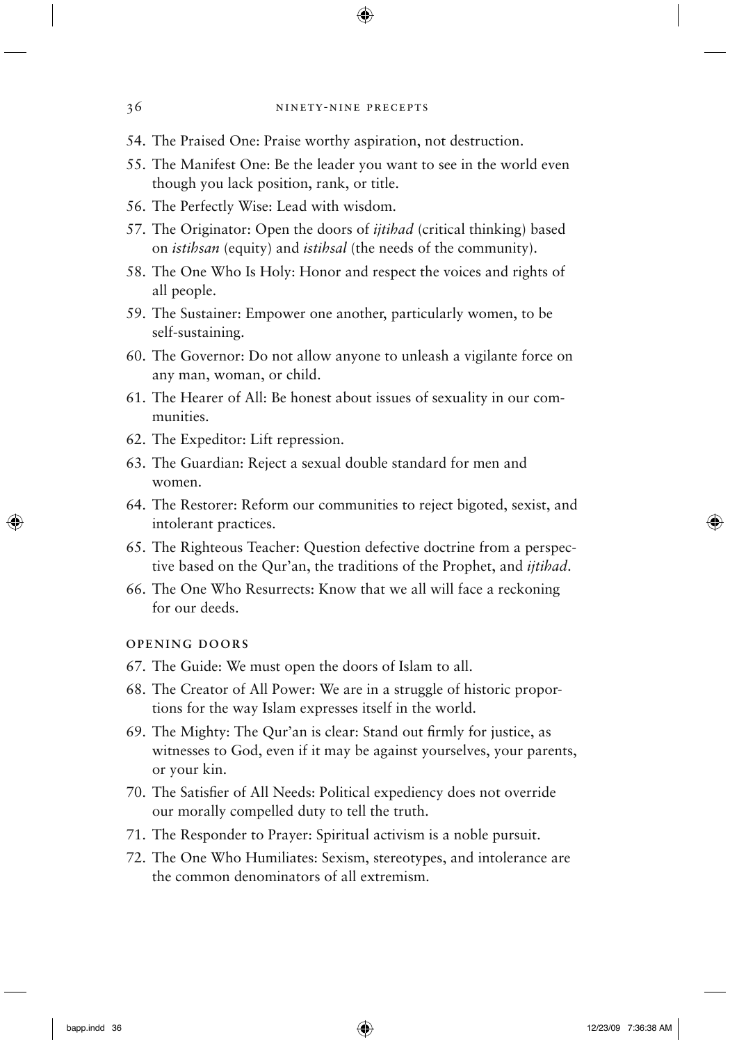54. The Praised One: Praise worthy aspiration, not destruction.
55. The Manifest One: Be the leader you want to see in the world even though you lack position, rank, or title.
56. The Perfectly Wise: Lead with wisdom.
57. The Originator: Open the doors of *ijtihad* (critical thinking) based on *istihsan* (equity) and *istihsal* (the needs of the community).
58. The One Who Is Holy: Honor and respect the voices and rights of all people.
59. The Sustainer: Empower one another, particularly women, to be self-sustaining.
60. The Governor: Do not allow anyone to unleash a vigilante force on any man, woman, or child.
61. The Hearer of All: Be honest about issues of sexuality in our communities.
62. The Expeditor: Lift repression.
63. The Guardian: Reject a sexual double standard for men and women.
64. The Restorer: Reform our communities to reject bigoted, sexist, and intolerant practices.
65. The Righteous Teacher: Question defective doctrine from a perspective based on the Qur'an, the traditions of the Prophet, and *ijtihad*.
66. The One Who Resurrects: Know that we all will face a reckoning for our deeds.

### OPENING DOORS

67. The Guide: We must open the doors of Islam to all.
68. The Creator of All Power: We are in a struggle of historic proportions for the way Islam expresses itself in the world.
69. The Mighty: The Qur'an is clear: Stand out firmly for justice, as witnesses to God, even if it may be against yourselves, your parents, or your kin.
70. The Satisfier of All Needs: Political expediency does not override our morally compelled duty to tell the truth.
71. The Responder to Prayer: Spiritual activism is a noble pursuit.
72. The One Who Humiliates: Sexism, stereotypes, and intolerance are the common denominators of all extremism.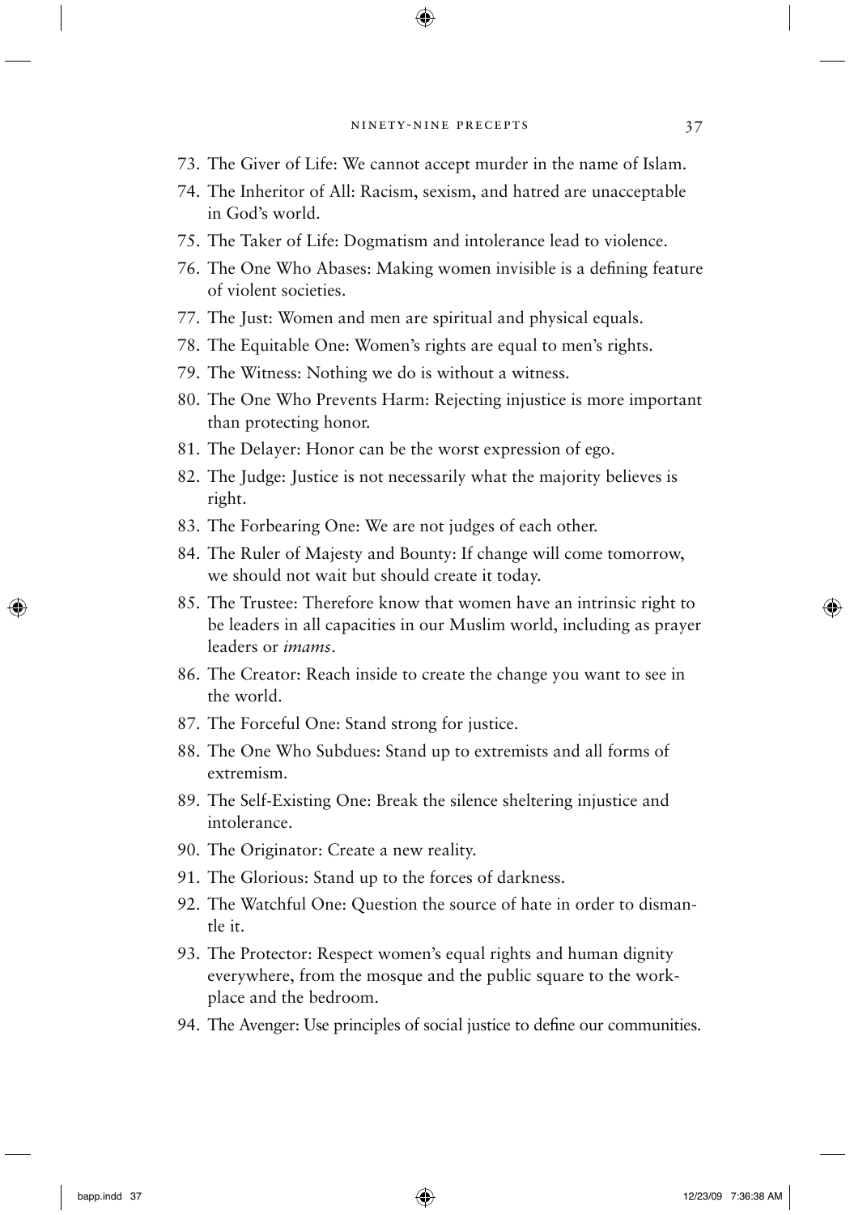73. The Giver of Life: We cannot accept murder in the name of Islam.
74. The Inheritor of All: Racism, sexism, and hatred are unacceptable in God's world.
75. The Taker of Life: Dogmatism and intolerance lead to violence.
76. The One Who Abases: Making women invisible is a defining feature of violent societies.
77. The Just: Women and men are spiritual and physical equals.
78. The Equitable One: Women's rights are equal to men's rights.
79. The Witness: Nothing we do is without a witness.
80. The One Who Prevents Harm: Rejecting injustice is more important than protecting honor.
81. The Delayer: Honor can be the worst expression of ego.
82. The Judge: Justice is not necessarily what the majority believes is right.
83. The Forbearing One: We are not judges of each other.
84. The Ruler of Majesty and Bounty: If change will come tomorrow, we should not wait but should create it today.
85. The Trustee: Therefore know that women have an intrinsic right to be leaders in all capacities in our Muslim world, including as prayer leaders or *imams*.
86. The Creator: Reach inside to create the change you want to see in the world.
87. The Forceful One: Stand strong for justice.
88. The One Who Subdues: Stand up to extremists and all forms of extremism.
89. The Self-Existing One: Break the silence sheltering injustice and intolerance.
90. The Originator: Create a new reality.
91. The Glorious: Stand up to the forces of darkness.
92. The Watchful One: Question the source of hate in order to dismantle it.
93. The Protector: Respect women's equal rights and human dignity everywhere, from the mosque and the public square to the workplace and the bedroom.
94. The Avenger: Use principles of social justice to define our communities.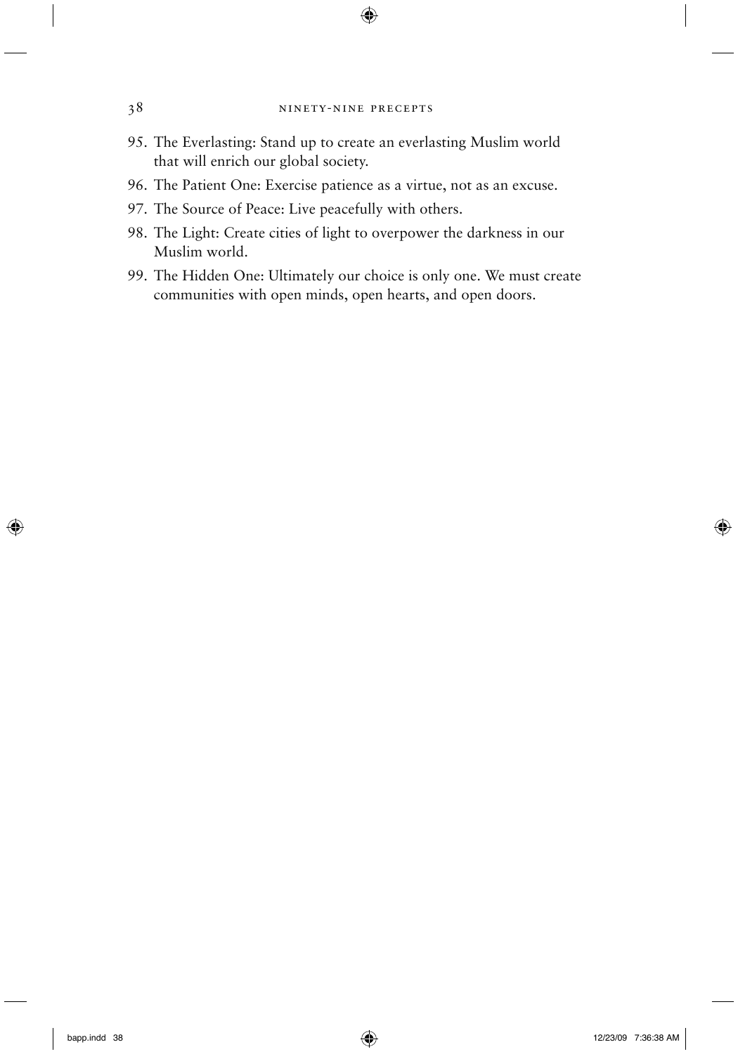95. The Everlasting: Stand up to create an everlasting Muslim world that will enrich our global society.
96. The Patient One: Exercise patience as a virtue, not as an excuse.
97. The Source of Peace: Live peacefully with others.
98. The Light: Create cities of light to overpower the darkness in our Muslim world.
99. The Hidden One: Ultimately our choice is only one. We must create communities with open minds, open hearts, and open doors.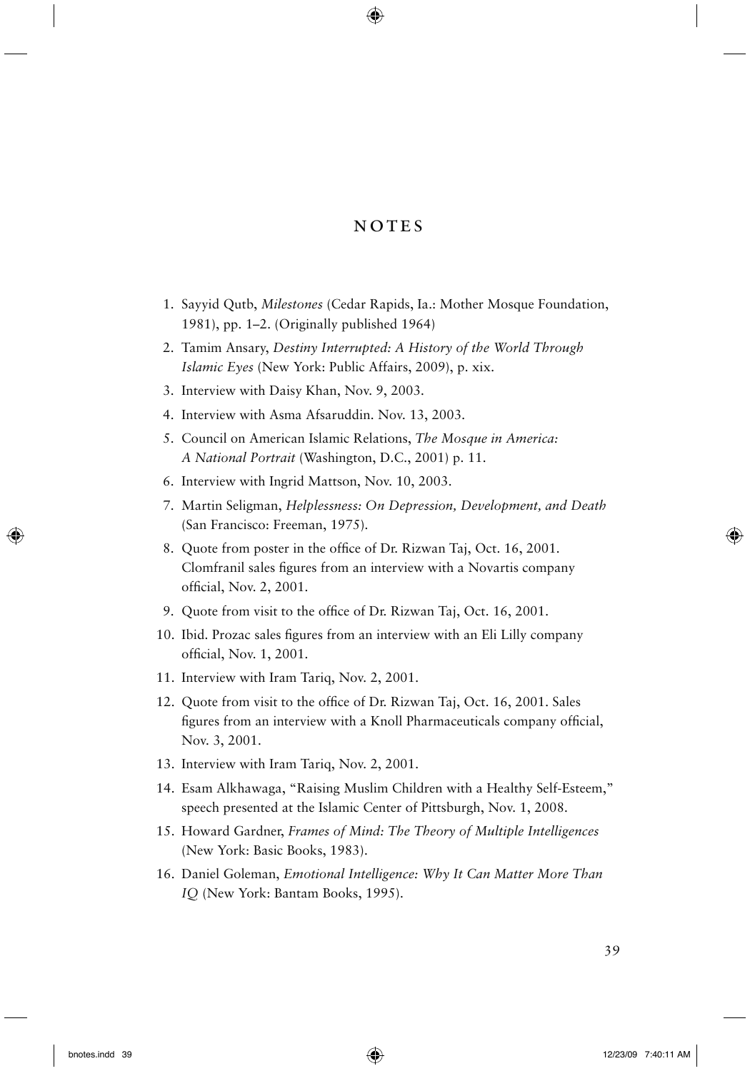# NOTES

1. Sayyid Qutb, *Milestones* (Cedar Rapids, Ia.: Mother Mosque Foundation, 1981), pp. 1–2. (Originally published 1964)
2. Tamim Ansary, *Destiny Interrupted: A History of the World Through Islamic Eyes* (New York: Public Affairs, 2009), p. xix.
3. Interview with Daisy Khan, Nov. 9, 2003.
4. Interview with Asma Afsaruddin. Nov. 13, 2003.
5. Council on American Islamic Relations, *The Mosque in America: A National Portrait* (Washington, D.C., 2001) p. 11.
6. Interview with Ingrid Mattson, Nov. 10, 2003.
7. Martin Seligman, *Helplessness: On Depression, Development, and Death* (San Francisco: Freeman, 1975).
8. Quote from poster in the office of Dr. Rizwan Taj, Oct. 16, 2001. Clomfranil sales figures from an interview with a Novartis company official, Nov. 2, 2001.
9. Quote from visit to the office of Dr. Rizwan Taj, Oct. 16, 2001.
10. Ibid. Prozac sales figures from an interview with an Eli Lilly company official, Nov. 1, 2001.
11. Interview with Iram Tariq, Nov. 2, 2001.
12. Quote from visit to the office of Dr. Rizwan Taj, Oct. 16, 2001. Sales figures from an interview with a Knoll Pharmaceuticals company official, Nov. 3, 2001.
13. Interview with Iram Tariq, Nov. 2, 2001.
14. Esam Alkhawaga, "Raising Muslim Children with a Healthy Self-Esteem," speech presented at the Islamic Center of Pittsburgh, Nov. 1, 2008.
15. Howard Gardner, *Frames of Mind: The Theory of Multiple Intelligences* (New York: Basic Books, 1983).
16. Daniel Goleman, *Emotional Intelligence: Why It Can Matter More Than IQ* (New York: Bantam Books, 1995).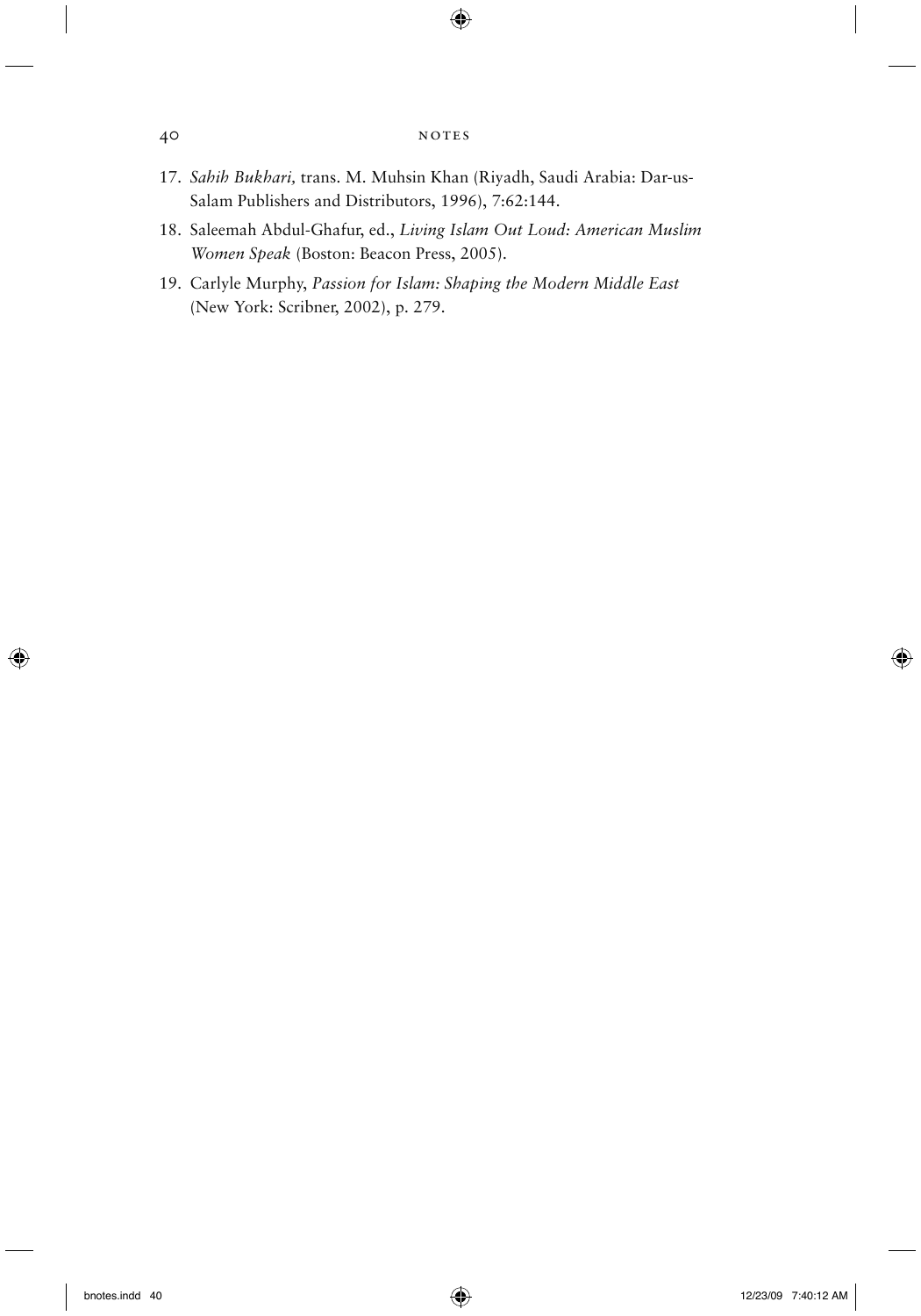17. *Sahih Bukhari,* trans. M. Muhsin Khan (Riyadh, Saudi Arabia: Dar-us-Salam Publishers and Distributors, 1996), 7:62:144.
18. Saleemah Abdul-Ghafur, ed., *Living Islam Out Loud: American Muslim Women Speak* (Boston: Beacon Press, 2005).
19. Carlyle Murphy, *Passion for Islam: Shaping the Modern Middle East* (New York: Scribner, 2002), p. 279.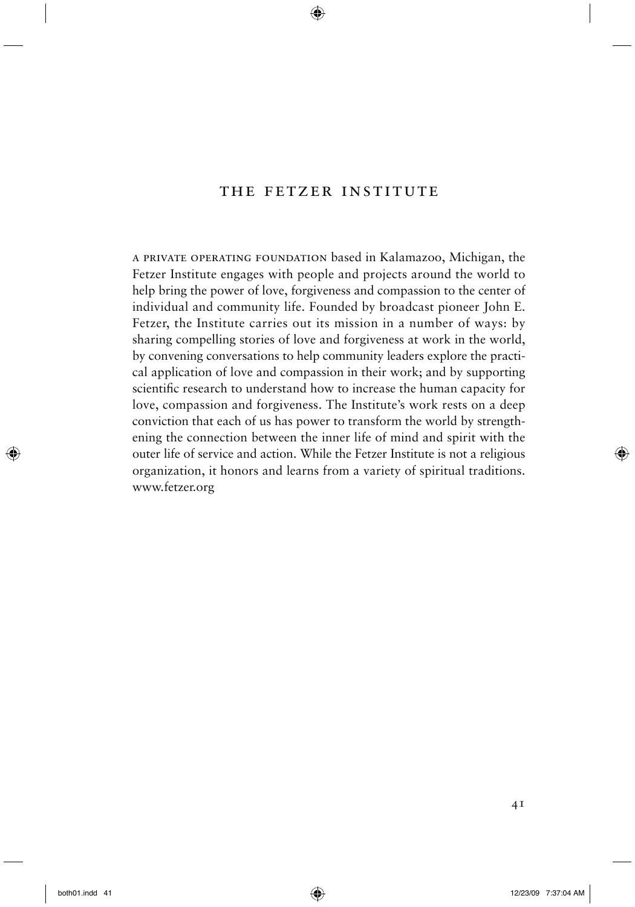# The Fetzer Institute

A private operating foundation based in Kalamazoo, Michigan, the Fetzer Institute engages with people and projects around the world to help bring the power of love, forgiveness and compassion to the center of individual and community life. Founded by broadcast pioneer John E. Fetzer, the Institute carries out its mission in a number of ways: by sharing compelling stories of love and forgiveness at work in the world, by convening conversations to help community leaders explore the practical application of love and compassion in their work; and by supporting scientific research to understand how to increase the human capacity for love, compassion and forgiveness. The Institute's work rests on a deep conviction that each of us has power to transform the world by strengthening the connection between the inner life of mind and spirit with the outer life of service and action. While the Fetzer Institute is not a religious organization, it honors and learns from a variety of spiritual traditions. www.fetzer.org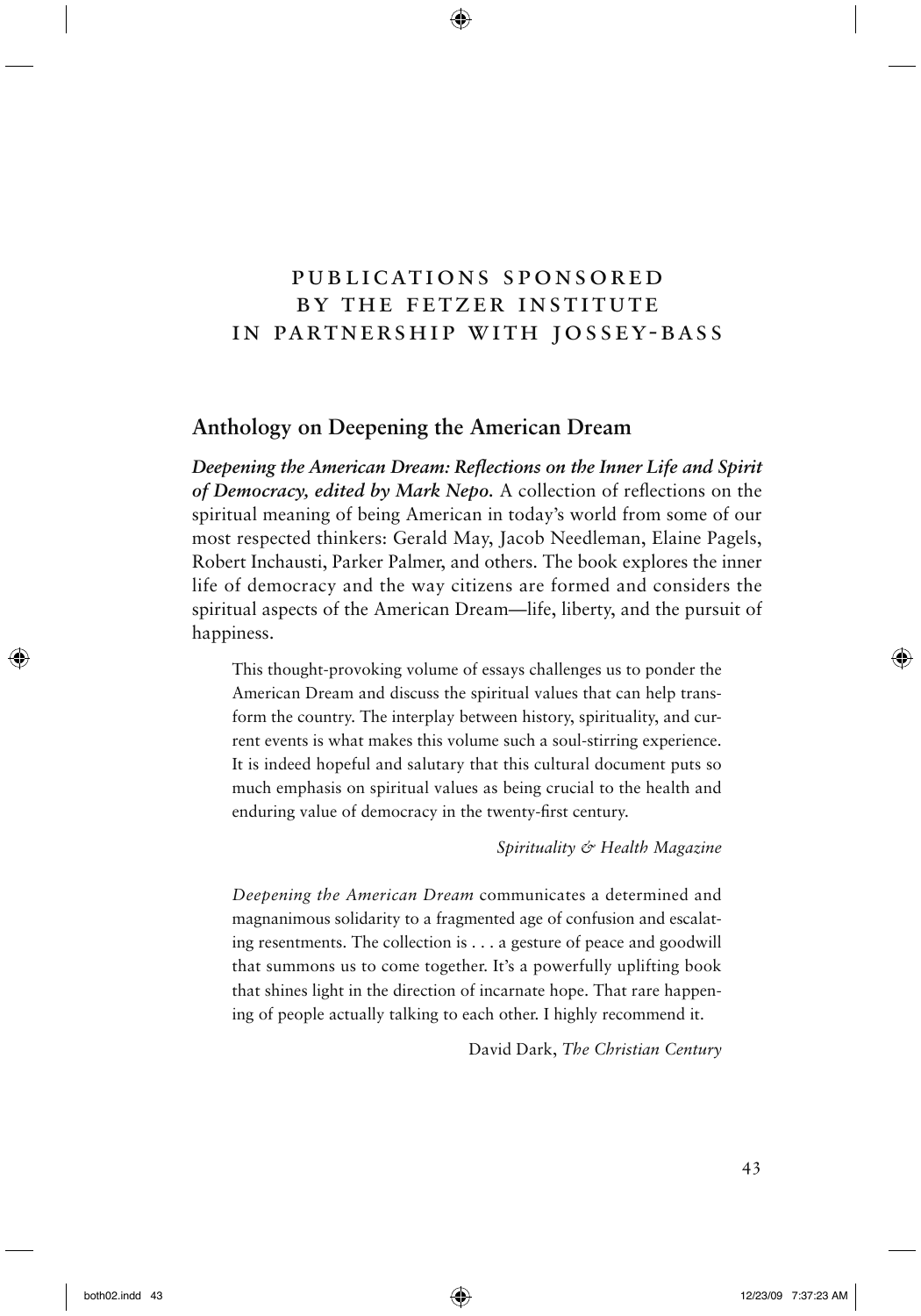# PUBLICATIONS SPONSORED BY THE FETZER INSTITUTE IN PARTNERSHIP WITH JOSSEY-BASS

## Anthology on Deepening the American Dream

***Deepening the American Dream: Reflections on the Inner Life and Spirit of Democracy, edited by Mark Nepo.*** A collection of reflections on the spiritual meaning of being American in today's world from some of our most respected thinkers: Gerald May, Jacob Needleman, Elaine Pagels, Robert Inchausti, Parker Palmer, and others. The book explores the inner life of democracy and the way citizens are formed and considers the spiritual aspects of the American Dream—life, liberty, and the pursuit of happiness.

> This thought-provoking volume of essays challenges us to ponder the American Dream and discuss the spiritual values that can help transform the country. The interplay between history, spirituality, and current events is what makes this volume such a soul-stirring experience. It is indeed hopeful and salutary that this cultural document puts so much emphasis on spiritual values as being crucial to the health and enduring value of democracy in the twenty-first century.
>
> *Spirituality & Health Magazine*

> *Deepening the American Dream* communicates a determined and magnanimous solidarity to a fragmented age of confusion and escalating resentments. The collection is . . . a gesture of peace and goodwill that summons us to come together. It's a powerfully uplifting book that shines light in the direction of incarnate hope. That rare happening of people actually talking to each other. I highly recommend it.
>
> David Dark, *The Christian Century*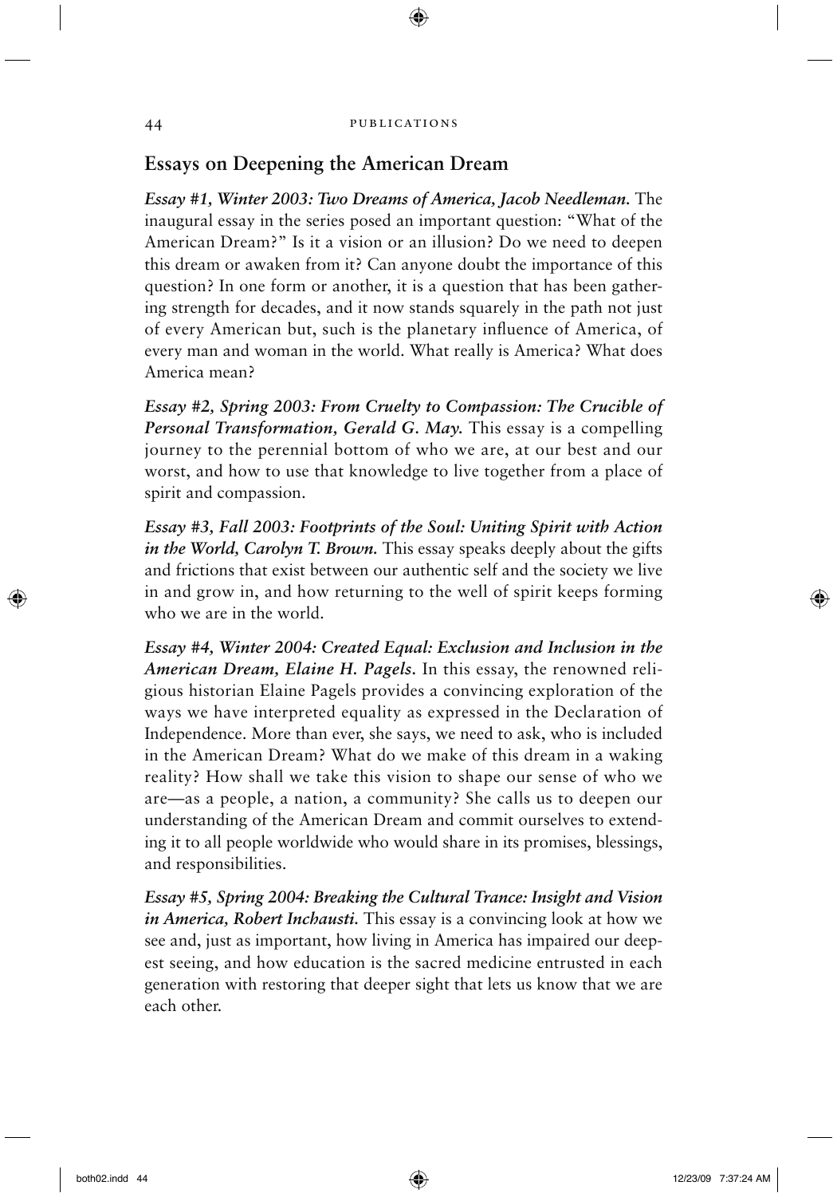## Essays on Deepening the American Dream

***Essay #1, Winter 2003: Two Dreams of America, Jacob Needleman.*** The inaugural essay in the series posed an important question: "What of the American Dream?" Is it a vision or an illusion? Do we need to deepen this dream or awaken from it? Can anyone doubt the importance of this question? In one form or another, it is a question that has been gathering strength for decades, and it now stands squarely in the path not just of every American but, such is the planetary influence of America, of every man and woman in the world. What really is America? What does America mean?

***Essay #2, Spring 2003: From Cruelty to Compassion: The Crucible of Personal Transformation, Gerald G. May.*** This essay is a compelling journey to the perennial bottom of who we are, at our best and our worst, and how to use that knowledge to live together from a place of spirit and compassion.

***Essay #3, Fall 2003: Footprints of the Soul: Uniting Spirit with Action in the World, Carolyn T. Brown.*** This essay speaks deeply about the gifts and frictions that exist between our authentic self and the society we live in and grow in, and how returning to the well of spirit keeps forming who we are in the world.

***Essay #4, Winter 2004: Created Equal: Exclusion and Inclusion in the American Dream, Elaine H. Pagels.*** In this essay, the renowned religious historian Elaine Pagels provides a convincing exploration of the ways we have interpreted equality as expressed in the Declaration of Independence. More than ever, she says, we need to ask, who is included in the American Dream? What do we make of this dream in a waking reality? How shall we take this vision to shape our sense of who we are—as a people, a nation, a community? She calls us to deepen our understanding of the American Dream and commit ourselves to extending it to all people worldwide who would share in its promises, blessings, and responsibilities.

***Essay #5, Spring 2004: Breaking the Cultural Trance: Insight and Vision in America, Robert Inchausti.*** This essay is a convincing look at how we see and, just as important, how living in America has impaired our deepest seeing, and how education is the sacred medicine entrusted in each generation with restoring that deeper sight that lets us know that we are each other.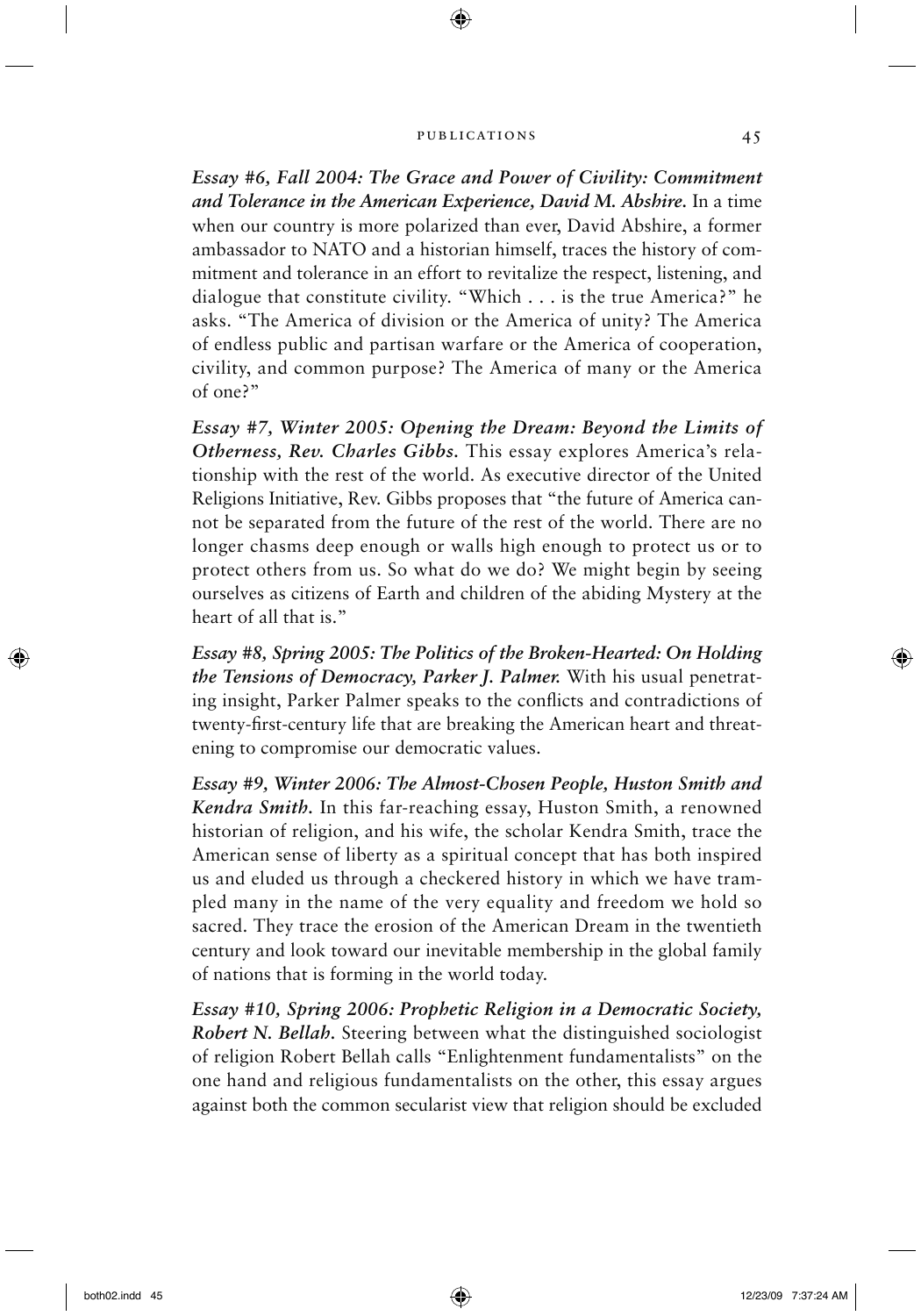***Essay #6, Fall 2004: The Grace and Power of Civility: Commitment and Tolerance in the American Experience, David M. Abshire.*** In a time when our country is more polarized than ever, David Abshire, a former ambassador to NATO and a historian himself, traces the history of commitment and tolerance in an effort to revitalize the respect, listening, and dialogue that constitute civility. "Which . . . is the true America?" he asks. "The America of division or the America of unity? The America of endless public and partisan warfare or the America of cooperation, civility, and common purpose? The America of many or the America of one?"

***Essay #7, Winter 2005: Opening the Dream: Beyond the Limits of Otherness, Rev. Charles Gibbs.*** This essay explores America's relationship with the rest of the world. As executive director of the United Religions Initiative, Rev. Gibbs proposes that "the future of America cannot be separated from the future of the rest of the world. There are no longer chasms deep enough or walls high enough to protect us or to protect others from us. So what do we do? We might begin by seeing ourselves as citizens of Earth and children of the abiding Mystery at the heart of all that is."

***Essay #8, Spring 2005: The Politics of the Broken-Hearted: On Holding the Tensions of Democracy, Parker J. Palmer.*** With his usual penetrating insight, Parker Palmer speaks to the conflicts and contradictions of twenty-first-century life that are breaking the American heart and threatening to compromise our democratic values.

***Essay #9, Winter 2006: The Almost-Chosen People, Huston Smith and Kendra Smith.*** In this far-reaching essay, Huston Smith, a renowned historian of religion, and his wife, the scholar Kendra Smith, trace the American sense of liberty as a spiritual concept that has both inspired us and eluded us through a checkered history in which we have trampled many in the name of the very equality and freedom we hold so sacred. They trace the erosion of the American Dream in the twentieth century and look toward our inevitable membership in the global family of nations that is forming in the world today.

***Essay #10, Spring 2006: Prophetic Religion in a Democratic Society, Robert N. Bellah.*** Steering between what the distinguished sociologist of religion Robert Bellah calls "Enlightenment fundamentalists" on the one hand and religious fundamentalists on the other, this essay argues against both the common secularist view that religion should be excluded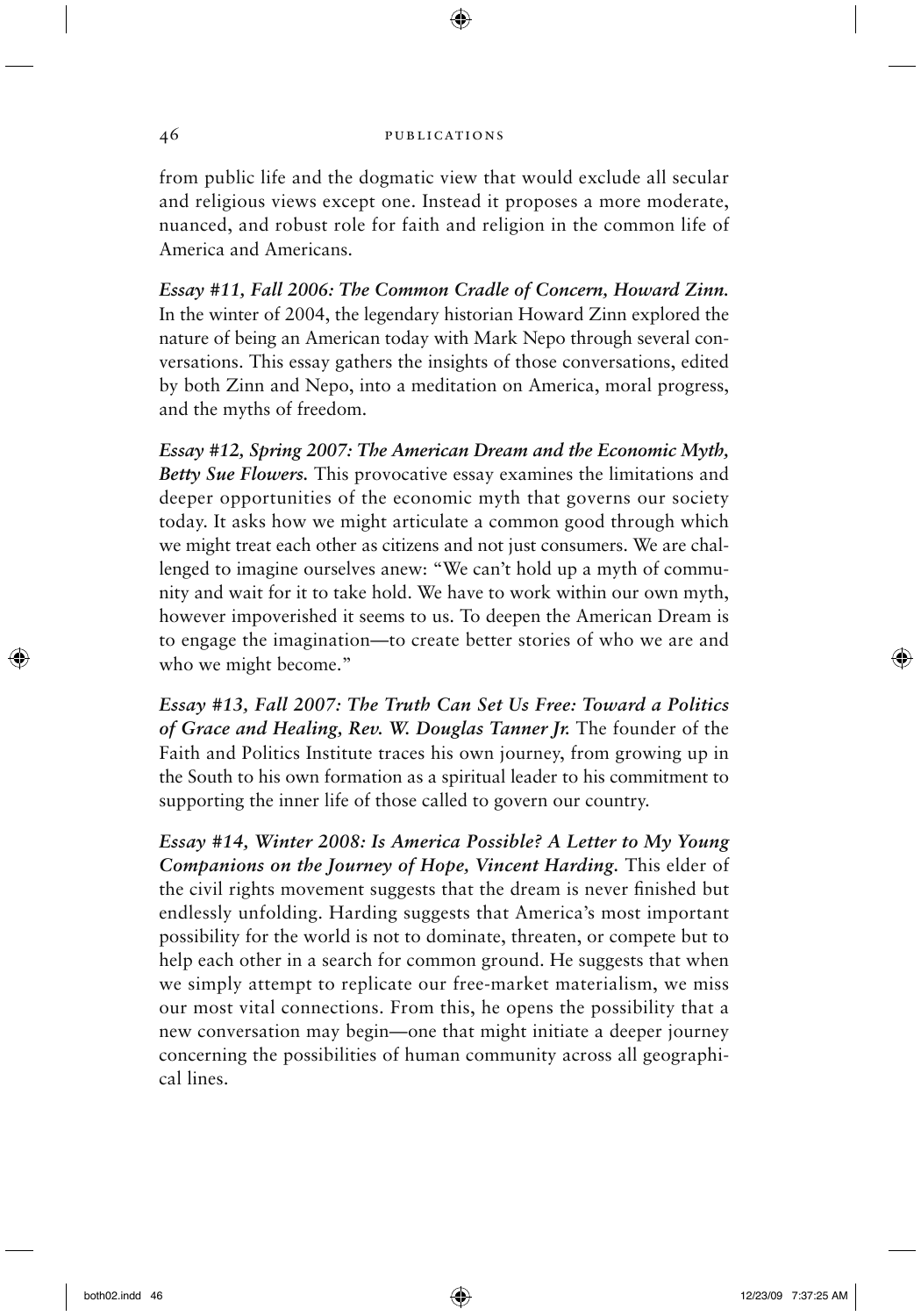from public life and the dogmatic view that would exclude all secular and religious views except one. Instead it proposes a more moderate, nuanced, and robust role for faith and religion in the common life of America and Americans.

***Essay #11, Fall 2006: The Common Cradle of Concern, Howard Zinn.*** In the winter of 2004, the legendary historian Howard Zinn explored the nature of being an American today with Mark Nepo through several conversations. This essay gathers the insights of those conversations, edited by both Zinn and Nepo, into a meditation on America, moral progress, and the myths of freedom.

***Essay #12, Spring 2007: The American Dream and the Economic Myth, Betty Sue Flowers.*** This provocative essay examines the limitations and deeper opportunities of the economic myth that governs our society today. It asks how we might articulate a common good through which we might treat each other as citizens and not just consumers. We are challenged to imagine ourselves anew: "We can't hold up a myth of community and wait for it to take hold. We have to work within our own myth, however impoverished it seems to us. To deepen the American Dream is to engage the imagination—to create better stories of who we are and who we might become."

***Essay #13, Fall 2007: The Truth Can Set Us Free: Toward a Politics of Grace and Healing, Rev. W. Douglas Tanner Jr.*** The founder of the Faith and Politics Institute traces his own journey, from growing up in the South to his own formation as a spiritual leader to his commitment to supporting the inner life of those called to govern our country.

***Essay #14, Winter 2008: Is America Possible? A Letter to My Young Companions on the Journey of Hope, Vincent Harding.*** This elder of the civil rights movement suggests that the dream is never finished but endlessly unfolding. Harding suggests that America's most important possibility for the world is not to dominate, threaten, or compete but to help each other in a search for common ground. He suggests that when we simply attempt to replicate our free-market materialism, we miss our most vital connections. From this, he opens the possibility that a new conversation may begin—one that might initiate a deeper journey concerning the possibilities of human community across all geographical lines.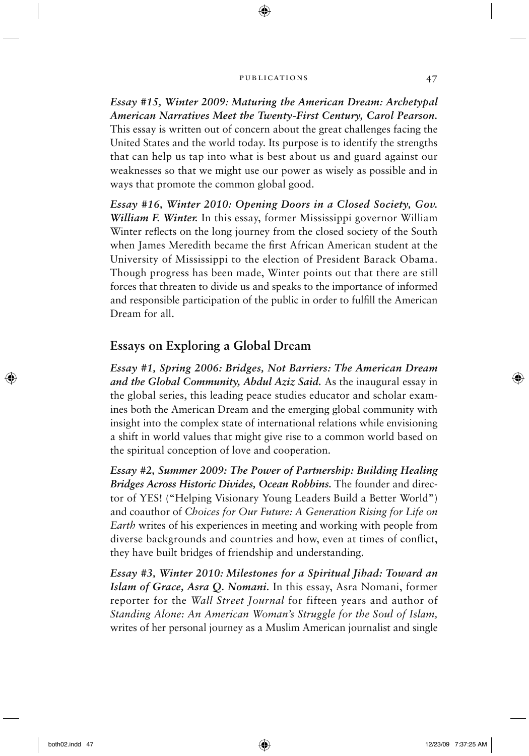***Essay #15, Winter 2009: Maturing the American Dream: Archetypal American Narratives Meet the Twenty-First Century, Carol Pearson.*** This essay is written out of concern about the great challenges facing the United States and the world today. Its purpose is to identify the strengths that can help us tap into what is best about us and guard against our weaknesses so that we might use our power as wisely as possible and in ways that promote the common global good.

***Essay #16, Winter 2010: Opening Doors in a Closed Society, Gov. William F. Winter.*** In this essay, former Mississippi governor William Winter reflects on the long journey from the closed society of the South when James Meredith became the first African American student at the University of Mississippi to the election of President Barack Obama. Though progress has been made, Winter points out that there are still forces that threaten to divide us and speaks to the importance of informed and responsible participation of the public in order to fulfill the American Dream for all.

## Essays on Exploring a Global Dream

***Essay #1, Spring 2006: Bridges, Not Barriers: The American Dream and the Global Community, Abdul Aziz Said.*** As the inaugural essay in the global series, this leading peace studies educator and scholar examines both the American Dream and the emerging global community with insight into the complex state of international relations while envisioning a shift in world values that might give rise to a common world based on the spiritual conception of love and cooperation.

***Essay #2, Summer 2009: The Power of Partnership: Building Healing Bridges Across Historic Divides, Ocean Robbins.*** The founder and director of YES! ("Helping Visionary Young Leaders Build a Better World") and coauthor of *Choices for Our Future: A Generation Rising for Life on Earth* writes of his experiences in meeting and working with people from diverse backgrounds and countries and how, even at times of conflict, they have built bridges of friendship and understanding.

***Essay #3, Winter 2010: Milestones for a Spiritual Jihad: Toward an Islam of Grace, Asra Q. Nomani.*** In this essay, Asra Nomani, former reporter for the *Wall Street Journal* for fifteen years and author of *Standing Alone: An American Woman's Struggle for the Soul of Islam,* writes of her personal journey as a Muslim American journalist and single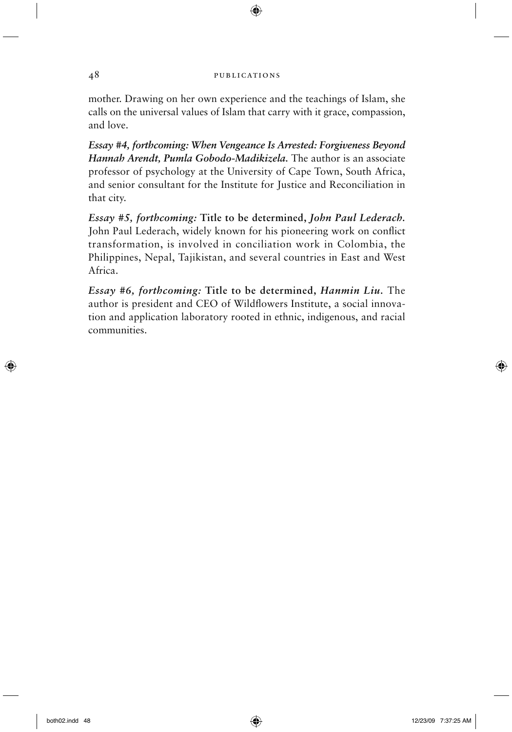mother. Drawing on her own experience and the teachings of Islam, she calls on the universal values of Islam that carry with it grace, compassion, and love.

***Essay #4, forthcoming: When Vengeance Is Arrested: Forgiveness Beyond Hannah Arendt, Pumla Gobodo-Madikizela.*** The author is an associate professor of psychology at the University of Cape Town, South Africa, and senior consultant for the Institute for Justice and Reconciliation in that city.

***Essay #5, forthcoming:*** **Title to be determined, *John Paul Lederach.*** John Paul Lederach, widely known for his pioneering work on conflict transformation, is involved in conciliation work in Colombia, the Philippines, Nepal, Tajikistan, and several countries in East and West Africa.

***Essay #6, forthcoming:*** **Title to be determined, *Hanmin Liu.*** The author is president and CEO of Wildflowers Institute, a social innovation and application laboratory rooted in ethnic, indigenous, and racial communities.